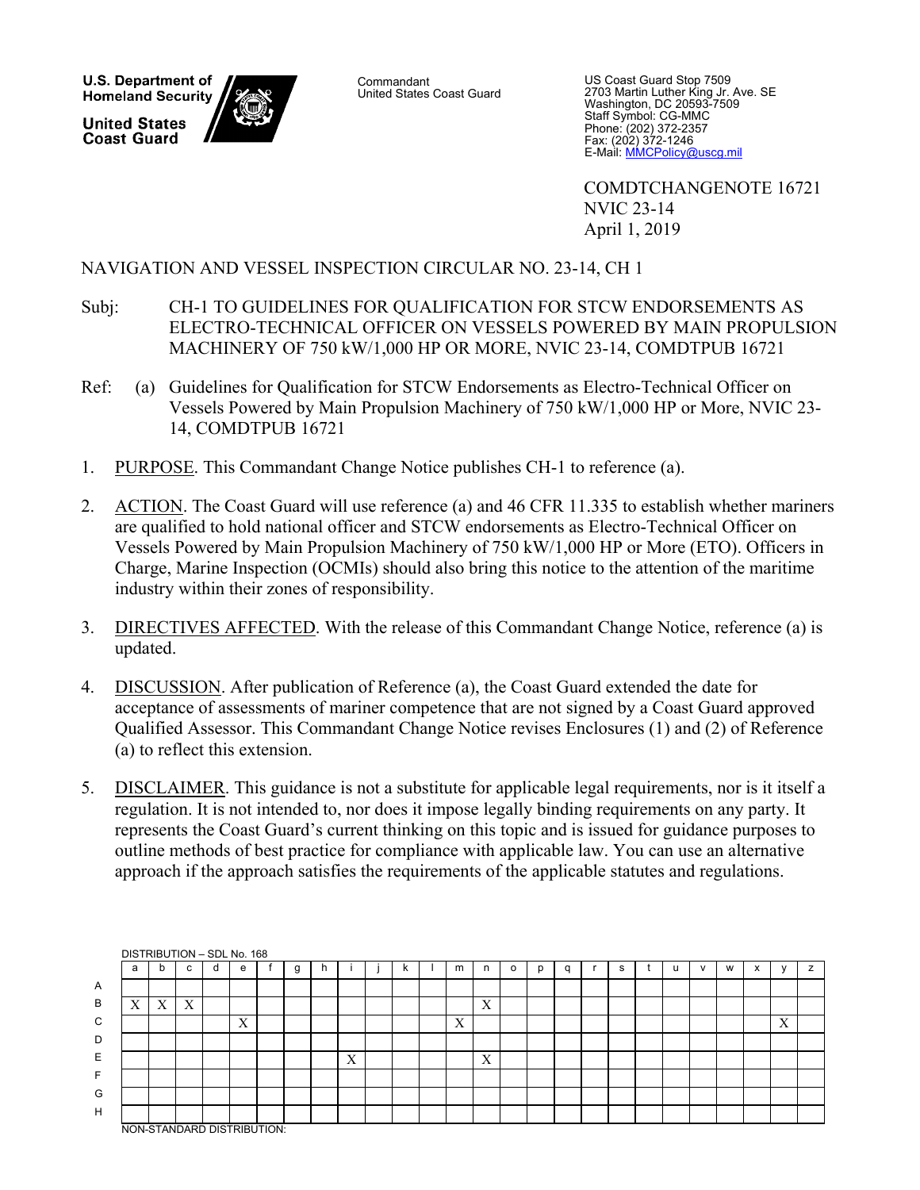U.S. Department of Homeland Security

United States Coast Guard

Commandant
United States Coast Guard

US Coast Guard Stop 7509
2703 Martin Luther King Jr. Ave. SE
Washington, DC 20593-7509
Staff Symbol: CG-MMC
Phone: (202) 372-2357
Fax: (202) 372-1246
E-Mail: MMCPolicy@uscg.mil

COMDTCHANGENOTE 16721
NVIC 23-14
April 1, 2019

NAVIGATION AND VESSEL INSPECTION CIRCULAR NO. 23-14, CH 1

Subj: CH-1 TO GUIDELINES FOR QUALIFICATION FOR STCW ENDORSEMENTS AS ELECTRO-TECHNICAL OFFICER ON VESSELS POWERED BY MAIN PROPULSION MACHINERY OF 750 kW/1,000 HP OR MORE, NVIC 23-14, COMDTPUB 16721

Ref: (a) Guidelines for Qualification for STCW Endorsements as Electro-Technical Officer on Vessels Powered by Main Propulsion Machinery of 750 kW/1,000 HP or More, NVIC 23-14, COMDTPUB 16721

1. PURPOSE. This Commandant Change Notice publishes CH-1 to reference (a).

2. ACTION. The Coast Guard will use reference (a) and 46 CFR 11.335 to establish whether mariners are qualified to hold national officer and STCW endorsements as Electro-Technical Officer on Vessels Powered by Main Propulsion Machinery of 750 kW/1,000 HP or More (ETO). Officers in Charge, Marine Inspection (OCMIs) should also bring this notice to the attention of the maritime industry within their zones of responsibility.

3. DIRECTIVES AFFECTED. With the release of this Commandant Change Notice, reference (a) is updated.

4. DISCUSSION. After publication of Reference (a), the Coast Guard extended the date for acceptance of assessments of mariner competence that are not signed by a Coast Guard approved Qualified Assessor. This Commandant Change Notice revises Enclosures (1) and (2) of Reference (a) to reflect this extension.

5. DISCLAIMER. This guidance is not a substitute for applicable legal requirements, nor is it itself a regulation. It is not intended to, nor does it impose legally binding requirements on any party. It represents the Coast Guard's current thinking on this topic and is issued for guidance purposes to outline methods of best practice for compliance with applicable law. You can use an alternative approach if the approach satisfies the requirements of the applicable statutes and regulations.

DISTRIBUTION – SDL No. 168

| | a | b | c | d | e | f | g | h | i | j | k | l | m | n | o | p | q | r | s | t | u | v | w | x | y | z |
|---|---|---|---|---|---|---|---|---|---|---|---|---|---|---|---|---|---|---|---|---|---|---|---|---|---|---|
| A | | | | | | | | | | | | | | | | | | | | | | | | | | |
| B | X | X | X | | | | | | | | | | | X | | | | | | | | | | | | |
| C | | | | | X | | | | | | | | X | | | | | | | | | | | | X | |
| D | | | | | | | | | | | | | | | | | | | | | | | | | | |
| E | | | | | | | | | X | | | | | X | | | | | | | | | | | | |
| F | | | | | | | | | | | | | | | | | | | | | | | | | | |
| G | | | | | | | | | | | | | | | | | | | | | | | | | | |
| H | | | | | | | | | | | | | | | | | | | | | | | | | | |

NON-STANDARD DISTRIBUTION: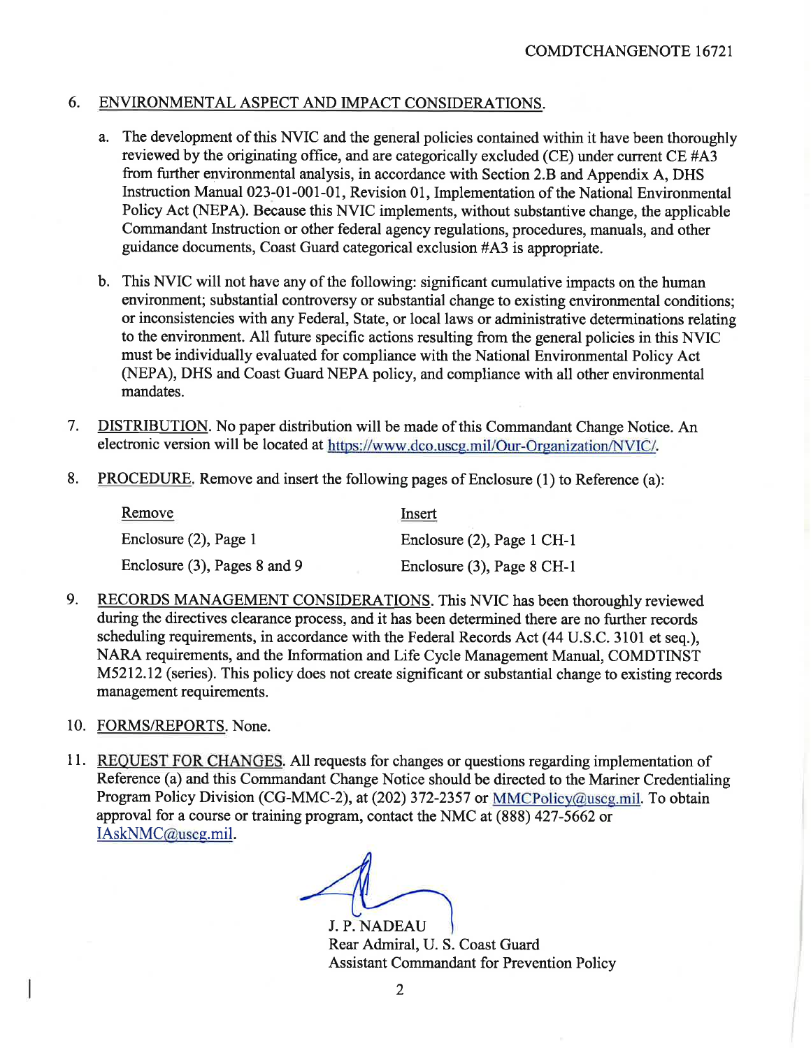6. ENVIRONMENTAL ASPECT AND IMPACT CONSIDERATIONS.

   a. The development of this NVIC and the general policies contained within it have been thoroughly reviewed by the originating office, and are categorically excluded (CE) under current CE #A3 from further environmental analysis, in accordance with Section 2.B and Appendix A, DHS Instruction Manual 023-01-001-01, Revision 01, Implementation of the National Environmental Policy Act (NEPA). Because this NVIC implements, without substantive change, the applicable Commandant Instruction or other federal agency regulations, procedures, manuals, and other guidance documents, Coast Guard categorical exclusion #A3 is appropriate.

   b. This NVIC will not have any of the following: significant cumulative impacts on the human environment; substantial controversy or substantial change to existing environmental conditions; or inconsistencies with any Federal, State, or local laws or administrative determinations relating to the environment. All future specific actions resulting from the general policies in this NVIC must be individually evaluated for compliance with the National Environmental Policy Act (NEPA), DHS and Coast Guard NEPA policy, and compliance with all other environmental mandates.

7. DISTRIBUTION. No paper distribution will be made of this Commandant Change Notice. An electronic version will be located at https://www.dco.uscg.mil/Our-Organization/NVIC/.

8. PROCEDURE. Remove and insert the following pages of Enclosure (1) to Reference (a):

| Remove | Insert |
|---|---|
| Enclosure (2), Page 1 | Enclosure (2), Page 1 CH-1 |
| Enclosure (3), Pages 8 and 9 | Enclosure (3), Page 8 CH-1 |

9. RECORDS MANAGEMENT CONSIDERATIONS. This NVIC has been thoroughly reviewed during the directives clearance process, and it has been determined there are no further records scheduling requirements, in accordance with the Federal Records Act (44 U.S.C. 3101 et seq.), NARA requirements, and the Information and Life Cycle Management Manual, COMDTINST M5212.12 (series). This policy does not create significant or substantial change to existing records management requirements.

10. FORMS/REPORTS. None.

11. REQUEST FOR CHANGES. All requests for changes or questions regarding implementation of Reference (a) and this Commandant Change Notice should be directed to the Mariner Credentialing Program Policy Division (CG-MMC-2), at (202) 372-2357 or MMCPolicy@uscg.mil. To obtain approval for a course or training program, contact the NMC at (888) 427-5662 or IAskNMC@uscg.mil.

J. P. NADEAU
Rear Admiral, U. S. Coast Guard
Assistant Commandant for Prevention Policy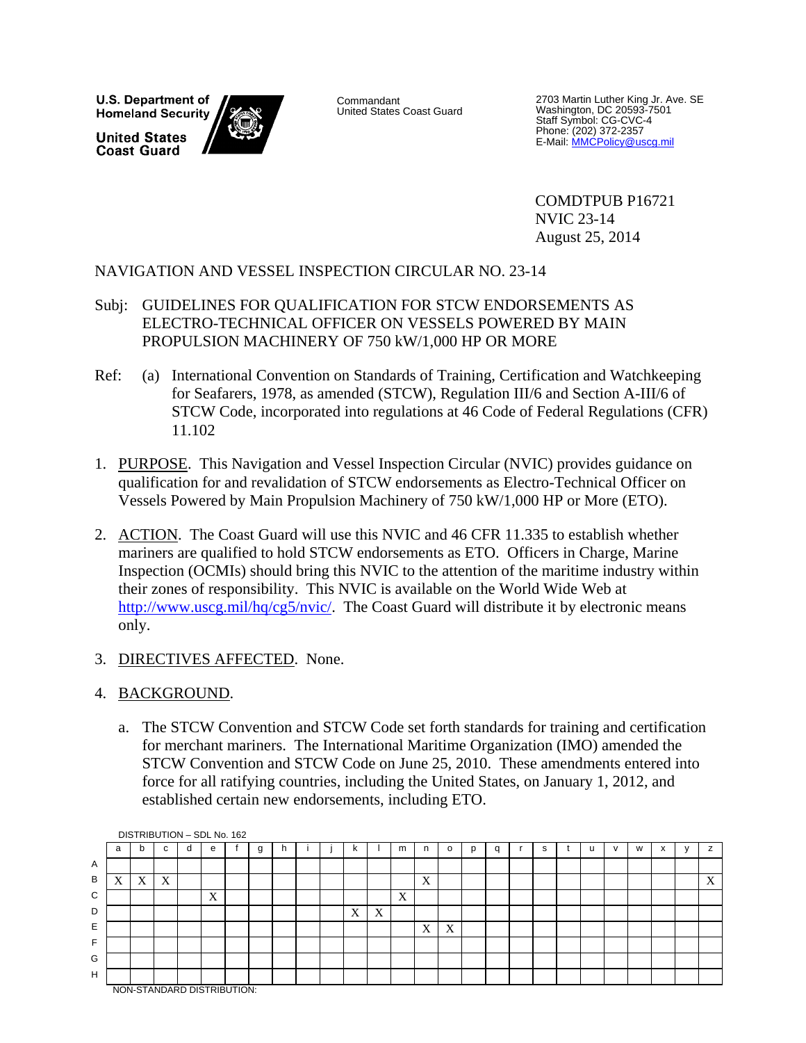**U.S. Department of Homeland Security**

**United States Coast Guard**

Commandant
United States Coast Guard

2703 Martin Luther King Jr. Ave. SE
Washington, DC 20593-7501
Staff Symbol: CG-CVC-4
Phone: (202) 372-2357
E-Mail: MMCPolicy@uscg.mil

COMDTPUB P16721
NVIC 23-14
August 25, 2014

NAVIGATION AND VESSEL INSPECTION CIRCULAR NO. 23-14

Subj: GUIDELINES FOR QUALIFICATION FOR STCW ENDORSEMENTS AS ELECTRO-TECHNICAL OFFICER ON VESSELS POWERED BY MAIN PROPULSION MACHINERY OF 750 kW/1,000 HP OR MORE

Ref: (a) International Convention on Standards of Training, Certification and Watchkeeping for Seafarers, 1978, as amended (STCW), Regulation III/6 and Section A-III/6 of STCW Code, incorporated into regulations at 46 Code of Federal Regulations (CFR) 11.102

1. PURPOSE. This Navigation and Vessel Inspection Circular (NVIC) provides guidance on qualification for and revalidation of STCW endorsements as Electro-Technical Officer on Vessels Powered by Main Propulsion Machinery of 750 kW/1,000 HP or More (ETO).

2. ACTION. The Coast Guard will use this NVIC and 46 CFR 11.335 to establish whether mariners are qualified to hold STCW endorsements as ETO. Officers in Charge, Marine Inspection (OCMIs) should bring this NVIC to the attention of the maritime industry within their zones of responsibility. This NVIC is available on the World Wide Web at http://www.uscg.mil/hq/cg5/nvic/. The Coast Guard will distribute it by electronic means only.

3. DIRECTIVES AFFECTED. None.

4. BACKGROUND.

   a. The STCW Convention and STCW Code set forth standards for training and certification for merchant mariners. The International Maritime Organization (IMO) amended the STCW Convention and STCW Code on June 25, 2010. These amendments entered into force for all ratifying countries, including the United States, on January 1, 2012, and established certain new endorsements, including ETO.

DISTRIBUTION – SDL No. 162

| | a | b | c | d | e | f | g | h | i | j | k | l | m | n | o | p | q | r | s | t | u | v | w | x | y | z |
|---|---|---|---|---|---|---|---|---|---|---|---|---|---|---|---|---|---|---|---|---|---|---|---|---|---|---|
| A | | | | | | | | | | | | | | | | | | | | | | | | | | |
| B | X | X | X | | | | | | | | | | | X | | | | | | | | | | | | X |
| C | | | | | X | | | | | | | | X | | | | | | | | | | | | | |
| D | | | | | | | | | | | X | X | | | | | | | | | | | | | | |
| E | | | | | | | | | | | | | | X | X | | | | | | | | | | | |
| F | | | | | | | | | | | | | | | | | | | | | | | | | | |
| G | | | | | | | | | | | | | | | | | | | | | | | | | | |
| H | | | | | | | | | | | | | | | | | | | | | | | | | | |

NON-STANDARD DISTRIBUTION: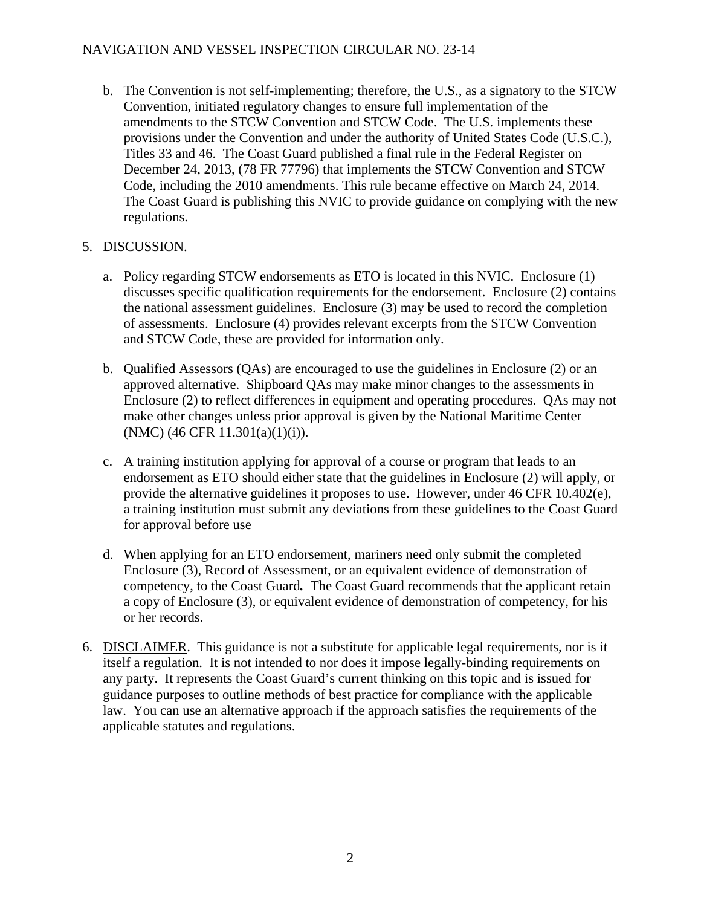b. The Convention is not self-implementing; therefore, the U.S., as a signatory to the STCW Convention, initiated regulatory changes to ensure full implementation of the amendments to the STCW Convention and STCW Code. The U.S. implements these provisions under the Convention and under the authority of United States Code (U.S.C.), Titles 33 and 46. The Coast Guard published a final rule in the Federal Register on December 24, 2013, (78 FR 77796) that implements the STCW Convention and STCW Code, including the 2010 amendments. This rule became effective on March 24, 2014. The Coast Guard is publishing this NVIC to provide guidance on complying with the new regulations.

5. DISCUSSION.

   a. Policy regarding STCW endorsements as ETO is located in this NVIC. Enclosure (1) discusses specific qualification requirements for the endorsement. Enclosure (2) contains the national assessment guidelines. Enclosure (3) may be used to record the completion of assessments. Enclosure (4) provides relevant excerpts from the STCW Convention and STCW Code, these are provided for information only.

   b. Qualified Assessors (QAs) are encouraged to use the guidelines in Enclosure (2) or an approved alternative. Shipboard QAs may make minor changes to the assessments in Enclosure (2) to reflect differences in equipment and operating procedures. QAs may not make other changes unless prior approval is given by the National Maritime Center (NMC) (46 CFR 11.301(a)(1)(i)).

   c. A training institution applying for approval of a course or program that leads to an endorsement as ETO should either state that the guidelines in Enclosure (2) will apply, or provide the alternative guidelines it proposes to use. However, under 46 CFR 10.402(e), a training institution must submit any deviations from these guidelines to the Coast Guard for approval before use

   d. When applying for an ETO endorsement, mariners need only submit the completed Enclosure (3), Record of Assessment, or an equivalent evidence of demonstration of competency, to the Coast Guard***.*** The Coast Guard recommends that the applicant retain a copy of Enclosure (3), or equivalent evidence of demonstration of competency, for his or her records.

6. DISCLAIMER. This guidance is not a substitute for applicable legal requirements, nor is it itself a regulation. It is not intended to nor does it impose legally-binding requirements on any party. It represents the Coast Guard's current thinking on this topic and is issued for guidance purposes to outline methods of best practice for compliance with the applicable law. You can use an alternative approach if the approach satisfies the requirements of the applicable statutes and regulations.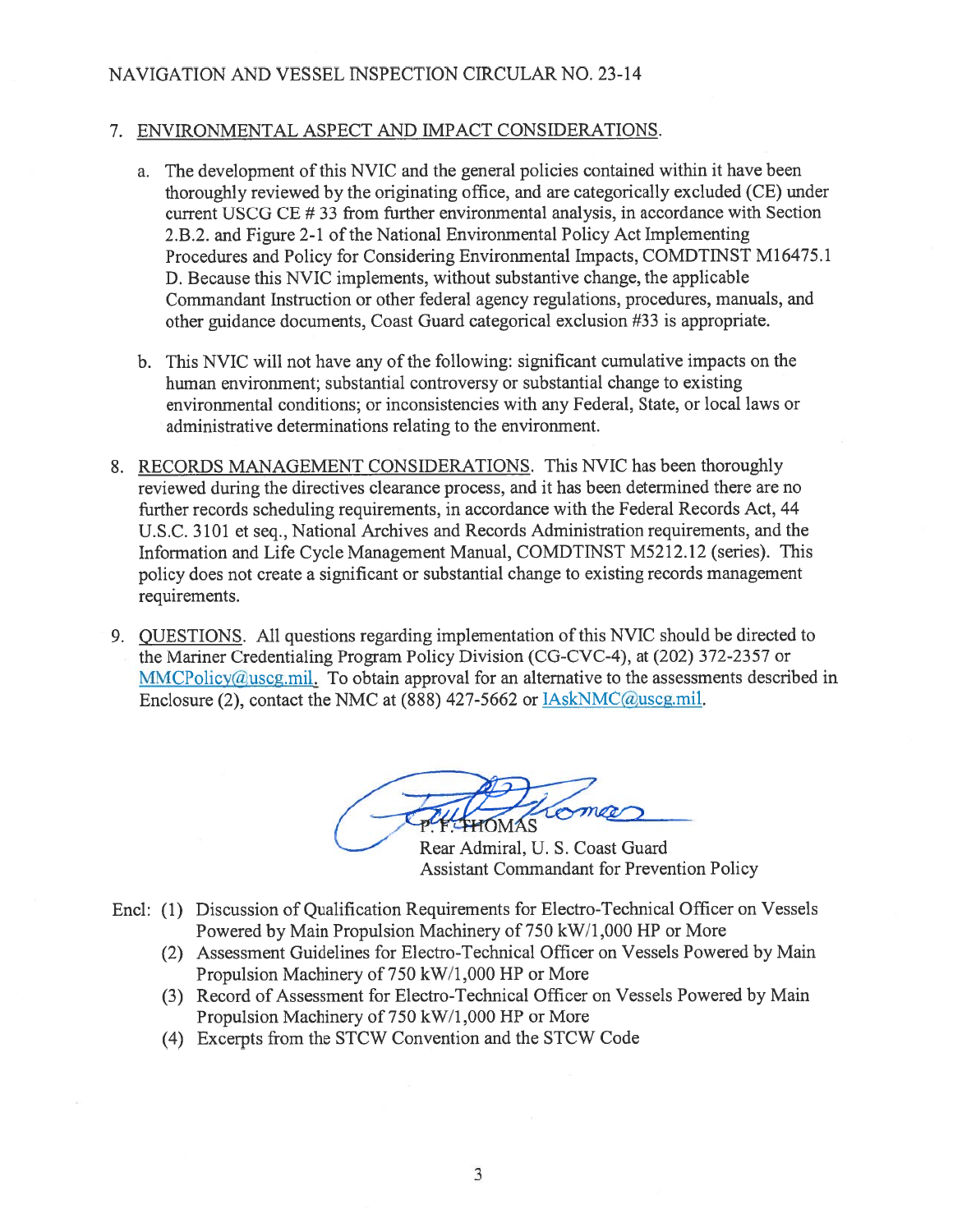7. ENVIRONMENTAL ASPECT AND IMPACT CONSIDERATIONS.

   a. The development of this NVIC and the general policies contained within it have been thoroughly reviewed by the originating office, and are categorically excluded (CE) under current USCG CE # 33 from further environmental analysis, in accordance with Section 2.B.2. and Figure 2-1 of the National Environmental Policy Act Implementing Procedures and Policy for Considering Environmental Impacts, COMDTINST M16475.1 D. Because this NVIC implements, without substantive change, the applicable Commandant Instruction or other federal agency regulations, procedures, manuals, and other guidance documents, Coast Guard categorical exclusion #33 is appropriate.

   b. This NVIC will not have any of the following: significant cumulative impacts on the human environment; substantial controversy or substantial change to existing environmental conditions; or inconsistencies with any Federal, State, or local laws or administrative determinations relating to the environment.

8. RECORDS MANAGEMENT CONSIDERATIONS. This NVIC has been thoroughly reviewed during the directives clearance process, and it has been determined there are no further records scheduling requirements, in accordance with the Federal Records Act, 44 U.S.C. 3101 et seq., National Archives and Records Administration requirements, and the Information and Life Cycle Management Manual, COMDTINST M5212.12 (series). This policy does not create a significant or substantial change to existing records management requirements.

9. QUESTIONS. All questions regarding implementation of this NVIC should be directed to the Mariner Credentialing Program Policy Division (CG-CVC-4), at (202) 372-2357 or MMCPolicy@uscg.mil. To obtain approval for an alternative to the assessments described in Enclosure (2), contact the NMC at (888) 427-5662 or IAskNMC@uscg.mil.

P. F. THOMAS
Rear Admiral, U. S. Coast Guard
Assistant Commandant for Prevention Policy

Encl: (1) Discussion of Qualification Requirements for Electro-Technical Officer on Vessels Powered by Main Propulsion Machinery of 750 kW/1,000 HP or More
(2) Assessment Guidelines for Electro-Technical Officer on Vessels Powered by Main Propulsion Machinery of 750 kW/1,000 HP or More
(3) Record of Assessment for Electro-Technical Officer on Vessels Powered by Main Propulsion Machinery of 750 kW/1,000 HP or More
(4) Excerpts from the STCW Convention and the STCW Code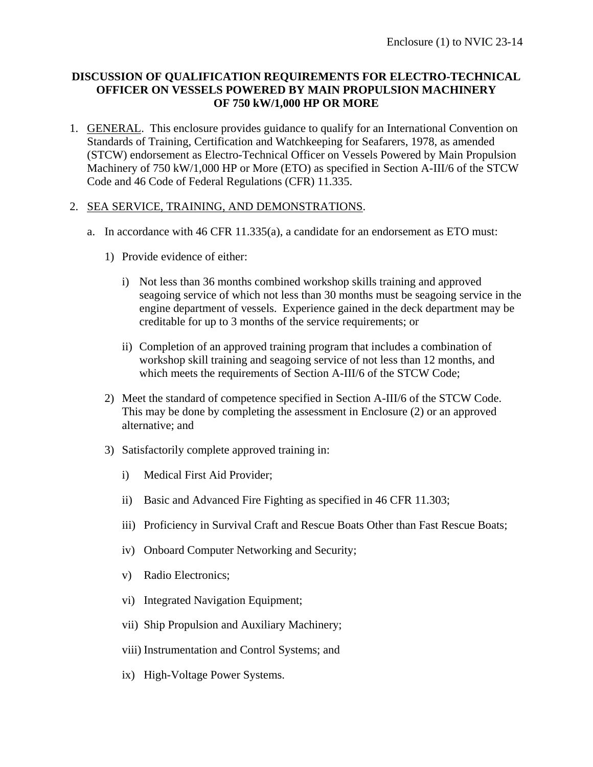Enclosure (1) to NVIC 23-14

**DISCUSSION OF QUALIFICATION REQUIREMENTS FOR ELECTRO-TECHNICAL OFFICER ON VESSELS POWERED BY MAIN PROPULSION MACHINERY OF 750 kW/1,000 HP OR MORE**

1. GENERAL. This enclosure provides guidance to qualify for an International Convention on Standards of Training, Certification and Watchkeeping for Seafarers, 1978, as amended (STCW) endorsement as Electro-Technical Officer on Vessels Powered by Main Propulsion Machinery of 750 kW/1,000 HP or More (ETO) as specified in Section A-III/6 of the STCW Code and 46 Code of Federal Regulations (CFR) 11.335.

2. SEA SERVICE, TRAINING, AND DEMONSTRATIONS.

   a. In accordance with 46 CFR 11.335(a), a candidate for an endorsement as ETO must:

      1) Provide evidence of either:

         i) Not less than 36 months combined workshop skills training and approved seagoing service of which not less than 30 months must be seagoing service in the engine department of vessels. Experience gained in the deck department may be creditable for up to 3 months of the service requirements; or

         ii) Completion of an approved training program that includes a combination of workshop skill training and seagoing service of not less than 12 months, and which meets the requirements of Section A-III/6 of the STCW Code;

      2) Meet the standard of competence specified in Section A-III/6 of the STCW Code. This may be done by completing the assessment in Enclosure (2) or an approved alternative; and

      3) Satisfactorily complete approved training in:

         i) Medical First Aid Provider;

         ii) Basic and Advanced Fire Fighting as specified in 46 CFR 11.303;

         iii) Proficiency in Survival Craft and Rescue Boats Other than Fast Rescue Boats;

         iv) Onboard Computer Networking and Security;

         v) Radio Electronics;

         vi) Integrated Navigation Equipment;

         vii) Ship Propulsion and Auxiliary Machinery;

         viii) Instrumentation and Control Systems; and

         ix) High-Voltage Power Systems.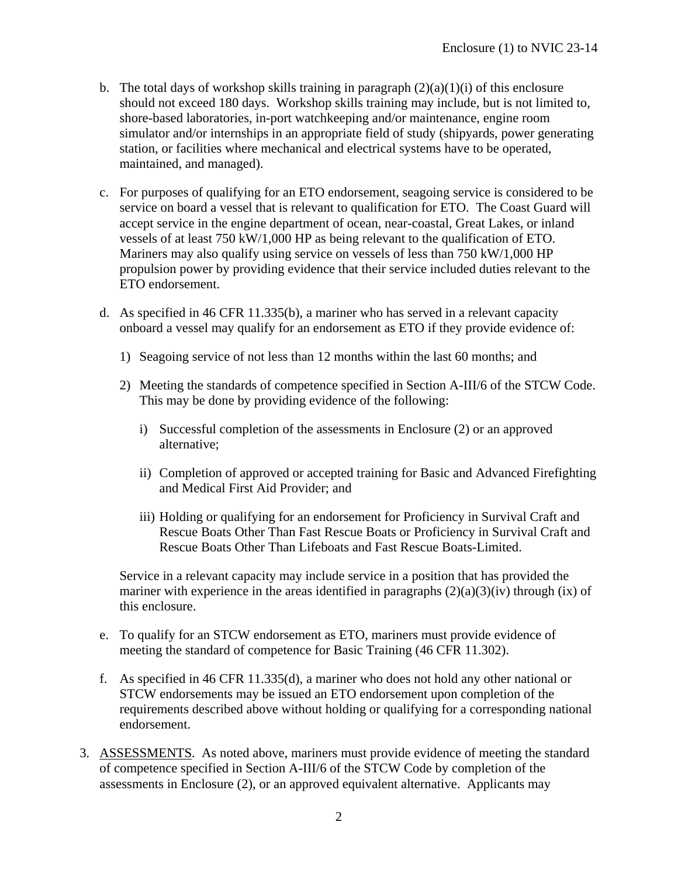b. The total days of workshop skills training in paragraph (2)(a)(1)(i) of this enclosure should not exceed 180 days. Workshop skills training may include, but is not limited to, shore-based laboratories, in-port watchkeeping and/or maintenance, engine room simulator and/or internships in an appropriate field of study (shipyards, power generating station, or facilities where mechanical and electrical systems have to be operated, maintained, and managed).

c. For purposes of qualifying for an ETO endorsement, seagoing service is considered to be service on board a vessel that is relevant to qualification for ETO. The Coast Guard will accept service in the engine department of ocean, near-coastal, Great Lakes, or inland vessels of at least 750 kW/1,000 HP as being relevant to the qualification of ETO. Mariners may also qualify using service on vessels of less than 750 kW/1,000 HP propulsion power by providing evidence that their service included duties relevant to the ETO endorsement.

d. As specified in 46 CFR 11.335(b), a mariner who has served in a relevant capacity onboard a vessel may qualify for an endorsement as ETO if they provide evidence of:

   1) Seagoing service of not less than 12 months within the last 60 months; and

   2) Meeting the standards of competence specified in Section A-III/6 of the STCW Code. This may be done by providing evidence of the following:

      i) Successful completion of the assessments in Enclosure (2) or an approved alternative;

      ii) Completion of approved or accepted training for Basic and Advanced Firefighting and Medical First Aid Provider; and

      iii) Holding or qualifying for an endorsement for Proficiency in Survival Craft and Rescue Boats Other Than Fast Rescue Boats or Proficiency in Survival Craft and Rescue Boats Other Than Lifeboats and Fast Rescue Boats-Limited.

   Service in a relevant capacity may include service in a position that has provided the mariner with experience in the areas identified in paragraphs (2)(a)(3)(iv) through (ix) of this enclosure.

e. To qualify for an STCW endorsement as ETO, mariners must provide evidence of meeting the standard of competence for Basic Training (46 CFR 11.302).

f. As specified in 46 CFR 11.335(d), a mariner who does not hold any other national or STCW endorsements may be issued an ETO endorsement upon completion of the requirements described above without holding or qualifying for a corresponding national endorsement.

3. <u>ASSESSMENTS</u>. As noted above, mariners must provide evidence of meeting the standard of competence specified in Section A-III/6 of the STCW Code by completion of the assessments in Enclosure (2), or an approved equivalent alternative. Applicants may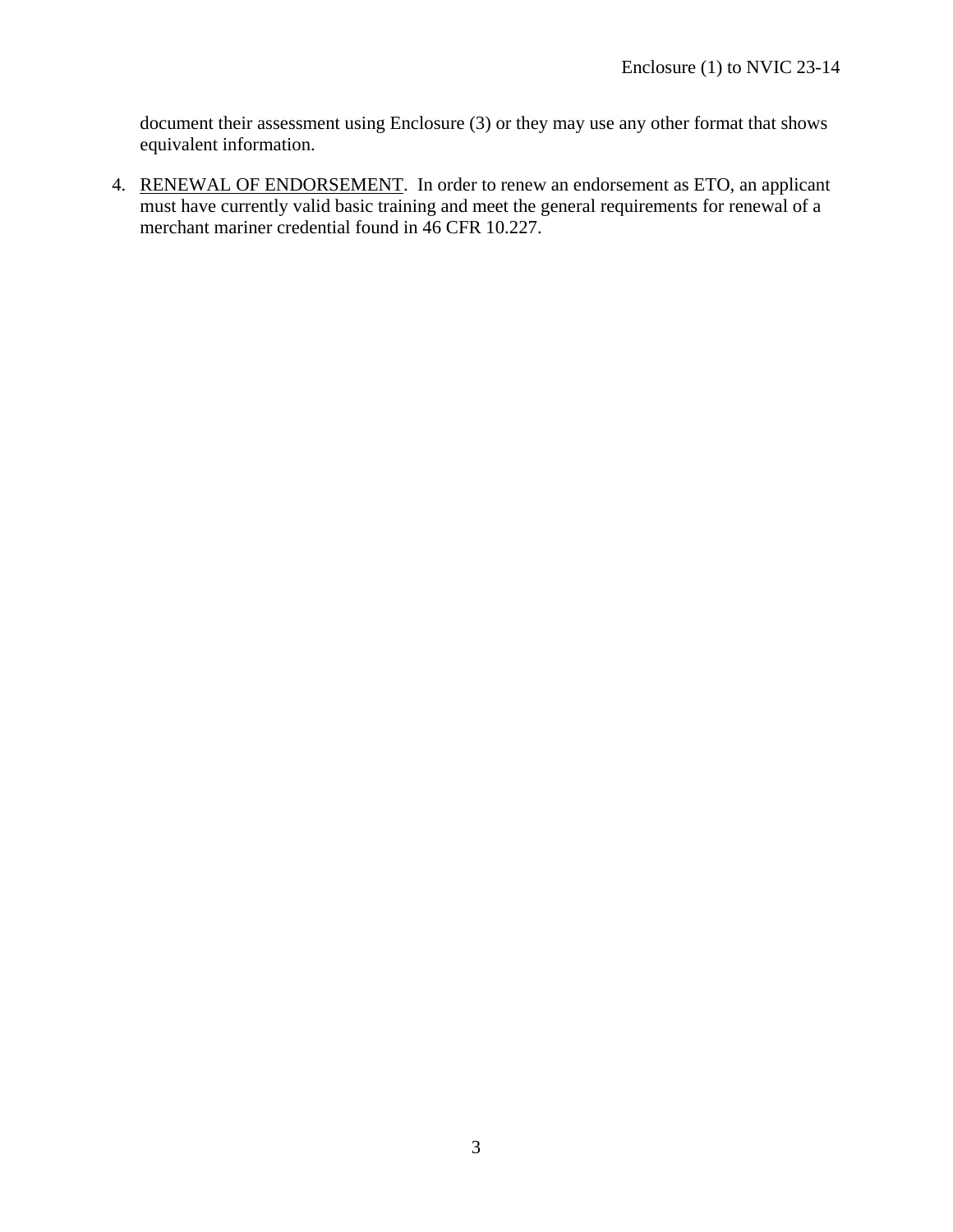document their assessment using Enclosure (3) or they may use any other format that shows equivalent information.

4. RENEWAL OF ENDORSEMENT. In order to renew an endorsement as ETO, an applicant must have currently valid basic training and meet the general requirements for renewal of a merchant mariner credential found in 46 CFR 10.227.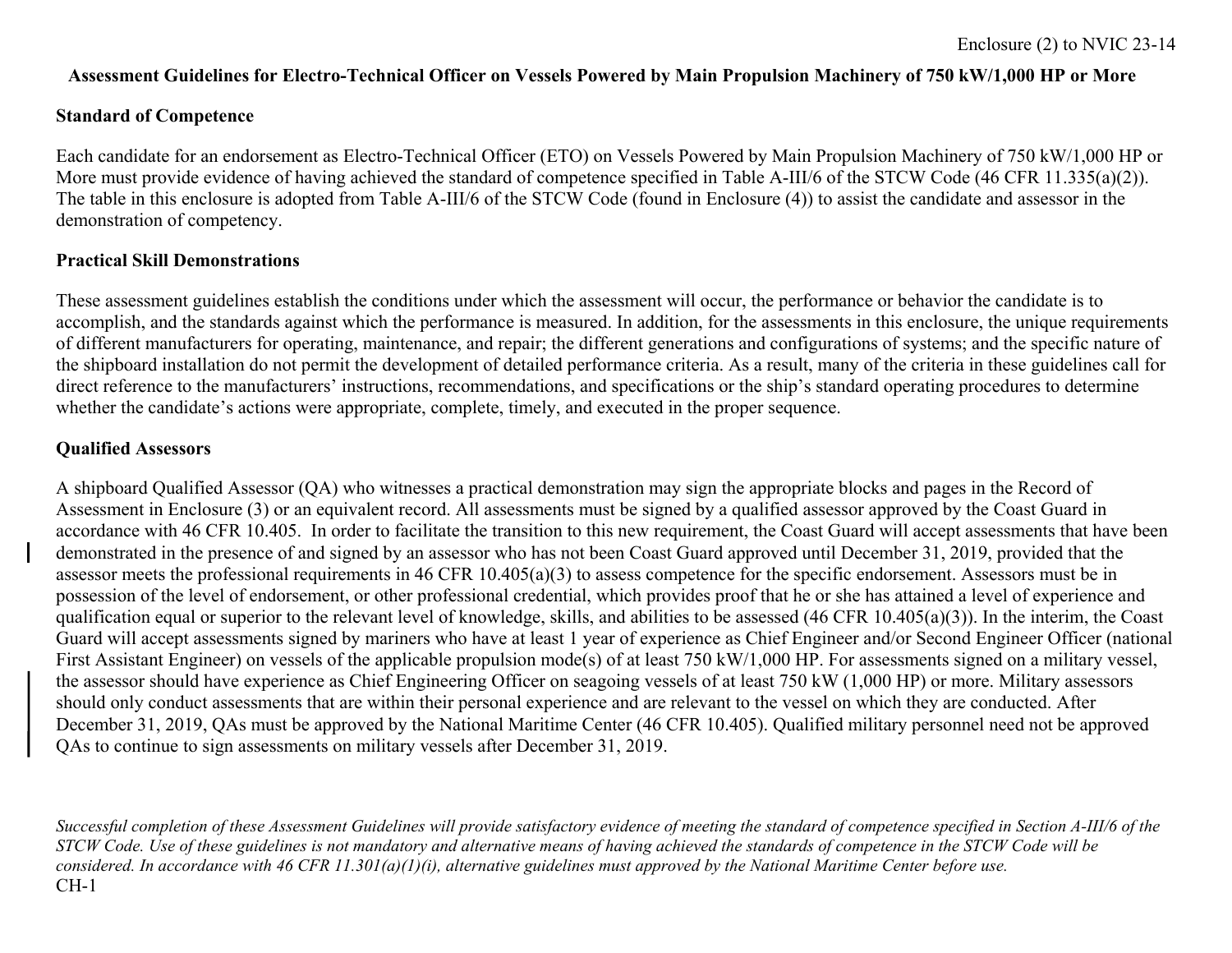Enclosure (2) to NVIC 23-14

## Assessment Guidelines for Electro-Technical Officer on Vessels Powered by Main Propulsion Machinery of 750 kW/1,000 HP or More

### Standard of Competence

Each candidate for an endorsement as Electro-Technical Officer (ETO) on Vessels Powered by Main Propulsion Machinery of 750 kW/1,000 HP or More must provide evidence of having achieved the standard of competence specified in Table A-III/6 of the STCW Code (46 CFR 11.335(a)(2)). The table in this enclosure is adopted from Table A-III/6 of the STCW Code (found in Enclosure (4)) to assist the candidate and assessor in the demonstration of competency.

### Practical Skill Demonstrations

These assessment guidelines establish the conditions under which the assessment will occur, the performance or behavior the candidate is to accomplish, and the standards against which the performance is measured. In addition, for the assessments in this enclosure, the unique requirements of different manufacturers for operating, maintenance, and repair; the different generations and configurations of systems; and the specific nature of the shipboard installation do not permit the development of detailed performance criteria. As a result, many of the criteria in these guidelines call for direct reference to the manufacturers' instructions, recommendations, and specifications or the ship's standard operating procedures to determine whether the candidate's actions were appropriate, complete, timely, and executed in the proper sequence.

### Qualified Assessors

A shipboard Qualified Assessor (QA) who witnesses a practical demonstration may sign the appropriate blocks and pages in the Record of Assessment in Enclosure (3) or an equivalent record. All assessments must be signed by a qualified assessor approved by the Coast Guard in accordance with 46 CFR 10.405. In order to facilitate the transition to this new requirement, the Coast Guard will accept assessments that have been demonstrated in the presence of and signed by an assessor who has not been Coast Guard approved until December 31, 2019, provided that the assessor meets the professional requirements in 46 CFR 10.405(a)(3) to assess competence for the specific endorsement. Assessors must be in possession of the level of endorsement, or other professional credential, which provides proof that he or she has attained a level of experience and qualification equal or superior to the relevant level of knowledge, skills, and abilities to be assessed (46 CFR 10.405(a)(3)). In the interim, the Coast Guard will accept assessments signed by mariners who have at least 1 year of experience as Chief Engineer and/or Second Engineer Officer (national First Assistant Engineer) on vessels of the applicable propulsion mode(s) of at least 750 kW/1,000 HP. For assessments signed on a military vessel, the assessor should have experience as Chief Engineering Officer on seagoing vessels of at least 750 kW (1,000 HP) or more. Military assessors should only conduct assessments that are within their personal experience and are relevant to the vessel on which they are conducted. After December 31, 2019, QAs must be approved by the National Maritime Center (46 CFR 10.405). Qualified military personnel need not be approved QAs to continue to sign assessments on military vessels after December 31, 2019.

*Successful completion of these Assessment Guidelines will provide satisfactory evidence of meeting the standard of competence specified in Section A-III/6 of the STCW Code. Use of these guidelines is not mandatory and alternative means of having achieved the standards of competence in the STCW Code will be considered. In accordance with 46 CFR 11.301(a)(1)(i), alternative guidelines must approved by the National Maritime Center before use.*

CH-1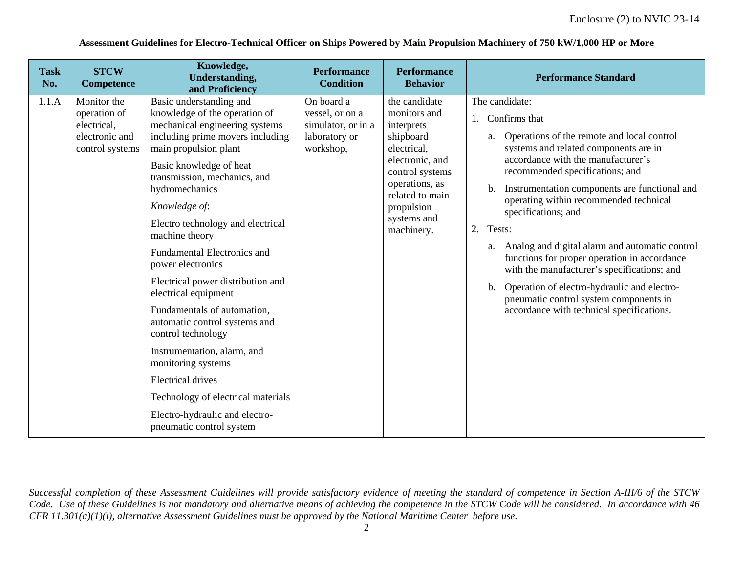**Assessment Guidelines for Electro-Technical Officer on Ships Powered by Main Propulsion Machinery of 750 kW/1,000 HP or More**

| Task No. | STCW Competence | Knowledge, Understanding, and Proficiency | Performance Condition | Performance Behavior | Performance Standard |
|---|---|---|---|---|---|
| 1.1.A | Monitor the operation of electrical, electronic and control systems | Basic understanding and knowledge of the operation of mechanical engineering systems including prime movers including main propulsion plant<br><br>Basic knowledge of heat transmission, mechanics, and hydromechanics<br><br>*Knowledge of*:<br><br>Electro technology and electrical machine theory<br><br>Fundamental Electronics and power electronics<br><br>Electrical power distribution and electrical equipment<br><br>Fundamentals of automation, automatic control systems and control technology<br><br>Instrumentation, alarm, and monitoring systems<br><br>Electrical drives<br><br>Technology of electrical materials<br><br>Electro-hydraulic and electro-pneumatic control system | On board a vessel, or on a simulator, or in a laboratory or workshop, | the candidate monitors and interprets shipboard electrical, electronic, and control systems operations, as related to main propulsion systems and machinery. | The candidate:<br><br>1. Confirms that<br><br>a. Operations of the remote and local control systems and related components are in accordance with the manufacturer's recommended specifications; and<br><br>b. Instrumentation components are functional and operating within recommended technical specifications; and<br><br>2. Tests:<br><br>a. Analog and digital alarm and automatic control functions for proper operation in accordance with the manufacturer's specifications; and<br><br>b. Operation of electro-hydraulic and electro-pneumatic control system components in accordance with technical specifications. |

*Successful completion of these Assessment Guidelines will provide satisfactory evidence of meeting the standard of competence in Section A-III/6 of the STCW Code. Use of these Guidelines is not mandatory and alternative means of achieving the competence in the STCW Code will be considered. In accordance with 46 CFR 11.301(a)(1)(i), alternative Assessment Guidelines must be approved by the National Maritime Center before use.*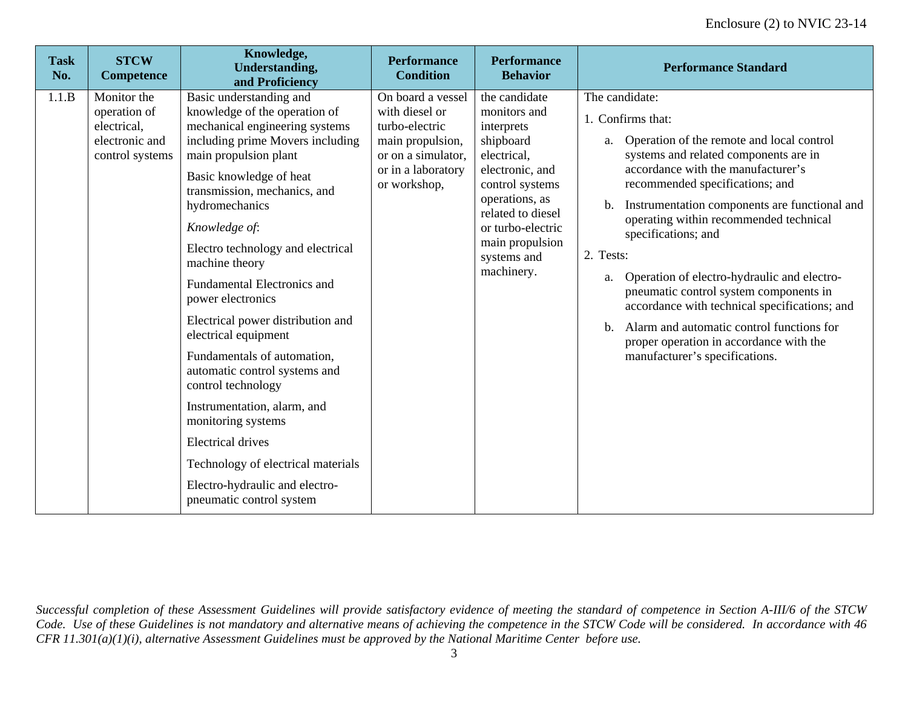| Task No. | STCW Competence | Knowledge, Understanding, and Proficiency | Performance Condition | Performance Behavior | Performance Standard |
|---|---|---|---|---|---|
| 1.1.B | Monitor the operation of electrical, electronic and control systems | Basic understanding and knowledge of the operation of mechanical engineering systems including prime Movers including main propulsion plant<br><br>Basic knowledge of heat transmission, mechanics, and hydromechanics<br><br>*Knowledge of*:<br><br>Electro technology and electrical machine theory<br><br>Fundamental Electronics and power electronics<br><br>Electrical power distribution and electrical equipment<br><br>Fundamentals of automation, automatic control systems and control technology<br><br>Instrumentation, alarm, and monitoring systems<br><br>Electrical drives<br><br>Technology of electrical materials<br><br>Electro-hydraulic and electro-pneumatic control system | On board a vessel with diesel or turbo-electric main propulsion, or on a simulator, or in a laboratory or workshop, | the candidate monitors and interprets shipboard electrical, electronic, and control systems operations, as related to diesel or turbo-electric main propulsion systems and machinery. | The candidate:<br><br>1. Confirms that:<br><br>a. Operation of the remote and local control systems and related components are in accordance with the manufacturer's recommended specifications; and<br><br>b. Instrumentation components are functional and operating within recommended technical specifications; and<br><br>2. Tests:<br><br>a. Operation of electro-hydraulic and electro-pneumatic control system components in accordance with technical specifications; and<br><br>b. Alarm and automatic control functions for proper operation in accordance with the manufacturer's specifications. |

*Successful completion of these Assessment Guidelines will provide satisfactory evidence of meeting the standard of competence in Section A-III/6 of the STCW Code. Use of these Guidelines is not mandatory and alternative means of achieving the competence in the STCW Code will be considered. In accordance with 46 CFR 11.301(a)(1)(i), alternative Assessment Guidelines must be approved by the National Maritime Center before use.*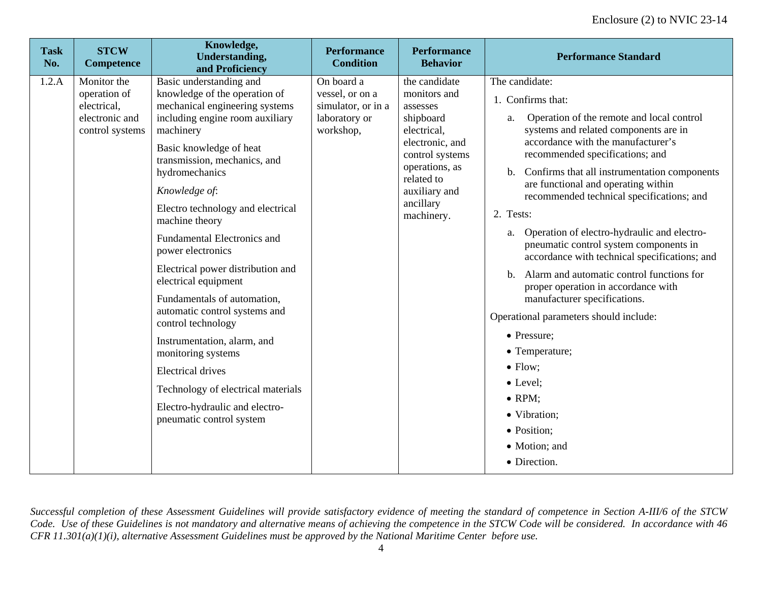| Task No. | STCW Competence | Knowledge, Understanding, and Proficiency | Performance Condition | Performance Behavior | Performance Standard |
|---|---|---|---|---|---|
| 1.2.A | Monitor the operation of electrical, electronic and control systems | Basic understanding and knowledge of the operation of mechanical engineering systems including engine room auxiliary machinery<br><br>Basic knowledge of heat transmission, mechanics, and hydromechanics<br><br>*Knowledge of*:<br><br>Electro technology and electrical machine theory<br><br>Fundamental Electronics and power electronics<br><br>Electrical power distribution and electrical equipment<br><br>Fundamentals of automation, automatic control systems and control technology<br><br>Instrumentation, alarm, and monitoring systems<br><br>Electrical drives<br><br>Technology of electrical materials<br><br>Electro-hydraulic and electro-pneumatic control system | On board a vessel, or on a simulator, or in a laboratory or workshop, | the candidate monitors and assesses shipboard electrical, electronic, and control systems operations, as related to auxiliary and ancillary machinery. | The candidate:<br><br>1. Confirms that:<br><br>a. Operation of the remote and local control systems and related components are in accordance with the manufacturer's recommended specifications; and<br><br>b. Confirms that all instrumentation components are functional and operating within recommended technical specifications; and<br><br>2. Tests:<br><br>a. Operation of electro-hydraulic and electro-pneumatic control system components in accordance with technical specifications; and<br><br>b. Alarm and automatic control functions for proper operation in accordance with manufacturer specifications.<br><br>Operational parameters should include:<br><br>• Pressure;<br>• Temperature;<br>• Flow;<br>• Level;<br>• RPM;<br>• Vibration;<br>• Position;<br>• Motion; and<br>• Direction. |

*Successful completion of these Assessment Guidelines will provide satisfactory evidence of meeting the standard of competence in Section A-III/6 of the STCW Code. Use of these Guidelines is not mandatory and alternative means of achieving the competence in the STCW Code will be considered. In accordance with 46 CFR 11.301(a)(1)(i), alternative Assessment Guidelines must be approved by the National Maritime Center before use.*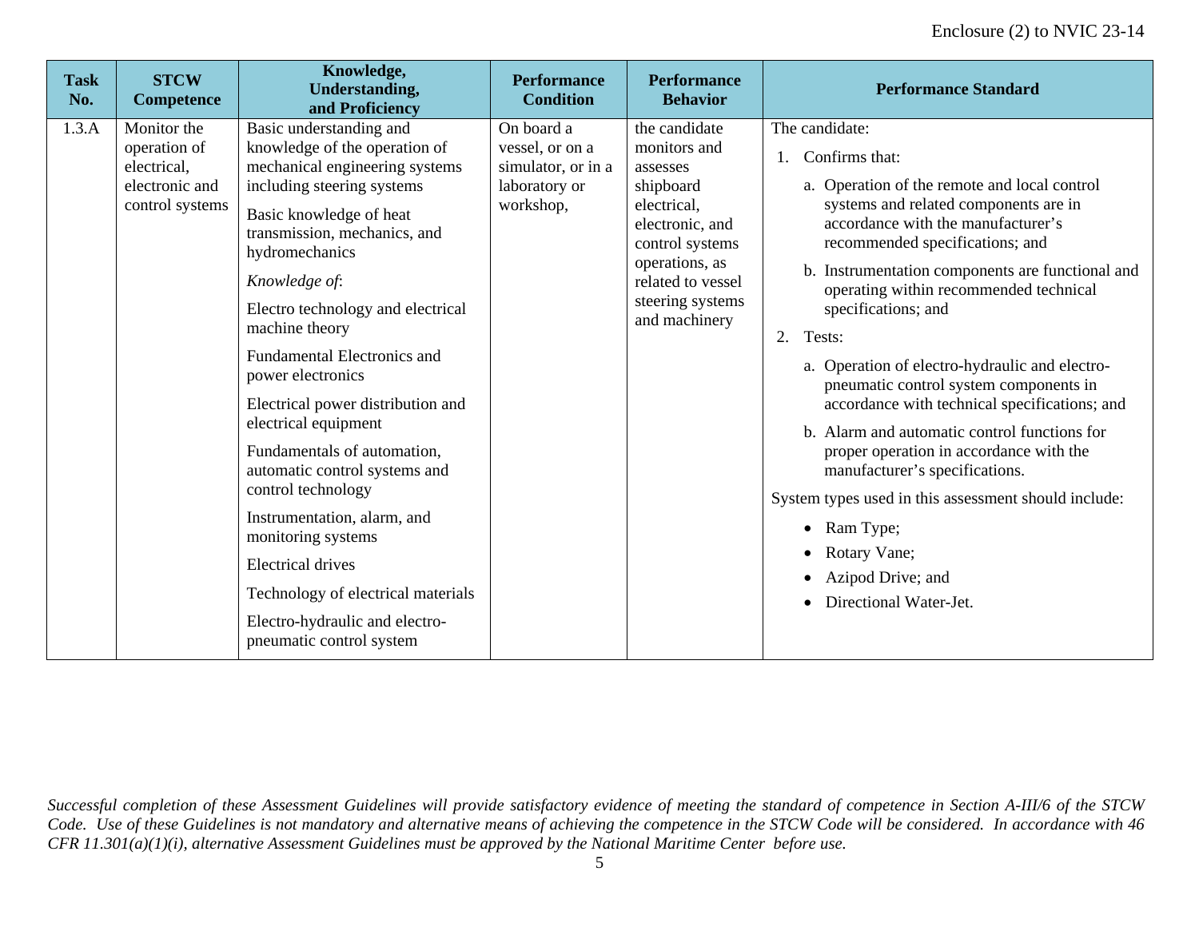| Task No. | STCW Competence | Knowledge, Understanding, and Proficiency | Performance Condition | Performance Behavior | Performance Standard |
|---|---|---|---|---|---|
| 1.3.A | Monitor the operation of electrical, electronic and control systems | Basic understanding and knowledge of the operation of mechanical engineering systems including steering systems<br><br>Basic knowledge of heat transmission, mechanics, and hydromechanics<br><br>*Knowledge of*:<br><br>Electro technology and electrical machine theory<br><br>Fundamental Electronics and power electronics<br><br>Electrical power distribution and electrical equipment<br><br>Fundamentals of automation, automatic control systems and control technology<br><br>Instrumentation, alarm, and monitoring systems<br><br>Electrical drives<br><br>Technology of electrical materials<br><br>Electro-hydraulic and electro-pneumatic control system | On board a vessel, or on a simulator, or in a laboratory or workshop, | the candidate monitors and assesses shipboard electrical, electronic, and control systems operations, as related to vessel steering systems and machinery | The candidate:<br><br>1. Confirms that:<br><br>a. Operation of the remote and local control systems and related components are in accordance with the manufacturer's recommended specifications; and<br><br>b. Instrumentation components are functional and operating within recommended technical specifications; and<br><br>2. Tests:<br><br>a. Operation of electro-hydraulic and electro-pneumatic control system components in accordance with technical specifications; and<br><br>b. Alarm and automatic control functions for proper operation in accordance with the manufacturer's specifications.<br><br>System types used in this assessment should include:<br><br>• Ram Type;<br>• Rotary Vane;<br>• Azipod Drive; and<br>• Directional Water-Jet. |

*Successful completion of these Assessment Guidelines will provide satisfactory evidence of meeting the standard of competence in Section A-III/6 of the STCW Code. Use of these Guidelines is not mandatory and alternative means of achieving the competence in the STCW Code will be considered. In accordance with 46 CFR 11.301(a)(1)(i), alternative Assessment Guidelines must be approved by the National Maritime Center before use.*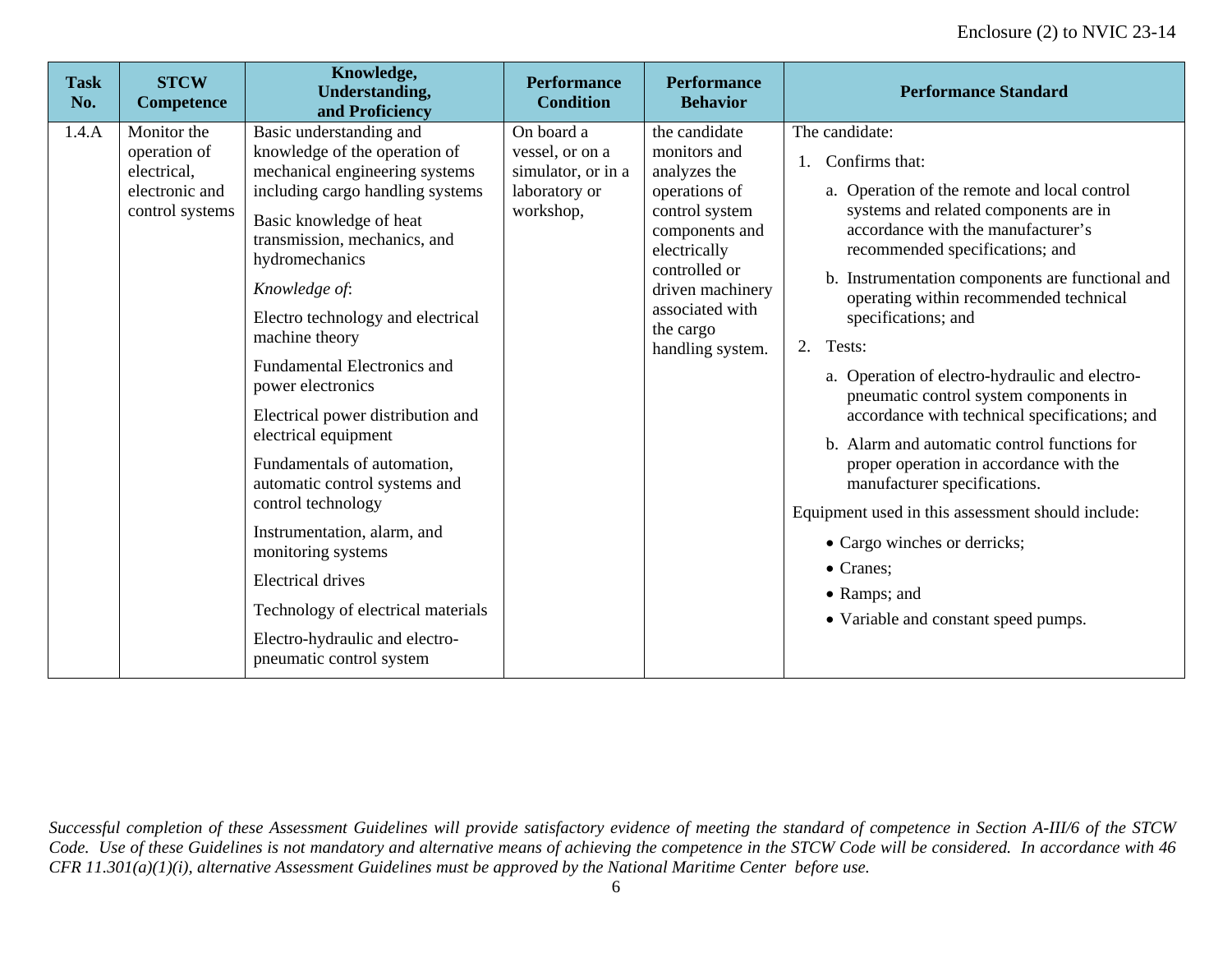| Task No. | STCW Competence | Knowledge, Understanding, and Proficiency | Performance Condition | Performance Behavior | Performance Standard |
|---|---|---|---|---|---|
| 1.4.A | Monitor the operation of electrical, electronic and control systems | Basic understanding and knowledge of the operation of mechanical engineering systems including cargo handling systems<br><br>Basic knowledge of heat transmission, mechanics, and hydromechanics<br><br>*Knowledge of*:<br><br>Electro technology and electrical machine theory<br><br>Fundamental Electronics and power electronics<br><br>Electrical power distribution and electrical equipment<br><br>Fundamentals of automation, automatic control systems and control technology<br><br>Instrumentation, alarm, and monitoring systems<br><br>Electrical drives<br><br>Technology of electrical materials<br><br>Electro-hydraulic and electro-pneumatic control system | On board a vessel, or on a simulator, or in a laboratory or workshop, | the candidate monitors and analyzes the operations of control system components and electrically controlled or driven machinery associated with the cargo handling system. | The candidate:<br><br>1. Confirms that:<br><br>a. Operation of the remote and local control systems and related components are in accordance with the manufacturer's recommended specifications; and<br><br>b. Instrumentation components are functional and operating within recommended technical specifications; and<br><br>2. Tests:<br><br>a. Operation of electro-hydraulic and electro-pneumatic control system components in accordance with technical specifications; and<br><br>b. Alarm and automatic control functions for proper operation in accordance with the manufacturer specifications.<br><br>Equipment used in this assessment should include:<br><br>• Cargo winches or derricks;<br>• Cranes;<br>• Ramps; and<br>• Variable and constant speed pumps. |

*Successful completion of these Assessment Guidelines will provide satisfactory evidence of meeting the standard of competence in Section A-III/6 of the STCW Code. Use of these Guidelines is not mandatory and alternative means of achieving the competence in the STCW Code will be considered. In accordance with 46 CFR 11.301(a)(1)(i), alternative Assessment Guidelines must be approved by the National Maritime Center before use.*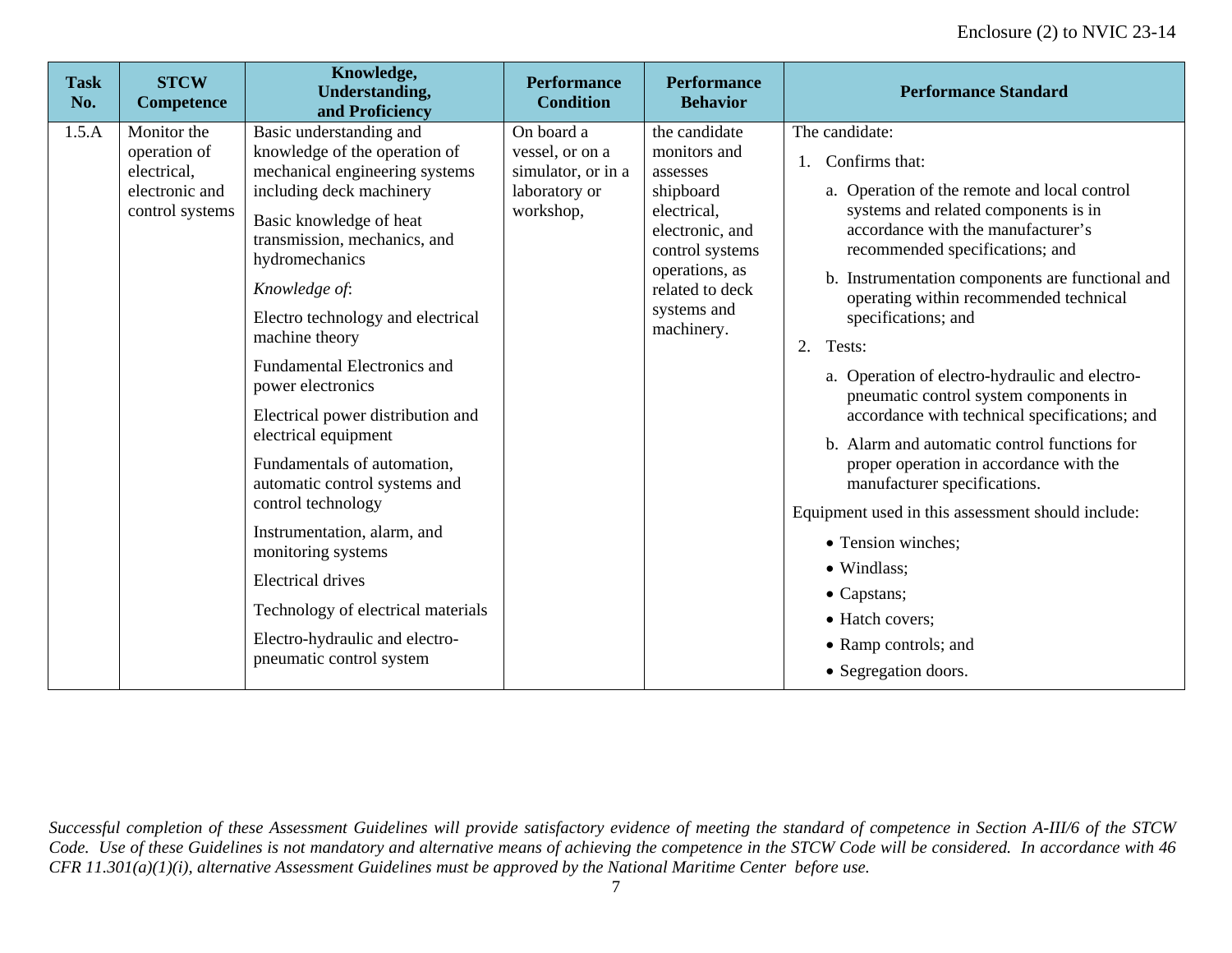| Task No. | STCW Competence | Knowledge, Understanding, and Proficiency | Performance Condition | Performance Behavior | Performance Standard |
|---|---|---|---|---|---|
| 1.5.A | Monitor the operation of electrical, electronic and control systems | Basic understanding and knowledge of the operation of mechanical engineering systems including deck machinery<br><br>Basic knowledge of heat transmission, mechanics, and hydromechanics<br><br>*Knowledge of*:<br><br>Electro technology and electrical machine theory<br><br>Fundamental Electronics and power electronics<br><br>Electrical power distribution and electrical equipment<br><br>Fundamentals of automation, automatic control systems and control technology<br><br>Instrumentation, alarm, and monitoring systems<br><br>Electrical drives<br><br>Technology of electrical materials<br><br>Electro-hydraulic and electro-pneumatic control system | On board a vessel, or on a simulator, or in a laboratory or workshop, | the candidate monitors and assesses shipboard electrical, electronic, and control systems operations, as related to deck systems and machinery. | The candidate:<br><br>1. Confirms that:<br><br>a. Operation of the remote and local control systems and related components is in accordance with the manufacturer's recommended specifications; and<br><br>b. Instrumentation components are functional and operating within recommended technical specifications; and<br><br>2. Tests:<br><br>a. Operation of electro-hydraulic and electro-pneumatic control system components in accordance with technical specifications; and<br><br>b. Alarm and automatic control functions for proper operation in accordance with the manufacturer specifications.<br><br>Equipment used in this assessment should include:<br><br>• Tension winches;<br>• Windlass;<br>• Capstans;<br>• Hatch covers;<br>• Ramp controls; and<br>• Segregation doors. |

*Successful completion of these Assessment Guidelines will provide satisfactory evidence of meeting the standard of competence in Section A-III/6 of the STCW Code. Use of these Guidelines is not mandatory and alternative means of achieving the competence in the STCW Code will be considered. In accordance with 46 CFR 11.301(a)(1)(i), alternative Assessment Guidelines must be approved by the National Maritime Center before use.*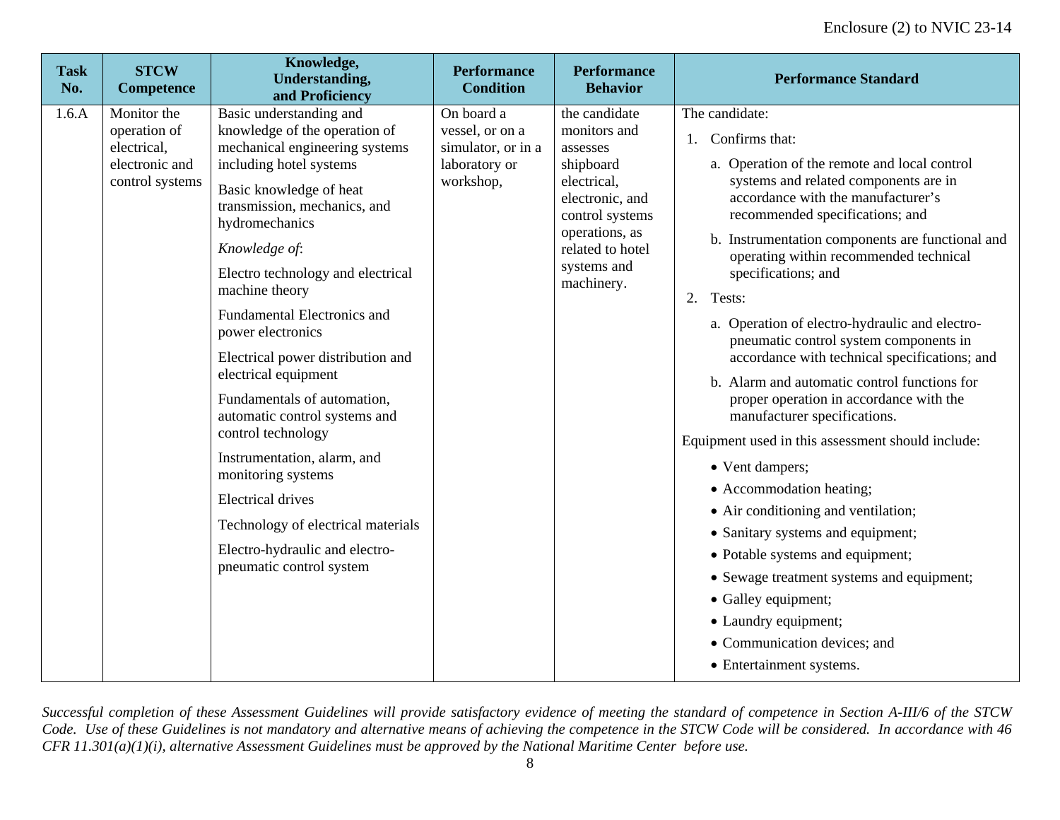| Task No. | STCW Competence | Knowledge, Understanding, and Proficiency | Performance Condition | Performance Behavior | Performance Standard |
|---|---|---|---|---|---|
| 1.6.A | Monitor the operation of electrical, electronic and control systems | Basic understanding and knowledge of the operation of mechanical engineering systems including hotel systems<br><br>Basic knowledge of heat transmission, mechanics, and hydromechanics<br><br>*Knowledge of*:<br><br>Electro technology and electrical machine theory<br><br>Fundamental Electronics and power electronics<br><br>Electrical power distribution and electrical equipment<br><br>Fundamentals of automation, automatic control systems and control technology<br><br>Instrumentation, alarm, and monitoring systems<br><br>Electrical drives<br><br>Technology of electrical materials<br><br>Electro-hydraulic and electro-pneumatic control system | On board a vessel, or on a simulator, or in a laboratory or workshop, | the candidate monitors and assesses shipboard electrical, electronic, and control systems operations, as related to hotel systems and machinery. | The candidate:<br><br>1. Confirms that:<br><br>a. Operation of the remote and local control systems and related components are in accordance with the manufacturer's recommended specifications; and<br><br>b. Instrumentation components are functional and operating within recommended technical specifications; and<br><br>2. Tests:<br><br>a. Operation of electro-hydraulic and electro-pneumatic control system components in accordance with technical specifications; and<br><br>b. Alarm and automatic control functions for proper operation in accordance with the manufacturer specifications.<br><br>Equipment used in this assessment should include:<br><br>• Vent dampers;<br>• Accommodation heating;<br>• Air conditioning and ventilation;<br>• Sanitary systems and equipment;<br>• Potable systems and equipment;<br>• Sewage treatment systems and equipment;<br>• Galley equipment;<br>• Laundry equipment;<br>• Communication devices; and<br>• Entertainment systems. |

*Successful completion of these Assessment Guidelines will provide satisfactory evidence of meeting the standard of competence in Section A-III/6 of the STCW Code. Use of these Guidelines is not mandatory and alternative means of achieving the competence in the STCW Code will be considered. In accordance with 46 CFR 11.301(a)(1)(i), alternative Assessment Guidelines must be approved by the National Maritime Center before use.*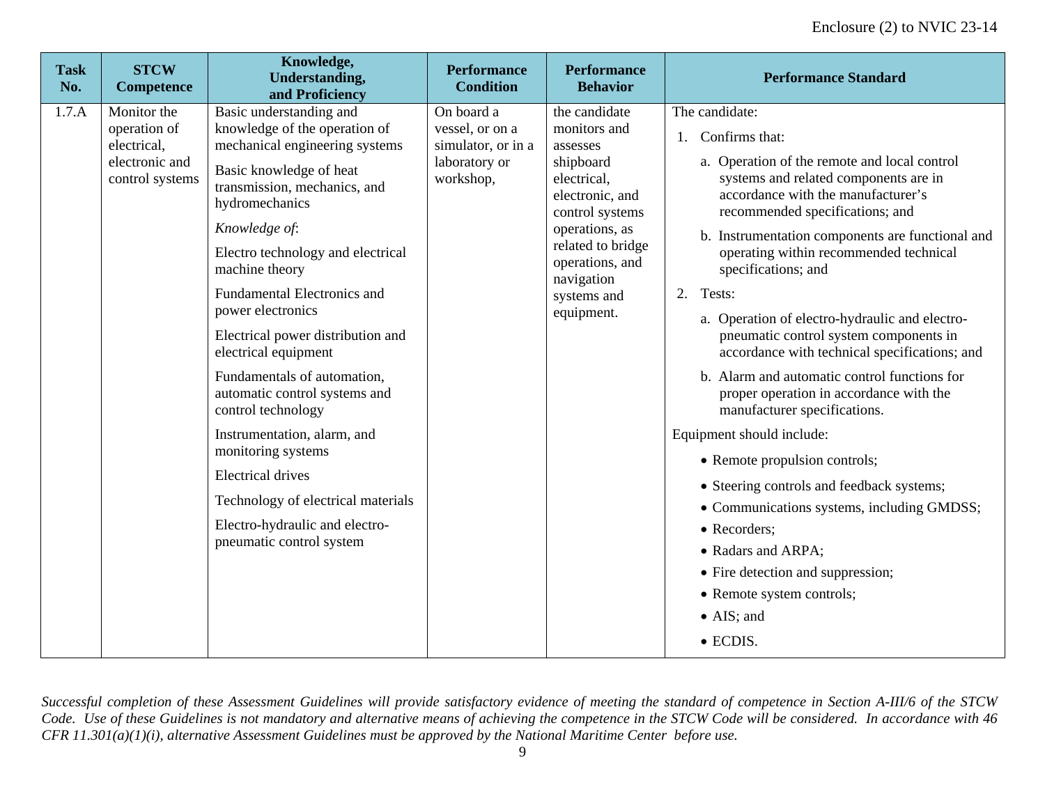| Task No. | STCW Competence | Knowledge, Understanding, and Proficiency | Performance Condition | Performance Behavior | Performance Standard |
|---|---|---|---|---|---|
| 1.7.A | Monitor the operation of electrical, electronic and control systems | Basic understanding and knowledge of the operation of mechanical engineering systems<br><br>Basic knowledge of heat transmission, mechanics, and hydromechanics<br><br>*Knowledge of*:<br><br>Electro technology and electrical machine theory<br><br>Fundamental Electronics and power electronics<br><br>Electrical power distribution and electrical equipment<br><br>Fundamentals of automation, automatic control systems and control technology<br><br>Instrumentation, alarm, and monitoring systems<br><br>Electrical drives<br><br>Technology of electrical materials<br><br>Electro-hydraulic and electro-pneumatic control system | On board a vessel, or on a simulator, or in a laboratory or workshop, | the candidate monitors and assesses shipboard electrical, electronic, and control systems operations, as related to bridge operations, and navigation systems and equipment. | The candidate:<br><br>1. Confirms that:<br><br>a. Operation of the remote and local control systems and related components are in accordance with the manufacturer's recommended specifications; and<br><br>b. Instrumentation components are functional and operating within recommended technical specifications; and<br><br>2. Tests:<br><br>a. Operation of electro-hydraulic and electro-pneumatic control system components in accordance with technical specifications; and<br><br>b. Alarm and automatic control functions for proper operation in accordance with the manufacturer specifications.<br><br>Equipment should include:<br><br>• Remote propulsion controls;<br>• Steering controls and feedback systems;<br>• Communications systems, including GMDSS;<br>• Recorders;<br>• Radars and ARPA;<br>• Fire detection and suppression;<br>• Remote system controls;<br>• AIS; and<br>• ECDIS. |

*Successful completion of these Assessment Guidelines will provide satisfactory evidence of meeting the standard of competence in Section A-III/6 of the STCW Code. Use of these Guidelines is not mandatory and alternative means of achieving the competence in the STCW Code will be considered. In accordance with 46 CFR 11.301(a)(1)(i), alternative Assessment Guidelines must be approved by the National Maritime Center before use.*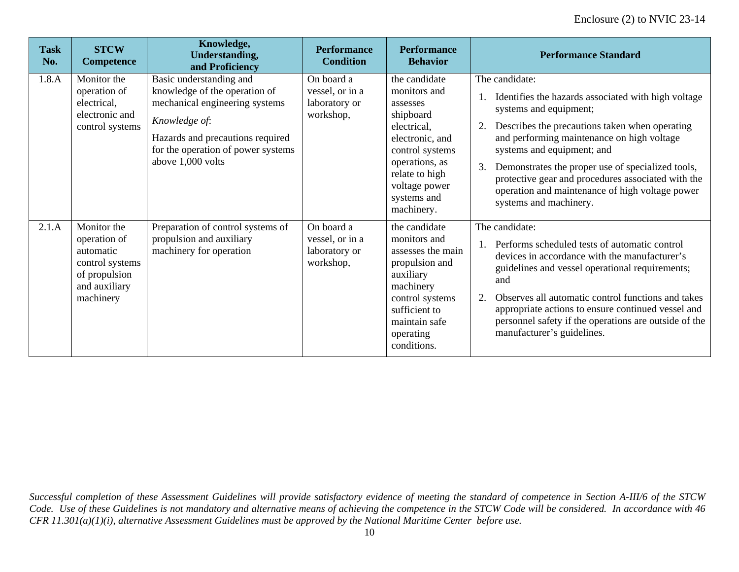| Task No. | STCW Competence | Knowledge, Understanding, and Proficiency | Performance Condition | Performance Behavior | Performance Standard |
|---|---|---|---|---|---|
| 1.8.A | Monitor the operation of electrical, electronic and control systems | Basic understanding and knowledge of the operation of mechanical engineering systems<br><br>*Knowledge of*:<br><br>Hazards and precautions required for the operation of power systems above 1,000 volts | On board a vessel, or in a laboratory or workshop, | the candidate monitors and assesses shipboard electrical, electronic, and control systems operations, as relate to high voltage power systems and machinery. | The candidate:<br><br>1. Identifies the hazards associated with high voltage systems and equipment;<br><br>2. Describes the precautions taken when operating and performing maintenance on high voltage systems and equipment; and<br><br>3. Demonstrates the proper use of specialized tools, protective gear and procedures associated with the operation and maintenance of high voltage power systems and machinery. |
| 2.1.A | Monitor the operation of automatic control systems of propulsion and auxiliary machinery | Preparation of control systems of propulsion and auxiliary machinery for operation | On board a vessel, or in a laboratory or workshop, | the candidate monitors and assesses the main propulsion and auxiliary machinery control systems sufficient to maintain safe operating conditions. | The candidate:<br><br>1. Performs scheduled tests of automatic control devices in accordance with the manufacturer's guidelines and vessel operational requirements; and<br><br>2. Observes all automatic control functions and takes appropriate actions to ensure continued vessel and personnel safety if the operations are outside of the manufacturer's guidelines. |

*Successful completion of these Assessment Guidelines will provide satisfactory evidence of meeting the standard of competence in Section A-III/6 of the STCW Code. Use of these Guidelines is not mandatory and alternative means of achieving the competence in the STCW Code will be considered. In accordance with 46 CFR 11.301(a)(1)(i), alternative Assessment Guidelines must be approved by the National Maritime Center before use.*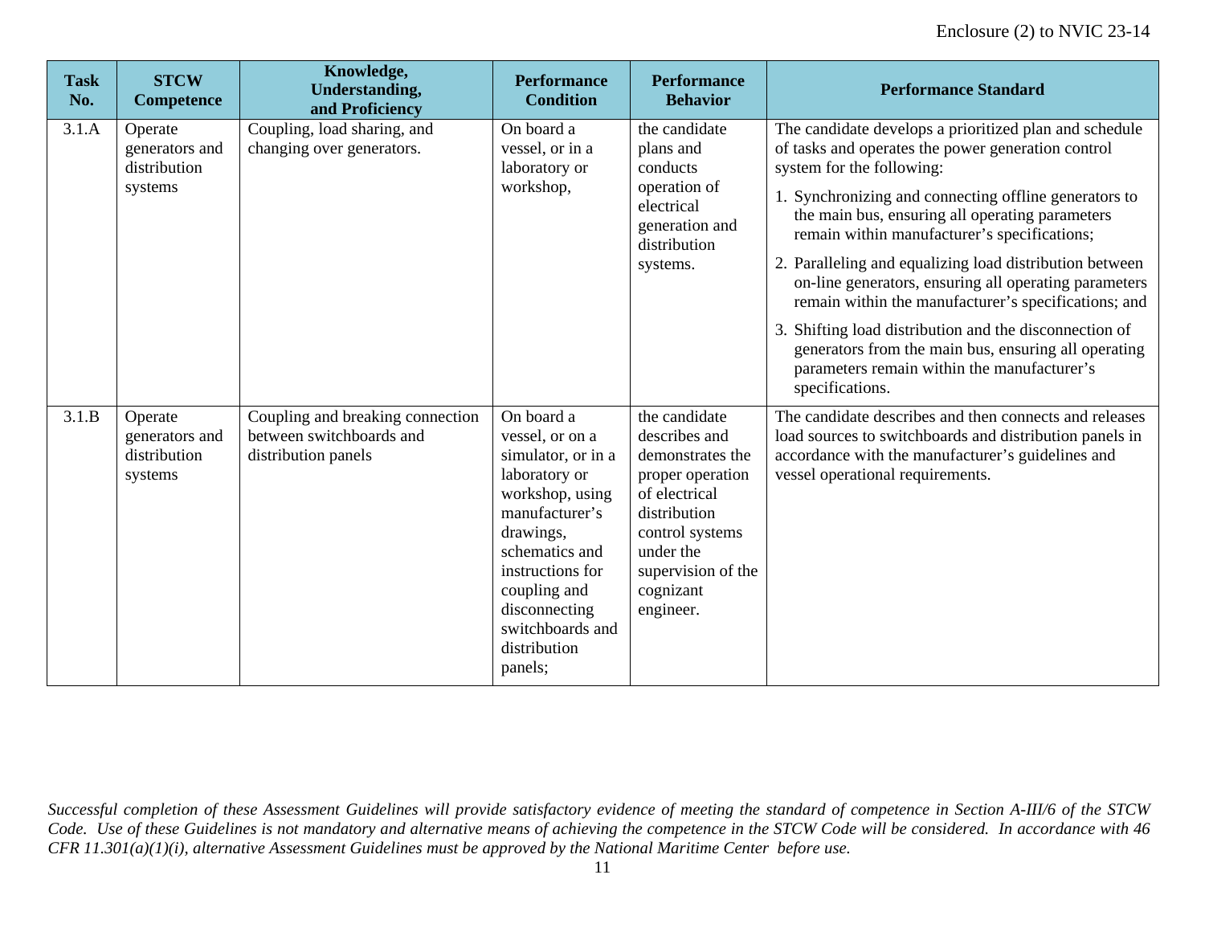| Task No. | STCW Competence | Knowledge, Understanding, and Proficiency | Performance Condition | Performance Behavior | Performance Standard |
|---|---|---|---|---|---|
| 3.1.A | Operate generators and distribution systems | Coupling, load sharing, and changing over generators. | On board a vessel, or in a laboratory or workshop, | the candidate plans and conducts operation of electrical generation and distribution systems. | The candidate develops a prioritized plan and schedule of tasks and operates the power generation control system for the following:<br>1. Synchronizing and connecting offline generators to the main bus, ensuring all operating parameters remain within manufacturer's specifications;<br>2. Paralleling and equalizing load distribution between on-line generators, ensuring all operating parameters remain within the manufacturer's specifications; and<br>3. Shifting load distribution and the disconnection of generators from the main bus, ensuring all operating parameters remain within the manufacturer's specifications. |
| 3.1.B | Operate generators and distribution systems | Coupling and breaking connection between switchboards and distribution panels | On board a vessel, or on a simulator, or in a laboratory or workshop, using manufacturer's drawings, schematics and instructions for coupling and disconnecting switchboards and distribution panels; | the candidate describes and demonstrates the proper operation of electrical distribution control systems under the supervision of the cognizant engineer. | The candidate describes and then connects and releases load sources to switchboards and distribution panels in accordance with the manufacturer's guidelines and vessel operational requirements. |

*Successful completion of these Assessment Guidelines will provide satisfactory evidence of meeting the standard of competence in Section A-III/6 of the STCW Code. Use of these Guidelines is not mandatory and alternative means of achieving the competence in the STCW Code will be considered. In accordance with 46 CFR 11.301(a)(1)(i), alternative Assessment Guidelines must be approved by the National Maritime Center before use.*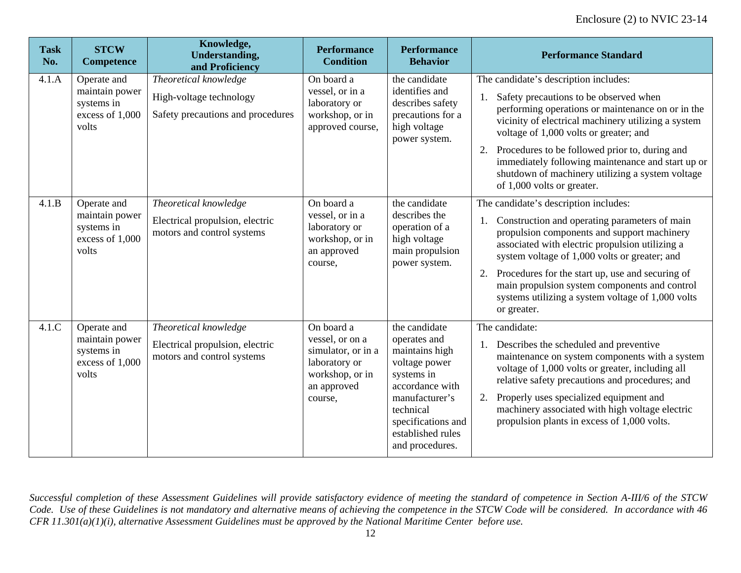| Task No. | STCW Competence | Knowledge, Understanding, and Proficiency | Performance Condition | Performance Behavior | Performance Standard |
|---|---|---|---|---|---|
| 4.1.A | Operate and maintain power systems in excess of 1,000 volts | *Theoretical knowledge*<br>High-voltage technology<br>Safety precautions and procedures | On board a vessel, or in a laboratory or workshop, or in approved course, | the candidate identifies and describes safety precautions for a high voltage power system. | The candidate's description includes:<br>1. Safety precautions to be observed when performing operations or maintenance on or in the vicinity of electrical machinery utilizing a system voltage of 1,000 volts or greater; and<br>2. Procedures to be followed prior to, during and immediately following maintenance and start up or shutdown of machinery utilizing a system voltage of 1,000 volts or greater. |
| 4.1.B | Operate and maintain power systems in excess of 1,000 volts | *Theoretical knowledge*<br>Electrical propulsion, electric motors and control systems | On board a vessel, or in a laboratory or workshop, or in an approved course, | the candidate describes the operation of a high voltage main propulsion power system. | The candidate's description includes:<br>1. Construction and operating parameters of main propulsion components and support machinery associated with electric propulsion utilizing a system voltage of 1,000 volts or greater; and<br>2. Procedures for the start up, use and securing of main propulsion system components and control systems utilizing a system voltage of 1,000 volts or greater. |
| 4.1.C | Operate and maintain power systems in excess of 1,000 volts | *Theoretical knowledge*<br>Electrical propulsion, electric motors and control systems | On board a vessel, or on a simulator, or in a laboratory or workshop, or in an approved course, | the candidate operates and maintains high voltage power systems in accordance with manufacturer's technical specifications and established rules and procedures. | The candidate:<br>1. Describes the scheduled and preventive maintenance on system components with a system voltage of 1,000 volts or greater, including all relative safety precautions and procedures; and<br>2. Properly uses specialized equipment and machinery associated with high voltage electric propulsion plants in excess of 1,000 volts. |

*Successful completion of these Assessment Guidelines will provide satisfactory evidence of meeting the standard of competence in Section A-III/6 of the STCW Code. Use of these Guidelines is not mandatory and alternative means of achieving the competence in the STCW Code will be considered. In accordance with 46 CFR 11.301(a)(1)(i), alternative Assessment Guidelines must be approved by the National Maritime Center before use.*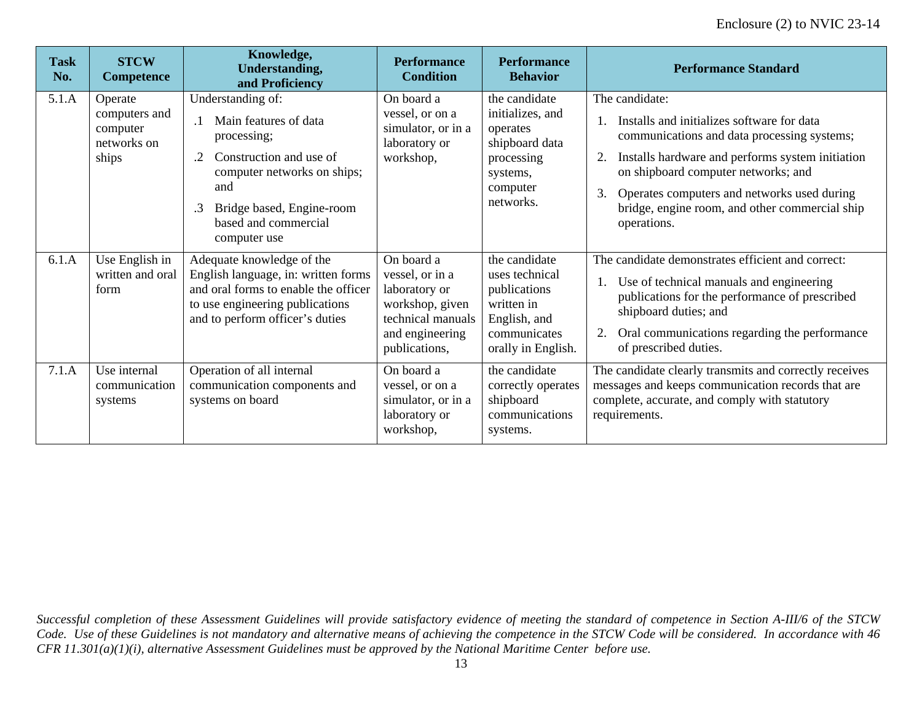| Task No. | STCW Competence | Knowledge, Understanding, and Proficiency | Performance Condition | Performance Behavior | Performance Standard |
|---|---|---|---|---|---|
| 5.1.A | Operate computers and computer networks on ships | Understanding of:<br>.1 Main features of data processing;<br>.2 Construction and use of computer networks on ships; and<br>.3 Bridge based, Engine-room based and commercial computer use | On board a vessel, or on a simulator, or in a laboratory or workshop, | the candidate initializes, and operates shipboard data processing systems, computer networks. | The candidate:<br>1. Installs and initializes software for data communications and data processing systems;<br>2. Installs hardware and performs system initiation on shipboard computer networks; and<br>3. Operates computers and networks used during bridge, engine room, and other commercial ship operations. |
| 6.1.A | Use English in written and oral form | Adequate knowledge of the English language, in: written forms and oral forms to enable the officer to use engineering publications and to perform officer's duties | On board a vessel, or in a laboratory or workshop, given technical manuals and engineering publications, | the candidate uses technical publications written in English, and communicates orally in English. | The candidate demonstrates efficient and correct:<br>1. Use of technical manuals and engineering publications for the performance of prescribed shipboard duties; and<br>2. Oral communications regarding the performance of prescribed duties. |
| 7.1.A | Use internal communication systems | Operation of all internal communication components and systems on board | On board a vessel, or on a simulator, or in a laboratory or workshop, | the candidate correctly operates shipboard communications systems. | The candidate clearly transmits and correctly receives messages and keeps communication records that are complete, accurate, and comply with statutory requirements. |

*Successful completion of these Assessment Guidelines will provide satisfactory evidence of meeting the standard of competence in Section A-III/6 of the STCW Code. Use of these Guidelines is not mandatory and alternative means of achieving the competence in the STCW Code will be considered. In accordance with 46 CFR 11.301(a)(1)(i), alternative Assessment Guidelines must be approved by the National Maritime Center before use.*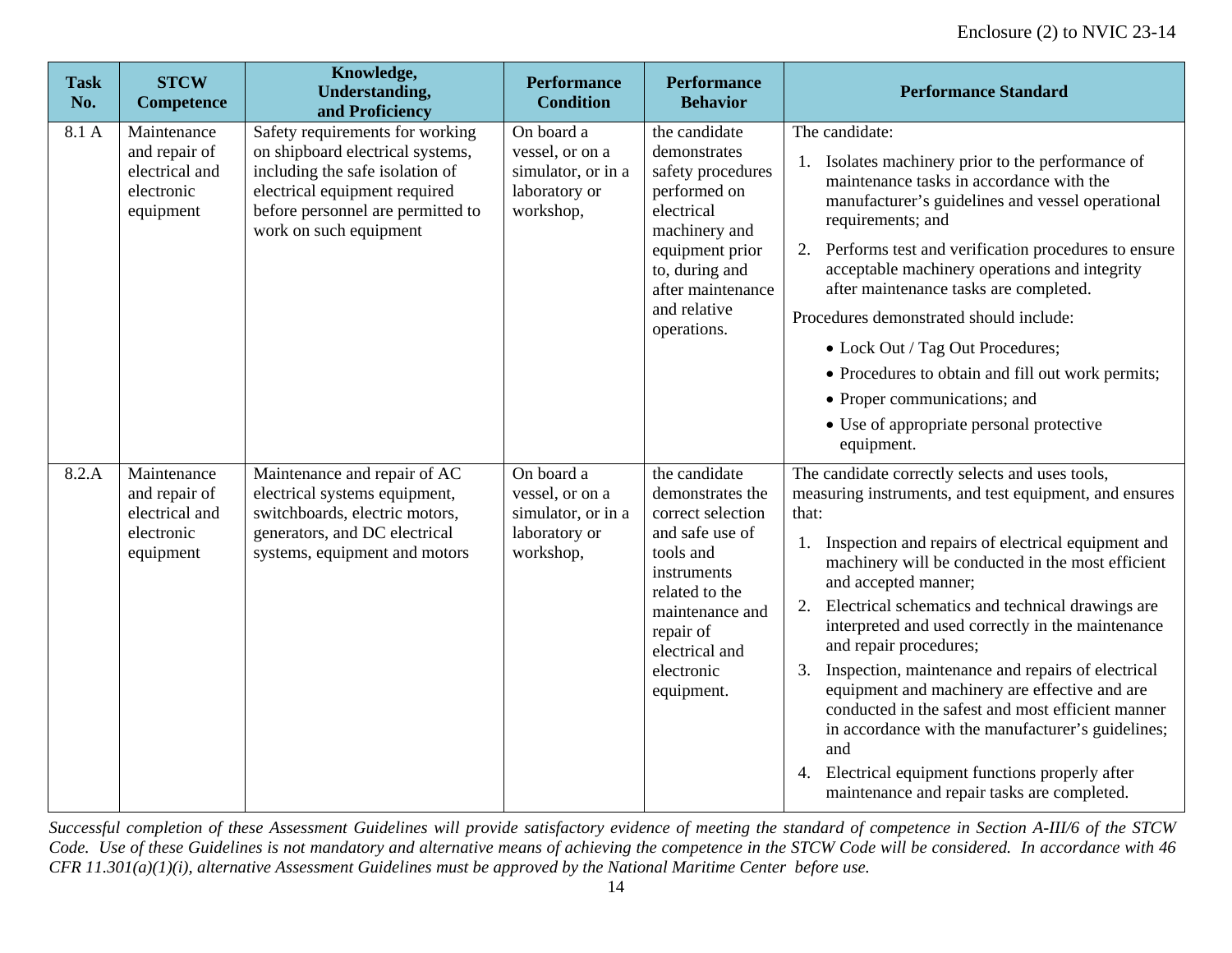| Task No. | STCW Competence | Knowledge, Understanding, and Proficiency | Performance Condition | Performance Behavior | Performance Standard |
|---|---|---|---|---|---|
| 8.1 A | Maintenance and repair of electrical and electronic equipment | Safety requirements for working on shipboard electrical systems, including the safe isolation of electrical equipment required before personnel are permitted to work on such equipment | On board a vessel, or on a simulator, or in a laboratory or workshop, | the candidate demonstrates safety procedures performed on electrical machinery and equipment prior to, during and after maintenance and relative operations. | The candidate:<br>1. Isolates machinery prior to the performance of maintenance tasks in accordance with the manufacturer's guidelines and vessel operational requirements; and<br>2. Performs test and verification procedures to ensure acceptable machinery operations and integrity after maintenance tasks are completed.<br>Procedures demonstrated should include:<br>• Lock Out / Tag Out Procedures;<br>• Procedures to obtain and fill out work permits;<br>• Proper communications; and<br>• Use of appropriate personal protective equipment. |
| 8.2.A | Maintenance and repair of electrical and electronic equipment | Maintenance and repair of AC electrical systems equipment, switchboards, electric motors, generators, and DC electrical systems, equipment and motors | On board a vessel, or on a simulator, or in a laboratory or workshop, | the candidate demonstrates the correct selection and safe use of tools and instruments related to the maintenance and repair of electrical and electronic equipment. | The candidate correctly selects and uses tools, measuring instruments, and test equipment, and ensures that:<br>1. Inspection and repairs of electrical equipment and machinery will be conducted in the most efficient and accepted manner;<br>2. Electrical schematics and technical drawings are interpreted and used correctly in the maintenance and repair procedures;<br>3. Inspection, maintenance and repairs of electrical equipment and machinery are effective and are conducted in the safest and most efficient manner in accordance with the manufacturer's guidelines; and<br>4. Electrical equipment functions properly after maintenance and repair tasks are completed. |

*Successful completion of these Assessment Guidelines will provide satisfactory evidence of meeting the standard of competence in Section A-III/6 of the STCW Code. Use of these Guidelines is not mandatory and alternative means of achieving the competence in the STCW Code will be considered. In accordance with 46 CFR 11.301(a)(1)(i), alternative Assessment Guidelines must be approved by the National Maritime Center before use.*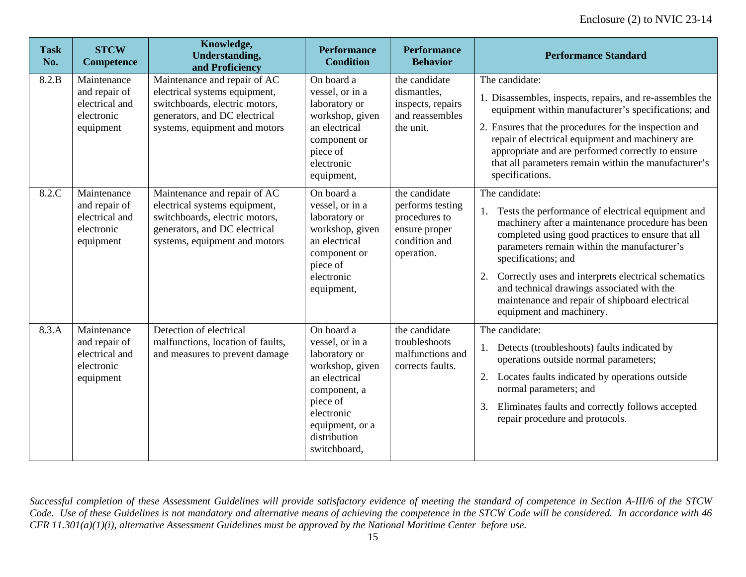| Task No. | STCW Competence | Knowledge, Understanding, and Proficiency | Performance Condition | Performance Behavior | Performance Standard |
|---|---|---|---|---|---|
| 8.2.B | Maintenance and repair of electrical and electronic equipment | Maintenance and repair of AC electrical systems equipment, switchboards, electric motors, generators, and DC electrical systems, equipment and motors | On board a vessel, or in a laboratory or workshop, given an electrical component or piece of electronic equipment, | the candidate dismantles, inspects, repairs and reassembles the unit. | The candidate: 1. Disassembles, inspects, repairs, and re-assembles the equipment within manufacturer's specifications; and 2. Ensures that the procedures for the inspection and repair of electrical equipment and machinery are appropriate and are performed correctly to ensure that all parameters remain within the manufacturer's specifications. |
| 8.2.C | Maintenance and repair of electrical and electronic equipment | Maintenance and repair of AC electrical systems equipment, switchboards, electric motors, generators, and DC electrical systems, equipment and motors | On board a vessel, or in a laboratory or workshop, given an electrical component or piece of electronic equipment, | the candidate performs testing procedures to ensure proper condition and operation. | The candidate: 1. Tests the performance of electrical equipment and machinery after a maintenance procedure has been completed using good practices to ensure that all parameters remain within the manufacturer's specifications; and 2. Correctly uses and interprets electrical schematics and technical drawings associated with the maintenance and repair of shipboard electrical equipment and machinery. |
| 8.3.A | Maintenance and repair of electrical and electronic equipment | Detection of electrical malfunctions, location of faults, and measures to prevent damage | On board a vessel, or in a laboratory or workshop, given an electrical component, a piece of electronic equipment, or a distribution switchboard, | the candidate troubleshoots malfunctions and corrects faults. | The candidate: 1. Detects (troubleshoots) faults indicated by operations outside normal parameters; 2. Locates faults indicated by operations outside normal parameters; and 3. Eliminates faults and correctly follows accepted repair procedure and protocols. |

*Successful completion of these Assessment Guidelines will provide satisfactory evidence of meeting the standard of competence in Section A-III/6 of the STCW Code. Use of these Guidelines is not mandatory and alternative means of achieving the competence in the STCW Code will be considered. In accordance with 46 CFR 11.301(a)(1)(i), alternative Assessment Guidelines must be approved by the National Maritime Center before use.*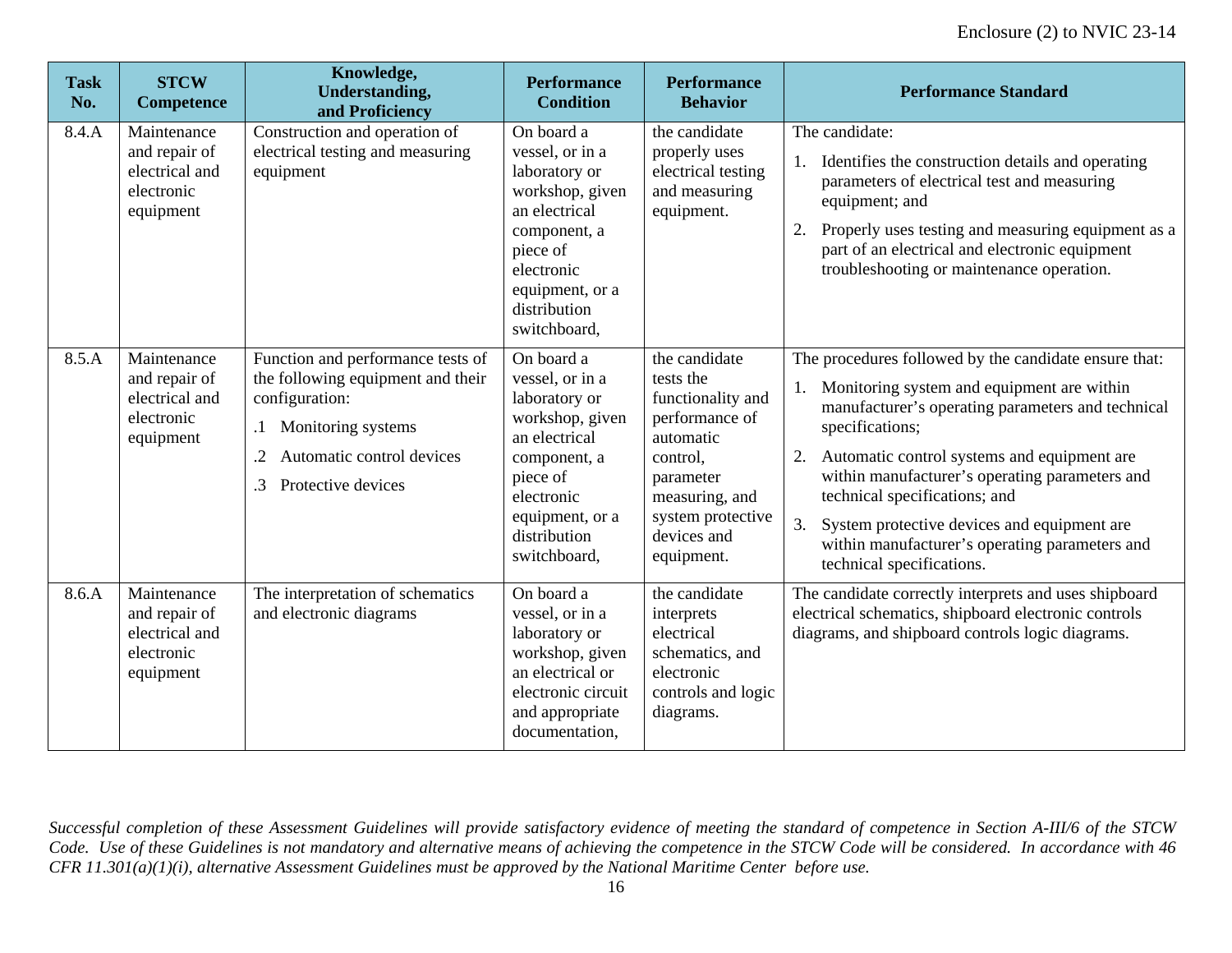| Task No. | STCW Competence | Knowledge, Understanding, and Proficiency | Performance Condition | Performance Behavior | Performance Standard |
|---|---|---|---|---|---|
| 8.4.A | Maintenance and repair of electrical and electronic equipment | Construction and operation of electrical testing and measuring equipment | On board a vessel, or in a laboratory or workshop, given an electrical component, a piece of electronic equipment, or a distribution switchboard, | the candidate properly uses electrical testing and measuring equipment. | The candidate:<br>1. Identifies the construction details and operating parameters of electrical test and measuring equipment; and<br>2. Properly uses testing and measuring equipment as a part of an electrical and electronic equipment troubleshooting or maintenance operation. |
| 8.5.A | Maintenance and repair of electrical and electronic equipment | Function and performance tests of the following equipment and their configuration:<br>.1 Monitoring systems<br>.2 Automatic control devices<br>.3 Protective devices | On board a vessel, or in a laboratory or workshop, given an electrical component, a piece of electronic equipment, or a distribution switchboard, | the candidate tests the functionality and performance of automatic control, parameter measuring, and system protective devices and equipment. | The procedures followed by the candidate ensure that:<br>1. Monitoring system and equipment are within manufacturer's operating parameters and technical specifications;<br>2. Automatic control systems and equipment are within manufacturer's operating parameters and technical specifications; and<br>3. System protective devices and equipment are within manufacturer's operating parameters and technical specifications. |
| 8.6.A | Maintenance and repair of electrical and electronic equipment | The interpretation of schematics and electronic diagrams | On board a vessel, or in a laboratory or workshop, given an electrical or electronic circuit and appropriate documentation, | the candidate interprets electrical schematics, and electronic controls and logic diagrams. | The candidate correctly interprets and uses shipboard electrical schematics, shipboard electronic controls diagrams, and shipboard controls logic diagrams. |

*Successful completion of these Assessment Guidelines will provide satisfactory evidence of meeting the standard of competence in Section A-III/6 of the STCW Code. Use of these Guidelines is not mandatory and alternative means of achieving the competence in the STCW Code will be considered. In accordance with 46 CFR 11.301(a)(1)(i), alternative Assessment Guidelines must be approved by the National Maritime Center before use.*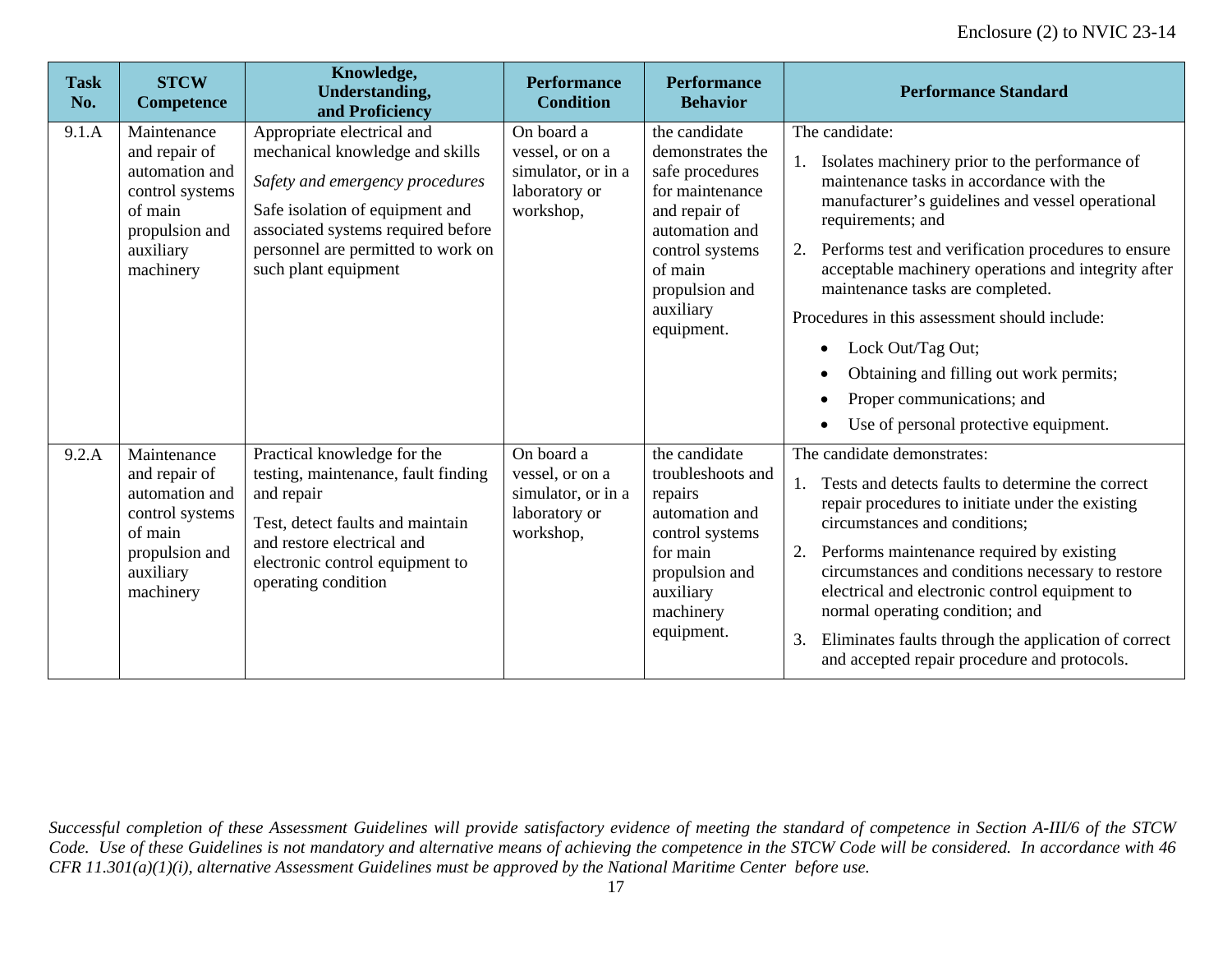| Task No. | STCW Competence | Knowledge, Understanding, and Proficiency | Performance Condition | Performance Behavior | Performance Standard |
|---|---|---|---|---|---|
| 9.1.A | Maintenance and repair of automation and control systems of main propulsion and auxiliary machinery | Appropriate electrical and mechanical knowledge and skills<br><br>*Safety and emergency procedures*<br><br>Safe isolation of equipment and associated systems required before personnel are permitted to work on such plant equipment | On board a vessel, or on a simulator, or in a laboratory or workshop, | the candidate demonstrates the safe procedures for maintenance and repair of automation and control systems of main propulsion and auxiliary equipment. | The candidate:<br><br>1. Isolates machinery prior to the performance of maintenance tasks in accordance with the manufacturer's guidelines and vessel operational requirements; and<br>2. Performs test and verification procedures to ensure acceptable machinery operations and integrity after maintenance tasks are completed.<br><br>Procedures in this assessment should include:<br><br>• Lock Out/Tag Out;<br>• Obtaining and filling out work permits;<br>• Proper communications; and<br>• Use of personal protective equipment. |
| 9.2.A | Maintenance and repair of automation and control systems of main propulsion and auxiliary machinery | Practical knowledge for the testing, maintenance, fault finding and repair<br><br>Test, detect faults and maintain and restore electrical and electronic control equipment to operating condition | On board a vessel, or on a simulator, or in a laboratory or workshop, | the candidate troubleshoots and repairs automation and control systems for main propulsion and auxiliary machinery equipment. | The candidate demonstrates:<br><br>1. Tests and detects faults to determine the correct repair procedures to initiate under the existing circumstances and conditions;<br>2. Performs maintenance required by existing circumstances and conditions necessary to restore electrical and electronic control equipment to normal operating condition; and<br>3. Eliminates faults through the application of correct and accepted repair procedure and protocols. |

*Successful completion of these Assessment Guidelines will provide satisfactory evidence of meeting the standard of competence in Section A-III/6 of the STCW Code. Use of these Guidelines is not mandatory and alternative means of achieving the competence in the STCW Code will be considered. In accordance with 46 CFR 11.301(a)(1)(i), alternative Assessment Guidelines must be approved by the National Maritime Center before use.*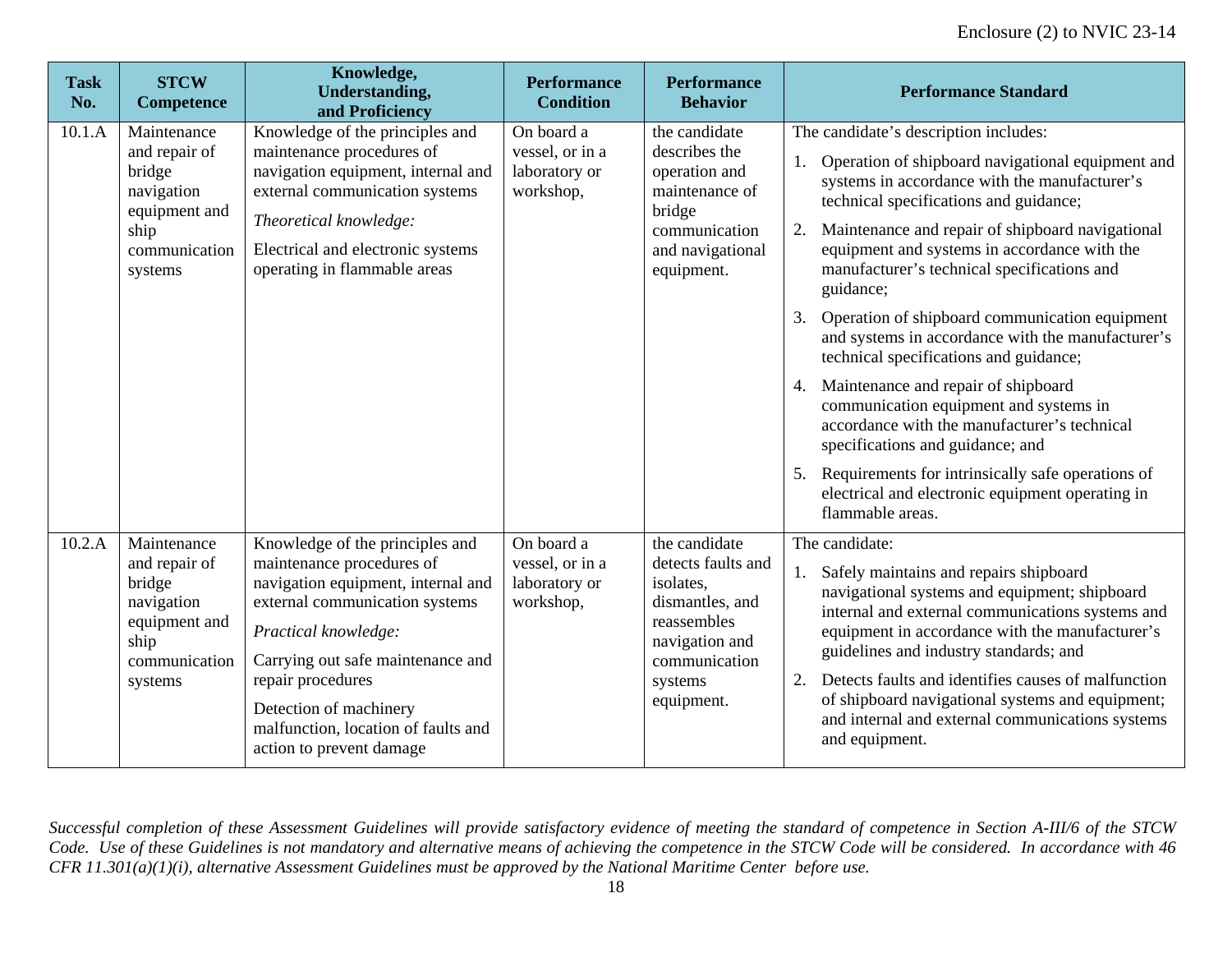| Task No. | STCW Competence | Knowledge, Understanding, and Proficiency | Performance Condition | Performance Behavior | Performance Standard |
|---|---|---|---|---|---|
| 10.1.A | Maintenance and repair of bridge navigation equipment and ship communication systems | Knowledge of the principles and maintenance procedures of navigation equipment, internal and external communication systems<br><br>*Theoretical knowledge:*<br><br>Electrical and electronic systems operating in flammable areas | On board a vessel, or in a laboratory or workshop, | the candidate describes the operation and maintenance of bridge communication and navigational equipment. | The candidate's description includes:<br><br>1. Operation of shipboard navigational equipment and systems in accordance with the manufacturer's technical specifications and guidance;<br>2. Maintenance and repair of shipboard navigational equipment and systems in accordance with the manufacturer's technical specifications and guidance;<br>3. Operation of shipboard communication equipment and systems in accordance with the manufacturer's technical specifications and guidance;<br>4. Maintenance and repair of shipboard communication equipment and systems in accordance with the manufacturer's technical specifications and guidance; and<br>5. Requirements for intrinsically safe operations of electrical and electronic equipment operating in flammable areas. |
| 10.2.A | Maintenance and repair of bridge navigation equipment and ship communication systems | Knowledge of the principles and maintenance procedures of navigation equipment, internal and external communication systems<br><br>*Practical knowledge:*<br><br>Carrying out safe maintenance and repair procedures<br><br>Detection of machinery malfunction, location of faults and action to prevent damage | On board a vessel, or in a laboratory or workshop, | the candidate detects faults and isolates, dismantles, and reassembles navigation and communication systems equipment. | The candidate:<br><br>1. Safely maintains and repairs shipboard navigational systems and equipment; shipboard internal and external communications systems and equipment in accordance with the manufacturer's guidelines and industry standards; and<br>2. Detects faults and identifies causes of malfunction of shipboard navigational systems and equipment; and internal and external communications systems and equipment. |

*Successful completion of these Assessment Guidelines will provide satisfactory evidence of meeting the standard of competence in Section A-III/6 of the STCW Code. Use of these Guidelines is not mandatory and alternative means of achieving the competence in the STCW Code will be considered. In accordance with 46 CFR 11.301(a)(1)(i), alternative Assessment Guidelines must be approved by the National Maritime Center before use.*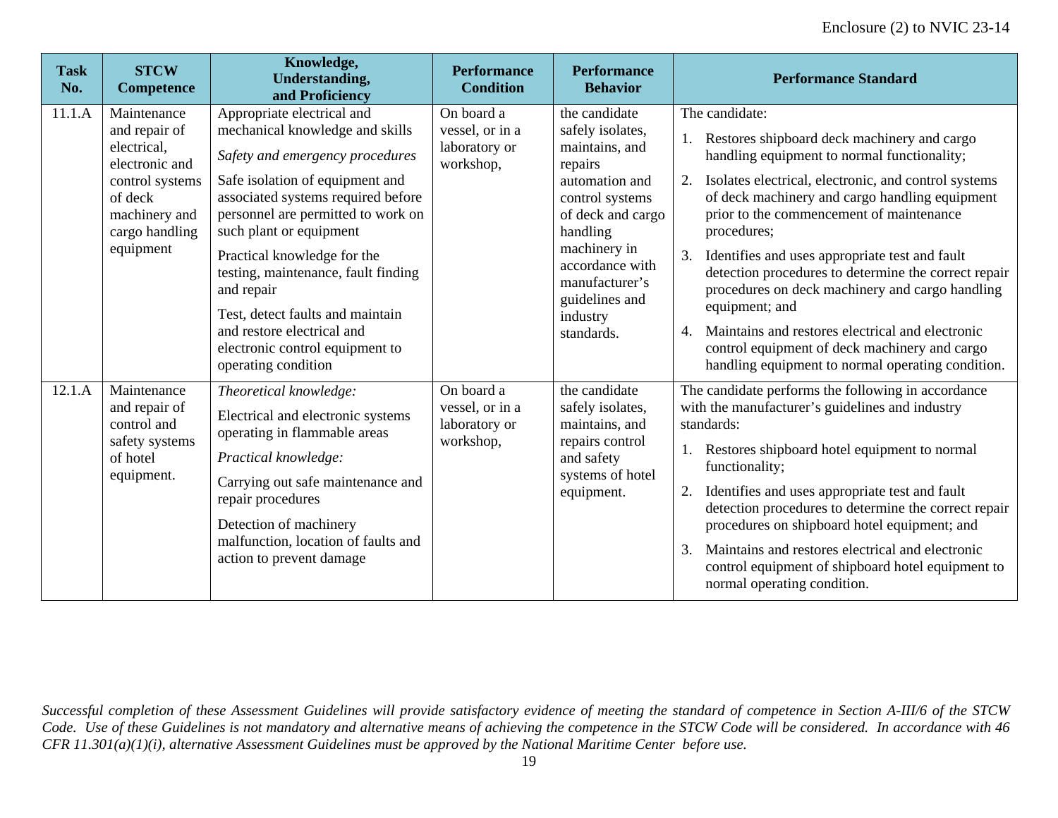| Task No. | STCW Competence | Knowledge, Understanding, and Proficiency | Performance Condition | Performance Behavior | Performance Standard |
|---|---|---|---|---|---|
| 11.1.A | Maintenance and repair of electrical, electronic and control systems of deck machinery and cargo handling equipment | Appropriate electrical and mechanical knowledge and skills<br>*Safety and emergency procedures*<br>Safe isolation of equipment and associated systems required before personnel are permitted to work on such plant or equipment<br>Practical knowledge for the testing, maintenance, fault finding and repair<br>Test, detect faults and maintain and restore electrical and electronic control equipment to operating condition | On board a vessel, or in a laboratory or workshop, | the candidate safely isolates, maintains, and repairs automation and control systems of deck and cargo handling machinery in accordance with manufacturer's guidelines and industry standards. | The candidate:<br>1. Restores shipboard deck machinery and cargo handling equipment to normal functionality;<br>2. Isolates electrical, electronic, and control systems of deck machinery and cargo handling equipment prior to the commencement of maintenance procedures;<br>3. Identifies and uses appropriate test and fault detection procedures to determine the correct repair procedures on deck machinery and cargo handling equipment; and<br>4. Maintains and restores electrical and electronic control equipment of deck machinery and cargo handling equipment to normal operating condition. |
| 12.1.A | Maintenance and repair of control and safety systems of hotel equipment. | *Theoretical knowledge:*<br>Electrical and electronic systems operating in flammable areas<br>*Practical knowledge:*<br>Carrying out safe maintenance and repair procedures<br>Detection of machinery malfunction, location of faults and action to prevent damage | On board a vessel, or in a laboratory or workshop, | the candidate safely isolates, maintains, and repairs control and safety systems of hotel equipment. | The candidate performs the following in accordance with the manufacturer's guidelines and industry standards:<br>1. Restores shipboard hotel equipment to normal functionality;<br>2. Identifies and uses appropriate test and fault detection procedures to determine the correct repair procedures on shipboard hotel equipment; and<br>3. Maintains and restores electrical and electronic control equipment of shipboard hotel equipment to normal operating condition. |

*Successful completion of these Assessment Guidelines will provide satisfactory evidence of meeting the standard of competence in Section A-III/6 of the STCW Code. Use of these Guidelines is not mandatory and alternative means of achieving the competence in the STCW Code will be considered. In accordance with 46 CFR 11.301(a)(1)(i), alternative Assessment Guidelines must be approved by the National Maritime Center before use.*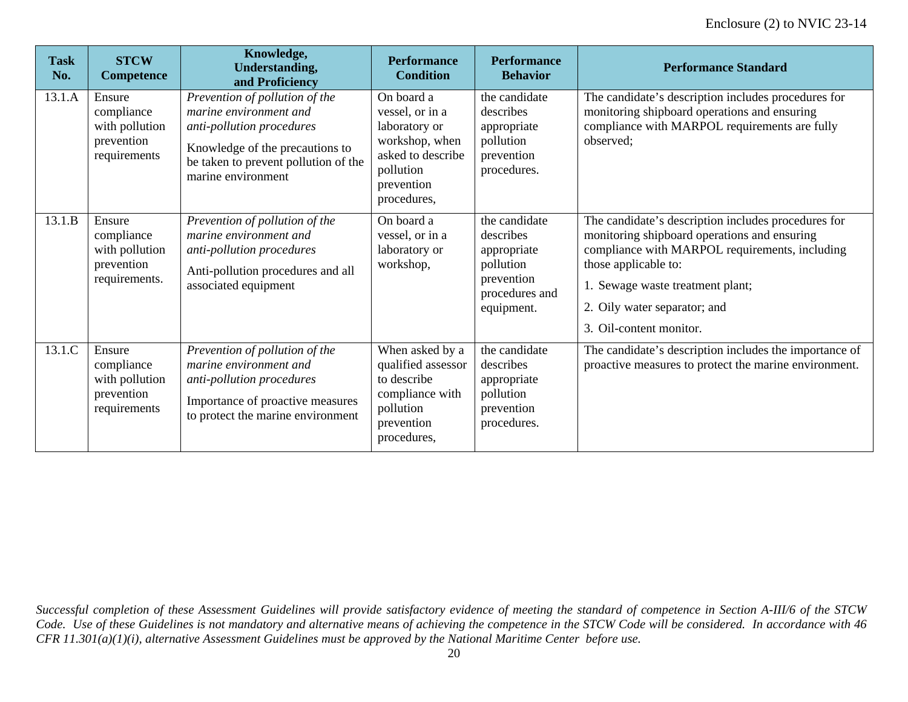| Task No. | STCW Competence | Knowledge, Understanding, and Proficiency | Performance Condition | Performance Behavior | Performance Standard |
|---|---|---|---|---|---|
| 13.1.A | Ensure compliance with pollution prevention requirements | *Prevention of pollution of the marine environment and anti-pollution procedures*<br><br>Knowledge of the precautions to be taken to prevent pollution of the marine environment | On board a vessel, or in a laboratory or workshop, when asked to describe pollution prevention procedures, | the candidate describes appropriate pollution prevention procedures. | The candidate's description includes procedures for monitoring shipboard operations and ensuring compliance with MARPOL requirements are fully observed; |
| 13.1.B | Ensure compliance with pollution prevention requirements. | *Prevention of pollution of the marine environment and anti-pollution procedures*<br><br>Anti-pollution procedures and all associated equipment | On board a vessel, or in a laboratory or workshop, | the candidate describes appropriate pollution prevention procedures and equipment. | The candidate's description includes procedures for monitoring shipboard operations and ensuring compliance with MARPOL requirements, including those applicable to:<br><br>1. Sewage waste treatment plant;<br><br>2. Oily water separator; and<br><br>3. Oil-content monitor. |
| 13.1.C | Ensure compliance with pollution prevention requirements | *Prevention of pollution of the marine environment and anti-pollution procedures*<br><br>Importance of proactive measures to protect the marine environment | When asked by a qualified assessor to describe compliance with pollution prevention procedures, | the candidate describes appropriate pollution prevention procedures. | The candidate's description includes the importance of proactive measures to protect the marine environment. |

*Successful completion of these Assessment Guidelines will provide satisfactory evidence of meeting the standard of competence in Section A-III/6 of the STCW Code. Use of these Guidelines is not mandatory and alternative means of achieving the competence in the STCW Code will be considered. In accordance with 46 CFR 11.301(a)(1)(i), alternative Assessment Guidelines must be approved by the National Maritime Center before use.*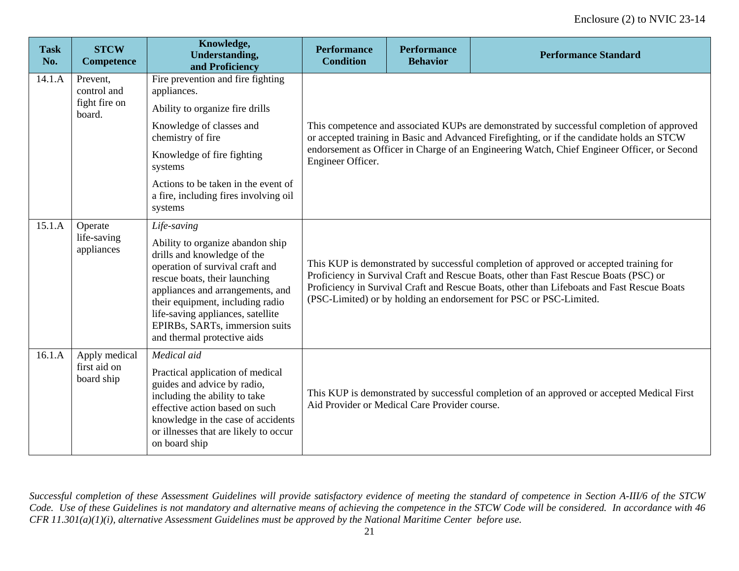| Task No. | STCW Competence | Knowledge, Understanding, and Proficiency | Performance Condition | Performance Behavior | Performance Standard |
|---|---|---|---|---|---|
| 14.1.A | Prevent, control and fight fire on board. | Fire prevention and fire fighting appliances.<br><br>Ability to organize fire drills<br><br>Knowledge of classes and chemistry of fire<br><br>Knowledge of fire fighting systems<br><br>Actions to be taken in the event of a fire, including fires involving oil systems | This competence and associated KUPs are demonstrated by successful completion of approved or accepted training in Basic and Advanced Firefighting, or if the candidate holds an STCW endorsement as Officer in Charge of an Engineering Watch, Chief Engineer Officer, or Second Engineer Officer. | | |
| 15.1.A | Operate life-saving appliances | *Life-saving*<br><br>Ability to organize abandon ship drills and knowledge of the operation of survival craft and rescue boats, their launching appliances and arrangements, and their equipment, including radio life-saving appliances, satellite EPIRBs, SARTs, immersion suits and thermal protective aids | This KUP is demonstrated by successful completion of approved or accepted training for Proficiency in Survival Craft and Rescue Boats, other than Fast Rescue Boats (PSC) or Proficiency in Survival Craft and Rescue Boats, other than Lifeboats and Fast Rescue Boats (PSC-Limited) or by holding an endorsement for PSC or PSC-Limited. | | |
| 16.1.A | Apply medical first aid on board ship | *Medical aid*<br><br>Practical application of medical guides and advice by radio, including the ability to take effective action based on such knowledge in the case of accidents or illnesses that are likely to occur on board ship | This KUP is demonstrated by successful completion of an approved or accepted Medical First Aid Provider or Medical Care Provider course. | | |

*Successful completion of these Assessment Guidelines will provide satisfactory evidence of meeting the standard of competence in Section A-III/6 of the STCW Code. Use of these Guidelines is not mandatory and alternative means of achieving the competence in the STCW Code will be considered. In accordance with 46 CFR 11.301(a)(1)(i), alternative Assessment Guidelines must be approved by the National Maritime Center before use.*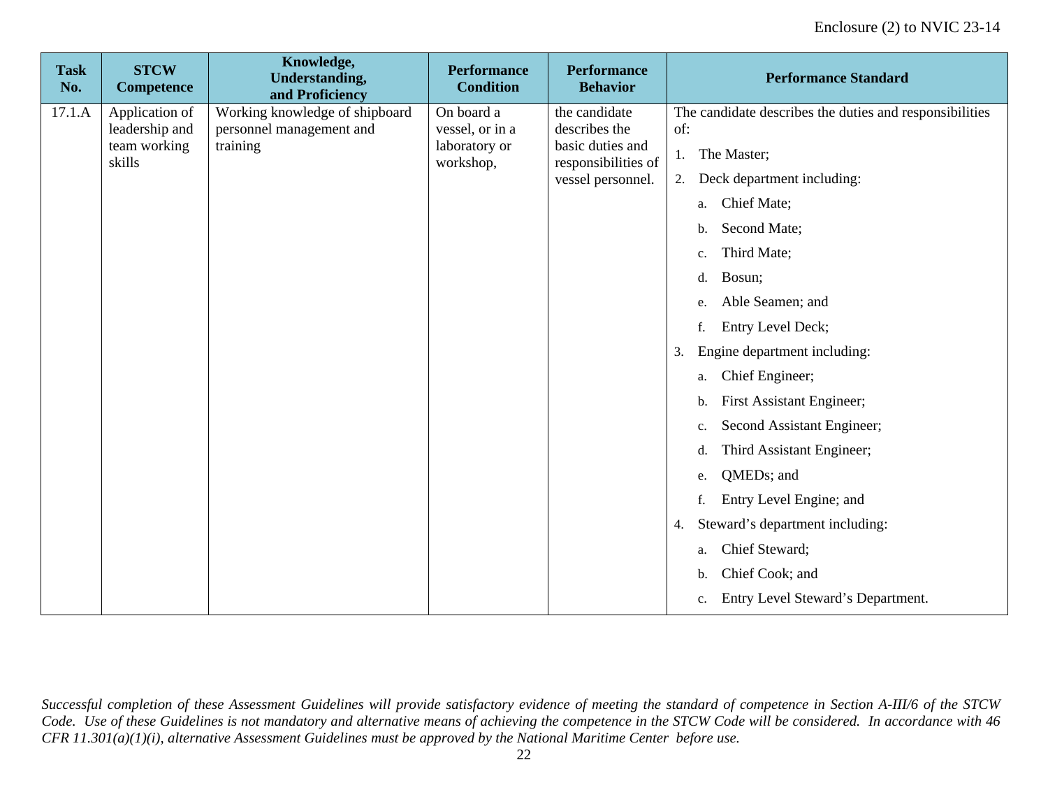| Task No. | STCW Competence | Knowledge, Understanding, and Proficiency | Performance Condition | Performance Behavior | Performance Standard |
|---|---|---|---|---|---|
| 17.1.A | Application of leadership and team working skills | Working knowledge of shipboard personnel management and training | On board a vessel, or in a laboratory or workshop, | the candidate describes the basic duties and responsibilities of vessel personnel. | The candidate describes the duties and responsibilities of:<br>1. The Master;<br>2. Deck department including:<br>a. Chief Mate;<br>b. Second Mate;<br>c. Third Mate;<br>d. Bosun;<br>e. Able Seamen; and<br>f. Entry Level Deck;<br>3. Engine department including:<br>a. Chief Engineer;<br>b. First Assistant Engineer;<br>c. Second Assistant Engineer;<br>d. Third Assistant Engineer;<br>e. QMEDs; and<br>f. Entry Level Engine; and<br>4. Steward's department including:<br>a. Chief Steward;<br>b. Chief Cook; and<br>c. Entry Level Steward's Department. |

*Successful completion of these Assessment Guidelines will provide satisfactory evidence of meeting the standard of competence in Section A-III/6 of the STCW Code. Use of these Guidelines is not mandatory and alternative means of achieving the competence in the STCW Code will be considered. In accordance with 46 CFR 11.301(a)(1)(i), alternative Assessment Guidelines must be approved by the National Maritime Center before use.*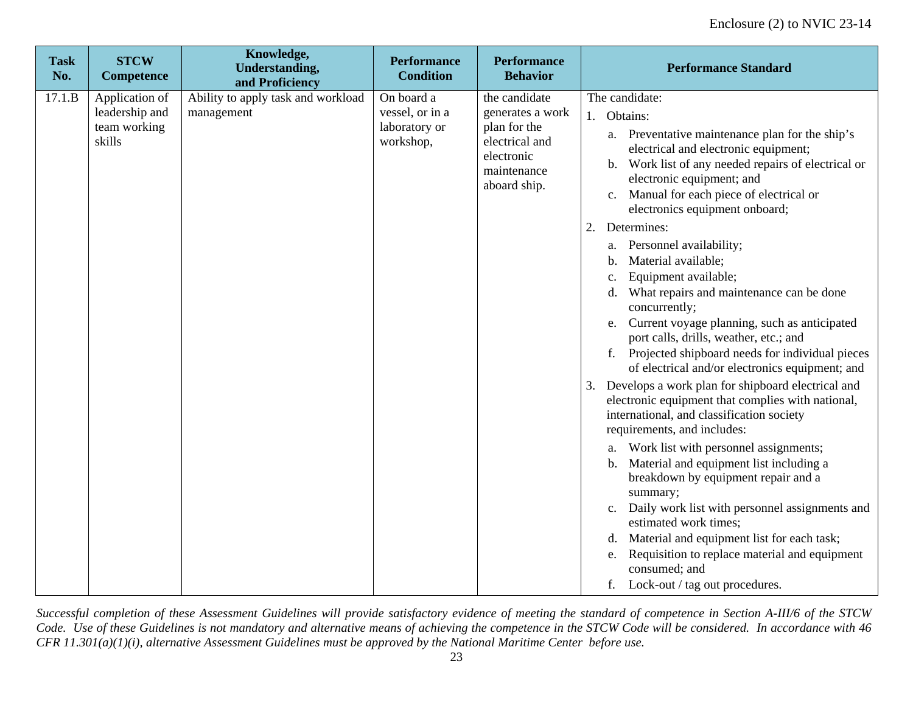| Task No. | STCW Competence | Knowledge, Understanding, and Proficiency | Performance Condition | Performance Behavior | Performance Standard |
|---|---|---|---|---|---|
| 17.1.B | Application of leadership and team working skills | Ability to apply task and workload management | On board a vessel, or in a laboratory or workshop, | the candidate generates a work plan for the electrical and electronic maintenance aboard ship. | The candidate:<br>1. Obtains:<br>a. Preventative maintenance plan for the ship's electrical and electronic equipment;<br>b. Work list of any needed repairs of electrical or electronic equipment; and<br>c. Manual for each piece of electrical or electronics equipment onboard;<br>2. Determines:<br>a. Personnel availability;<br>b. Material available;<br>c. Equipment available;<br>d. What repairs and maintenance can be done concurrently;<br>e. Current voyage planning, such as anticipated port calls, drills, weather, etc.; and<br>f. Projected shipboard needs for individual pieces of electrical and/or electronics equipment; and<br>3. Develops a work plan for shipboard electrical and electronic equipment that complies with national, international, and classification society requirements, and includes:<br>a. Work list with personnel assignments;<br>b. Material and equipment list including a breakdown by equipment repair and a summary;<br>c. Daily work list with personnel assignments and estimated work times;<br>d. Material and equipment list for each task;<br>e. Requisition to replace material and equipment consumed; and<br>f. Lock-out / tag out procedures. |

*Successful completion of these Assessment Guidelines will provide satisfactory evidence of meeting the standard of competence in Section A-III/6 of the STCW Code. Use of these Guidelines is not mandatory and alternative means of achieving the competence in the STCW Code will be considered. In accordance with 46 CFR 11.301(a)(1)(i), alternative Assessment Guidelines must be approved by the National Maritime Center before use.*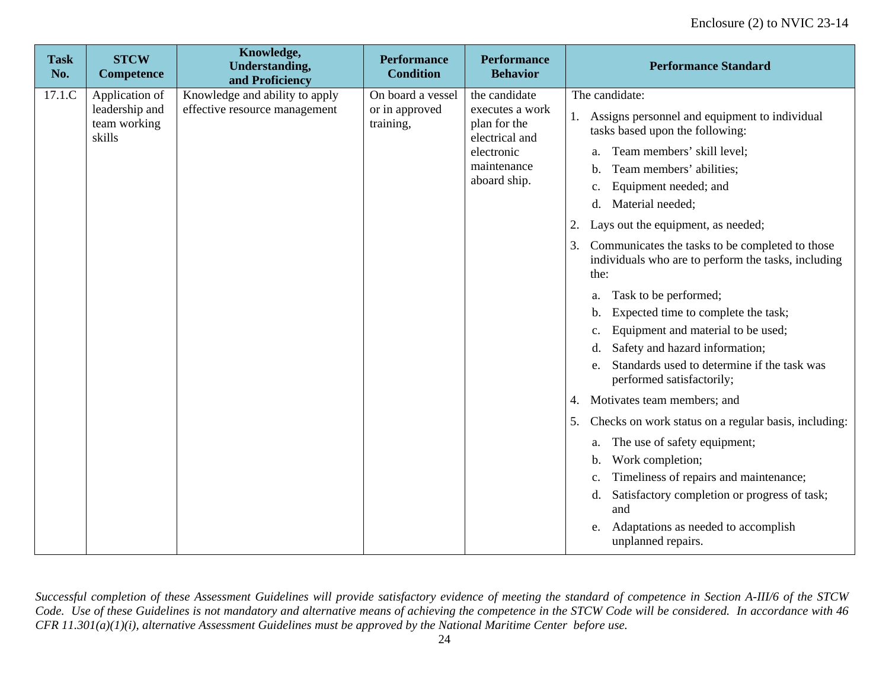| Task No. | STCW Competence | Knowledge, Understanding, and Proficiency | Performance Condition | Performance Behavior | Performance Standard |
|---|---|---|---|---|---|
| 17.1.C | Application of leadership and team working skills | Knowledge and ability to apply effective resource management | On board a vessel or in approved training, | the candidate executes a work plan for the electrical and electronic maintenance aboard ship. | The candidate:<br>1. Assigns personnel and equipment to individual tasks based upon the following:<br>a. Team members' skill level;<br>b. Team members' abilities;<br>c. Equipment needed; and<br>d. Material needed;<br>2. Lays out the equipment, as needed;<br>3. Communicates the tasks to be completed to those individuals who are to perform the tasks, including the:<br>a. Task to be performed;<br>b. Expected time to complete the task;<br>c. Equipment and material to be used;<br>d. Safety and hazard information;<br>e. Standards used to determine if the task was performed satisfactorily;<br>4. Motivates team members; and<br>5. Checks on work status on a regular basis, including:<br>a. The use of safety equipment;<br>b. Work completion;<br>c. Timeliness of repairs and maintenance;<br>d. Satisfactory completion or progress of task; and<br>e. Adaptations as needed to accomplish unplanned repairs. |

*Successful completion of these Assessment Guidelines will provide satisfactory evidence of meeting the standard of competence in Section A-III/6 of the STCW Code. Use of these Guidelines is not mandatory and alternative means of achieving the competence in the STCW Code will be considered. In accordance with 46 CFR 11.301(a)(1)(i), alternative Assessment Guidelines must be approved by the National Maritime Center before use.*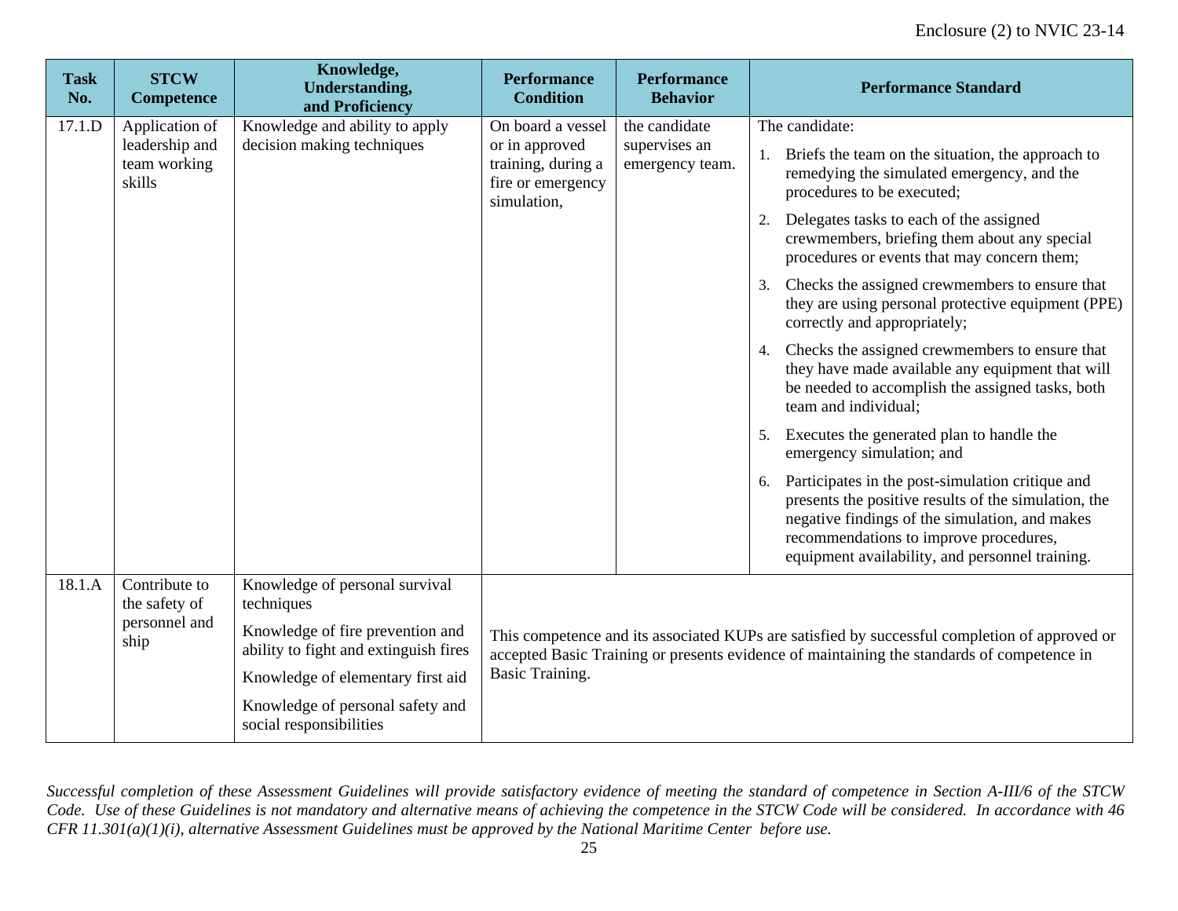| Task No. | STCW Competence | Knowledge, Understanding, and Proficiency | Performance Condition | Performance Behavior | Performance Standard |
|---|---|---|---|---|---|
| 17.1.D | Application of leadership and team working skills | Knowledge and ability to apply decision making techniques | On board a vessel or in approved training, during a fire or emergency simulation, | the candidate supervises an emergency team. | The candidate:<br>1. Briefs the team on the situation, the approach to remedying the simulated emergency, and the procedures to be executed;<br>2. Delegates tasks to each of the assigned crewmembers, briefing them about any special procedures or events that may concern them;<br>3. Checks the assigned crewmembers to ensure that they are using personal protective equipment (PPE) correctly and appropriately;<br>4. Checks the assigned crewmembers to ensure that they have made available any equipment that will be needed to accomplish the assigned tasks, both team and individual;<br>5. Executes the generated plan to handle the emergency simulation; and<br>6. Participates in the post-simulation critique and presents the positive results of the simulation, the negative findings of the simulation, and makes recommendations to improve procedures, equipment availability, and personnel training. |
| 18.1.A | Contribute to the safety of personnel and ship | Knowledge of personal survival techniques<br>Knowledge of fire prevention and ability to fight and extinguish fires<br>Knowledge of elementary first aid<br>Knowledge of personal safety and social responsibilities | This competence and its associated KUPs are satisfied by successful completion of approved or accepted Basic Training or presents evidence of maintaining the standards of competence in Basic Training. | | |

*Successful completion of these Assessment Guidelines will provide satisfactory evidence of meeting the standard of competence in Section A-III/6 of the STCW Code. Use of these Guidelines is not mandatory and alternative means of achieving the competence in the STCW Code will be considered. In accordance with 46 CFR 11.301(a)(1)(i), alternative Assessment Guidelines must be approved by the National Maritime Center before use.*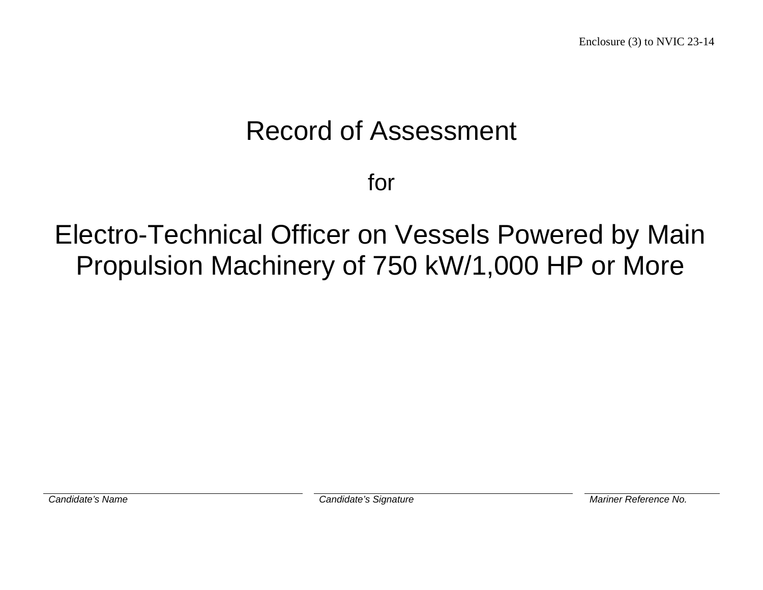Enclosure (3) to NVIC 23-14

# Record of Assessment

for

# Electro-Technical Officer on Vessels Powered by Main Propulsion Machinery of 750 kW/1,000 HP or More

| *Candidate's Name* | *Candidate's Signature* | *Mariner Reference No.* |
|---|---|---|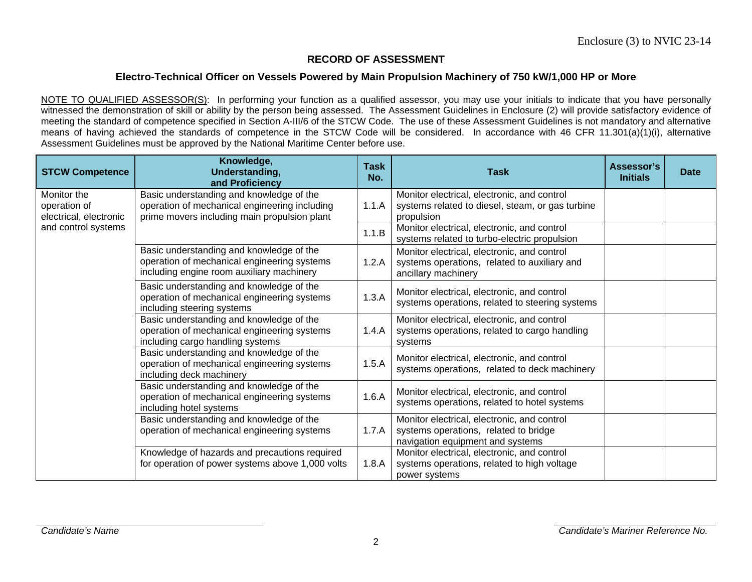Enclosure (3) to NVIC 23-14

## RECORD OF ASSESSMENT

### Electro-Technical Officer on Vessels Powered by Main Propulsion Machinery of 750 kW/1,000 HP or More

NOTE TO QUALIFIED ASSESSOR(S): In performing your function as a qualified assessor, you may use your initials to indicate that you have personally witnessed the demonstration of skill or ability by the person being assessed. The Assessment Guidelines in Enclosure (2) will provide satisfactory evidence of meeting the standard of competence specified in Section A-III/6 of the STCW Code. The use of these Assessment Guidelines is not mandatory and alternative means of having achieved the standards of competence in the STCW Code will be considered. In accordance with 46 CFR 11.301(a)(1)(i), alternative Assessment Guidelines must be approved by the National Maritime Center before use.

| STCW Competence | Knowledge, Understanding, and Proficiency | Task No. | Task | Assessor's Initials | Date |
|---|---|---|---|---|---|
| Monitor the operation of electrical, electronic and control systems | Basic understanding and knowledge of the operation of mechanical engineering including prime movers including main propulsion plant | 1.1.A | Monitor electrical, electronic, and control systems related to diesel, steam, or gas turbine propulsion | | |
| | | 1.1.B | Monitor electrical, electronic, and control systems related to turbo-electric propulsion | | |
| | Basic understanding and knowledge of the operation of mechanical engineering systems including engine room auxiliary machinery | 1.2.A | Monitor electrical, electronic, and control systems operations, related to auxiliary and ancillary machinery | | |
| | Basic understanding and knowledge of the operation of mechanical engineering systems including steering systems | 1.3.A | Monitor electrical, electronic, and control systems operations, related to steering systems | | |
| | Basic understanding and knowledge of the operation of mechanical engineering systems including cargo handling systems | 1.4.A | Monitor electrical, electronic, and control systems operations, related to cargo handling systems | | |
| | Basic understanding and knowledge of the operation of mechanical engineering systems including deck machinery | 1.5.A | Monitor electrical, electronic, and control systems operations, related to deck machinery | | |
| | Basic understanding and knowledge of the operation of mechanical engineering systems including hotel systems | 1.6.A | Monitor electrical, electronic, and control systems operations, related to hotel systems | | |
| | Basic understanding and knowledge of the operation of mechanical engineering systems | 1.7.A | Monitor electrical, electronic, and control systems operations, related to bridge navigation equipment and systems | | |
| | Knowledge of hazards and precautions required for operation of power systems above 1,000 volts | 1.8.A | Monitor electrical, electronic, and control systems operations, related to high voltage power systems | | |

*Candidate's Name* _______________________ *Candidate's Mariner Reference No.* _______________________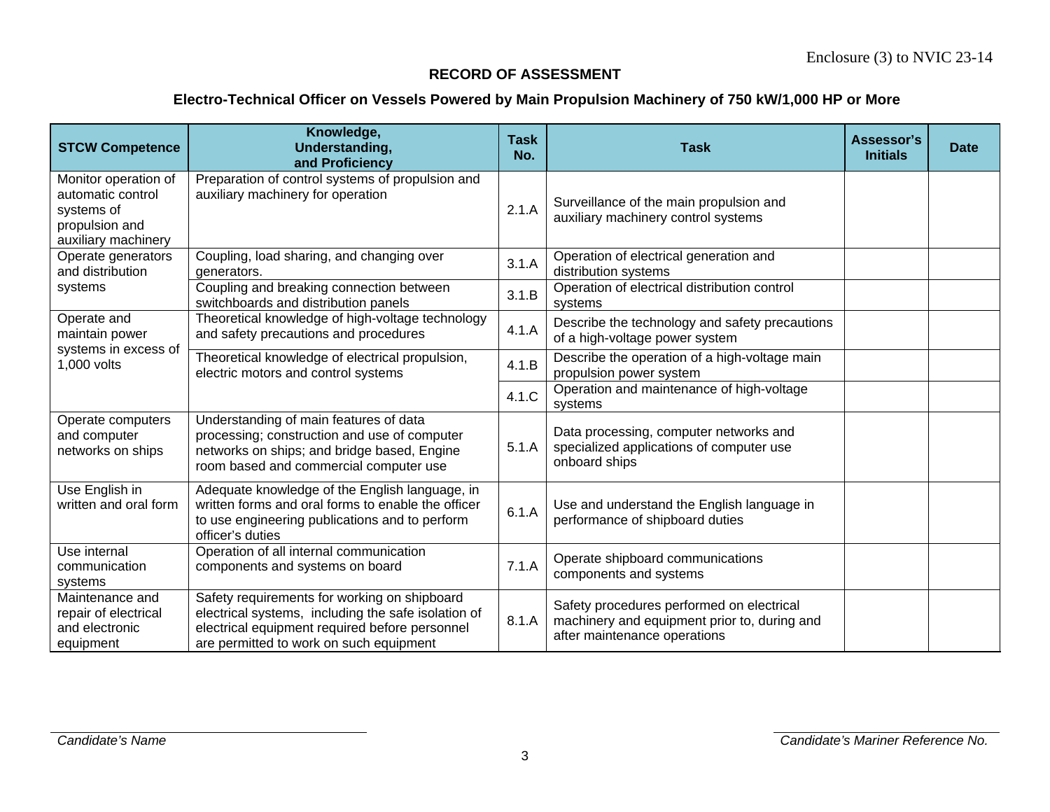Enclosure (3) to NVIC 23-14

## RECORD OF ASSESSMENT

### Electro-Technical Officer on Vessels Powered by Main Propulsion Machinery of 750 kW/1,000 HP or More

| STCW Competence | Knowledge, Understanding, and Proficiency | Task No. | Task | Assessor's Initials | Date |
|---|---|---|---|---|---|
| Monitor operation of automatic control systems of propulsion and auxiliary machinery | Preparation of control systems of propulsion and auxiliary machinery for operation | 2.1.A | Surveillance of the main propulsion and auxiliary machinery control systems | | |
| Operate generators and distribution systems | Coupling, load sharing, and changing over generators. | 3.1.A | Operation of electrical generation and distribution systems | | |
| | Coupling and breaking connection between switchboards and distribution panels | 3.1.B | Operation of electrical distribution control systems | | |
| Operate and maintain power systems in excess of 1,000 volts | Theoretical knowledge of high-voltage technology and safety precautions and procedures | 4.1.A | Describe the technology and safety precautions of a high-voltage power system | | |
| | Theoretical knowledge of electrical propulsion, electric motors and control systems | 4.1.B | Describe the operation of a high-voltage main propulsion power system | | |
| | | 4.1.C | Operation and maintenance of high-voltage systems | | |
| Operate computers and computer networks on ships | Understanding of main features of data processing; construction and use of computer networks on ships; and bridge based, Engine room based and commercial computer use | 5.1.A | Data processing, computer networks and specialized applications of computer use onboard ships | | |
| Use English in written and oral form | Adequate knowledge of the English language, in written forms and oral forms to enable the officer to use engineering publications and to perform officer's duties | 6.1.A | Use and understand the English language in performance of shipboard duties | | |
| Use internal communication systems | Operation of all internal communication components and systems on board | 7.1.A | Operate shipboard communications components and systems | | |
| Maintenance and repair of electrical and electronic equipment | Safety requirements for working on shipboard electrical systems, including the safe isolation of electrical equipment required before personnel are permitted to work on such equipment | 8.1.A | Safety procedures performed on electrical machinery and equipment prior to, during and after maintenance operations | | |

*Candidate's Name* _______________________ *Candidate's Mariner Reference No.* _______________________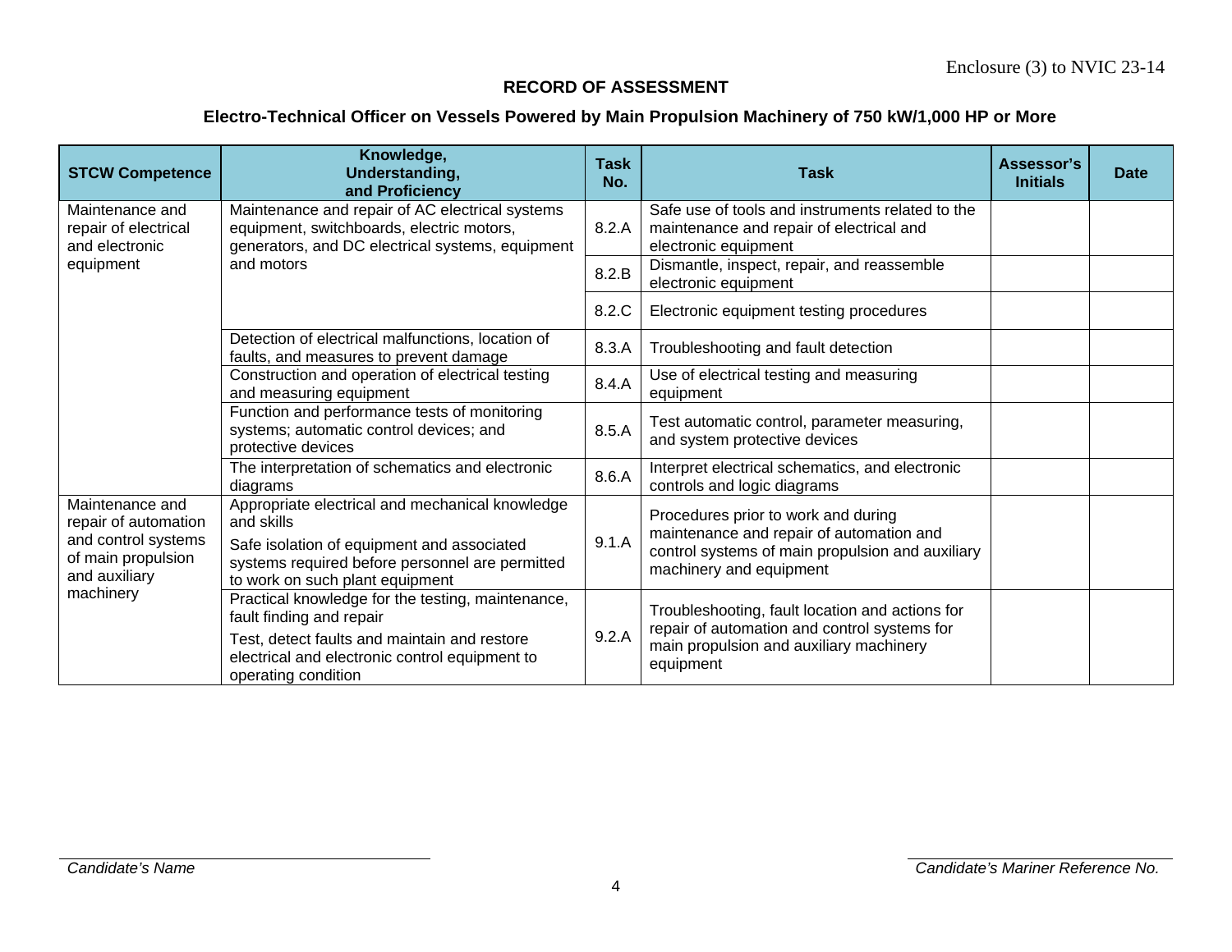Enclosure (3) to NVIC 23-14

## RECORD OF ASSESSMENT

### Electro-Technical Officer on Vessels Powered by Main Propulsion Machinery of 750 kW/1,000 HP or More

| STCW Competence | Knowledge, Understanding, and Proficiency | Task No. | Task | Assessor's Initials | Date |
|---|---|---|---|---|---|
| Maintenance and repair of electrical and electronic equipment | Maintenance and repair of AC electrical systems equipment, switchboards, electric motors, generators, and DC electrical systems, equipment and motors | 8.2.A | Safe use of tools and instruments related to the maintenance and repair of electrical and electronic equipment | | |
| | | 8.2.B | Dismantle, inspect, repair, and reassemble electronic equipment | | |
| | | 8.2.C | Electronic equipment testing procedures | | |
| | Detection of electrical malfunctions, location of faults, and measures to prevent damage | 8.3.A | Troubleshooting and fault detection | | |
| | Construction and operation of electrical testing and measuring equipment | 8.4.A | Use of electrical testing and measuring equipment | | |
| | Function and performance tests of monitoring systems; automatic control devices; and protective devices | 8.5.A | Test automatic control, parameter measuring, and system protective devices | | |
| | The interpretation of schematics and electronic diagrams | 8.6.A | Interpret electrical schematics, and electronic controls and logic diagrams | | |
| Maintenance and repair of automation and control systems of main propulsion and auxiliary machinery | Appropriate electrical and mechanical knowledge and skills<br>Safe isolation of equipment and associated systems required before personnel are permitted to work on such plant equipment | 9.1.A | Procedures prior to work and during maintenance and repair of automation and control systems of main propulsion and auxiliary machinery and equipment | | |
| | Practical knowledge for the testing, maintenance, fault finding and repair<br>Test, detect faults and maintain and restore electrical and electronic control equipment to operating condition | 9.2.A | Troubleshooting, fault location and actions for repair of automation and control systems for main propulsion and auxiliary machinery equipment | | |

*Candidate's Name* &nbsp;&nbsp;&nbsp;&nbsp;&nbsp;&nbsp;&nbsp;&nbsp; *Candidate's Mariner Reference No.*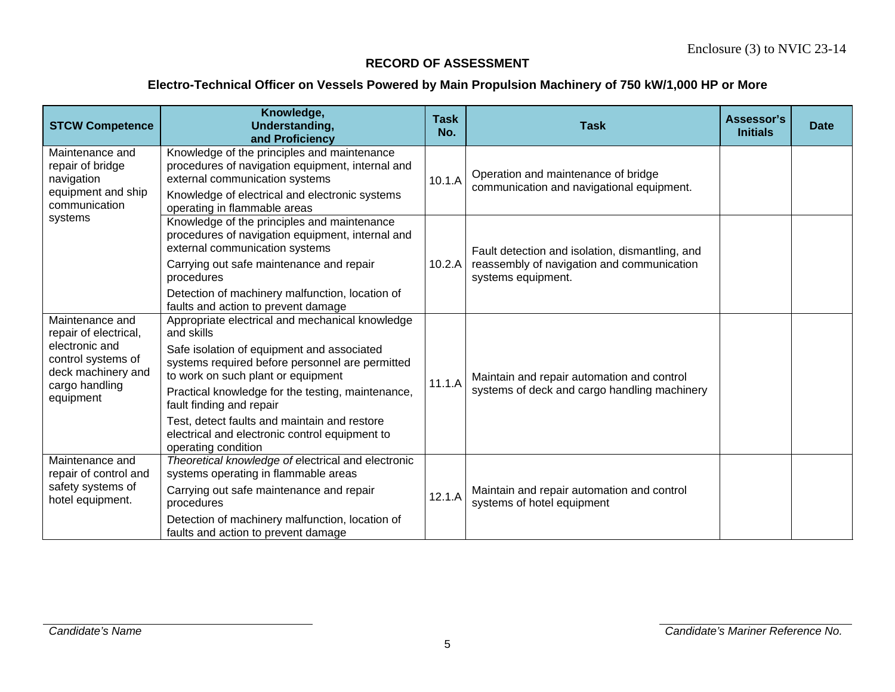Enclosure (3) to NVIC 23-14

## RECORD OF ASSESSMENT

### Electro-Technical Officer on Vessels Powered by Main Propulsion Machinery of 750 kW/1,000 HP or More

| STCW Competence | Knowledge, Understanding, and Proficiency | Task No. | Task | Assessor's Initials | Date |
|---|---|---|---|---|---|
| Maintenance and repair of bridge navigation equipment and ship communication systems | Knowledge of the principles and maintenance procedures of navigation equipment, internal and external communication systems<br>Knowledge of electrical and electronic systems operating in flammable areas | 10.1.A | Operation and maintenance of bridge communication and navigational equipment. | | |
| | Knowledge of the principles and maintenance procedures of navigation equipment, internal and external communication systems<br>Carrying out safe maintenance and repair procedures<br>Detection of machinery malfunction, location of faults and action to prevent damage | 10.2.A | Fault detection and isolation, dismantling, and reassembly of navigation and communication systems equipment. | | |
| Maintenance and repair of electrical, electronic and control systems of deck machinery and cargo handling equipment | Appropriate electrical and mechanical knowledge and skills<br>Safe isolation of equipment and associated systems required before personnel are permitted to work on such plant or equipment<br>Practical knowledge for the testing, maintenance, fault finding and repair<br>Test, detect faults and maintain and restore electrical and electronic control equipment to operating condition | 11.1.A | Maintain and repair automation and control systems of deck and cargo handling machinery | | |
| Maintenance and repair of control and safety systems of hotel equipment. | *Theoretical knowledge of* electrical and electronic systems operating in flammable areas<br>Carrying out safe maintenance and repair procedures<br>Detection of machinery malfunction, location of faults and action to prevent damage | 12.1.A | Maintain and repair automation and control systems of hotel equipment | | |

*Candidate's Name* &nbsp;&nbsp;&nbsp;&nbsp;&nbsp;&nbsp;&nbsp;&nbsp; *Candidate's Mariner Reference No.*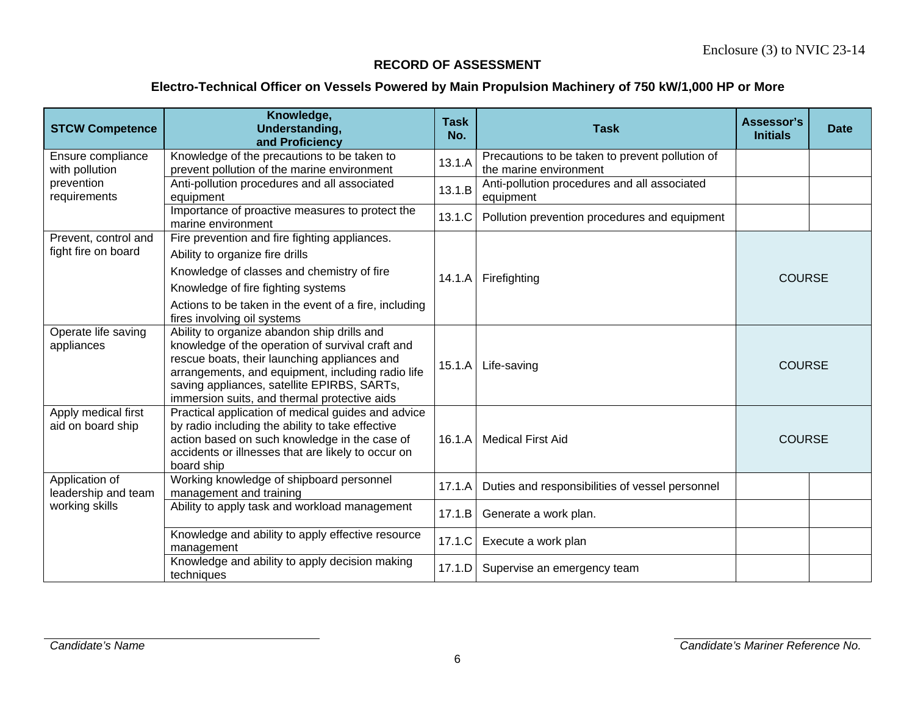Enclosure (3) to NVIC 23-14

## RECORD OF ASSESSMENT

### Electro-Technical Officer on Vessels Powered by Main Propulsion Machinery of 750 kW/1,000 HP or More

| STCW Competence | Knowledge, Understanding, and Proficiency | Task No. | Task | Assessor's Initials | Date |
|---|---|---|---|---|---|
| Ensure compliance with pollution prevention requirements | Knowledge of the precautions to be taken to prevent pollution of the marine environment | 13.1.A | Precautions to be taken to prevent pollution of the marine environment | | |
| | Anti-pollution procedures and all associated equipment | 13.1.B | Anti-pollution procedures and all associated equipment | | |
| | Importance of proactive measures to protect the marine environment | 13.1.C | Pollution prevention procedures and equipment | | |
| Prevent, control and fight fire on board | Fire prevention and fire fighting appliances. Ability to organize fire drills Knowledge of classes and chemistry of fire Knowledge of fire fighting systems Actions to be taken in the event of a fire, including fires involving oil systems | 14.1.A | Firefighting | COURSE | |
| Operate life saving appliances | Ability to organize abandon ship drills and knowledge of the operation of survival craft and rescue boats, their launching appliances and arrangements, and equipment, including radio life saving appliances, satellite EPIRBS, SARTs, immersion suits, and thermal protective aids | 15.1.A | Life-saving | COURSE | |
| Apply medical first aid on board ship | Practical application of medical guides and advice by radio including the ability to take effective action based on such knowledge in the case of accidents or illnesses that are likely to occur on board ship | 16.1.A | Medical First Aid | COURSE | |
| Application of leadership and team working skills | Working knowledge of shipboard personnel management and training | 17.1.A | Duties and responsibilities of vessel personnel | | |
| | Ability to apply task and workload management | 17.1.B | Generate a work plan. | | |
| | Knowledge and ability to apply effective resource management | 17.1.C | Execute a work plan | | |
| | Knowledge and ability to apply decision making techniques | 17.1.D | Supervise an emergency team | | |

*Candidate's Name*

*Candidate's Mariner Reference No.*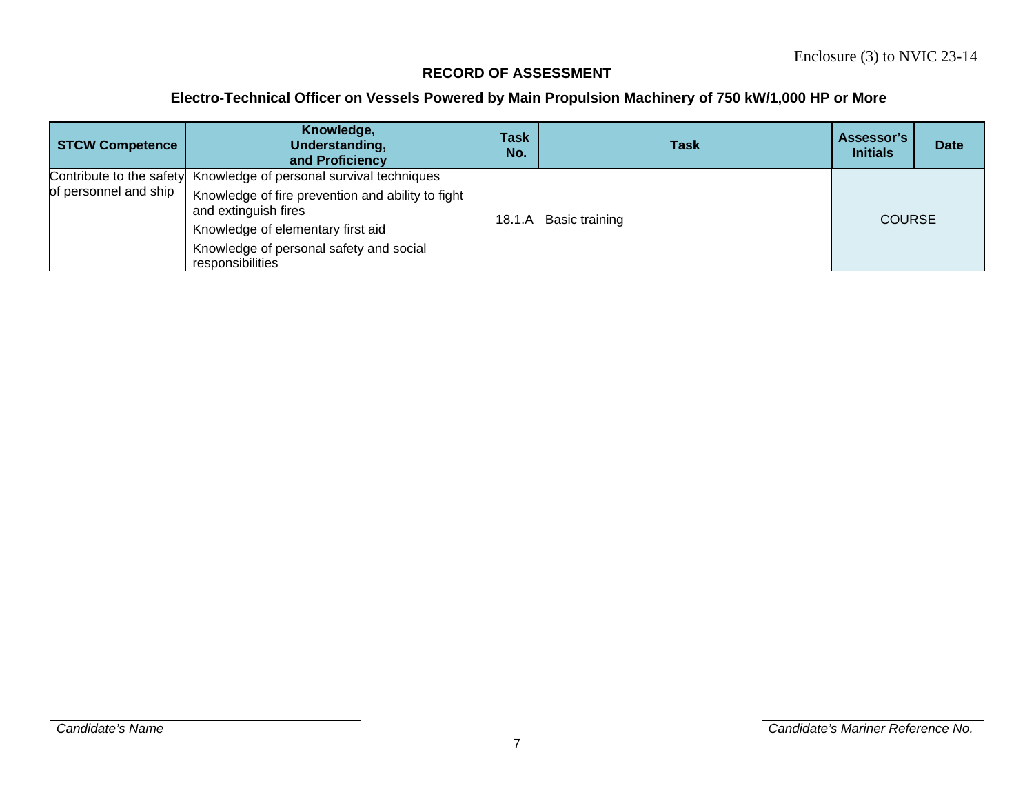Enclosure (3) to NVIC 23-14

## RECORD OF ASSESSMENT

### Electro-Technical Officer on Vessels Powered by Main Propulsion Machinery of 750 kW/1,000 HP or More

| STCW Competence | Knowledge, Understanding, and Proficiency | Task No. | Task | Assessor's Initials | Date |
|---|---|---|---|---|---|
| Contribute to the safety of personnel and ship | Knowledge of personal survival techniques<br>Knowledge of fire prevention and ability to fight and extinguish fires<br>Knowledge of elementary first aid<br>Knowledge of personal safety and social responsibilities | 18.1.A | Basic training | COURSE | |

*Candidate's Name*

*Candidate's Mariner Reference No.*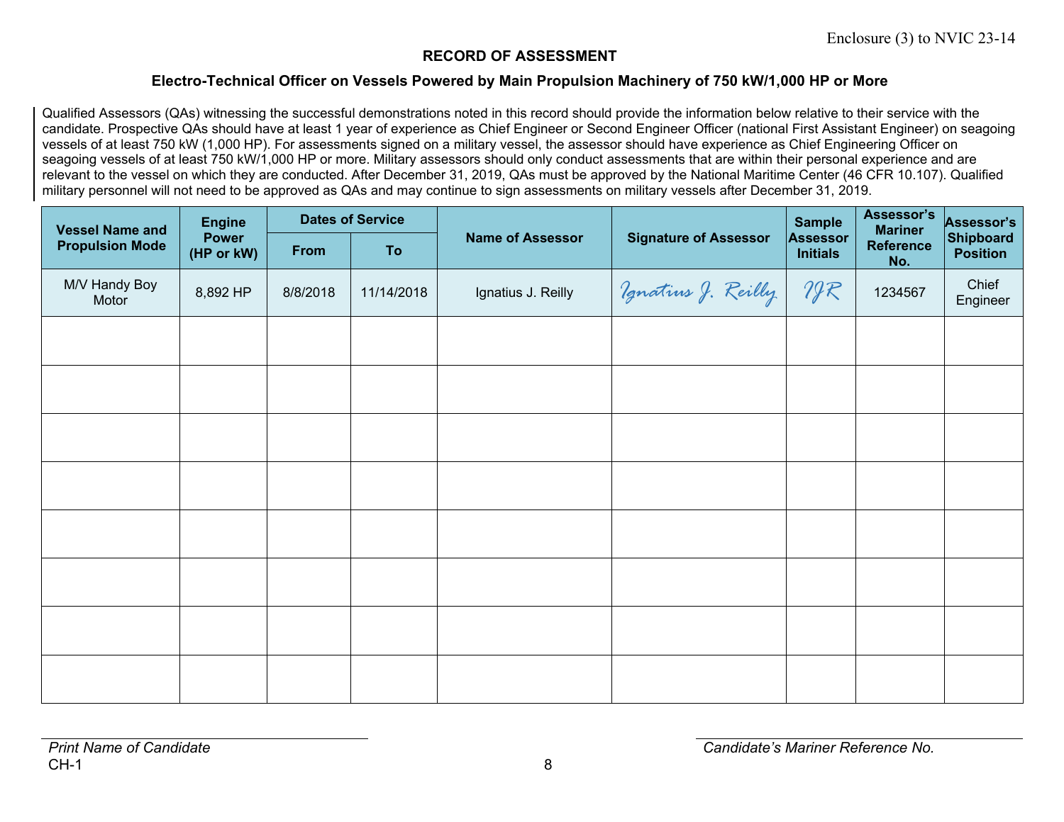Enclosure (3) to NVIC 23-14

## RECORD OF ASSESSMENT

### Electro-Technical Officer on Vessels Powered by Main Propulsion Machinery of 750 kW/1,000 HP or More

Qualified Assessors (QAs) witnessing the successful demonstrations noted in this record should provide the information below relative to their service with the candidate. Prospective QAs should have at least 1 year of experience as Chief Engineer or Second Engineer Officer (national First Assistant Engineer) on seagoing vessels of at least 750 kW (1,000 HP). For assessments signed on a military vessel, the assessor should have experience as Chief Engineering Officer on seagoing vessels of at least 750 kW/1,000 HP or more. Military assessors should only conduct assessments that are within their personal experience and are relevant to the vessel on which they are conducted. After December 31, 2019, QAs must be approved by the National Maritime Center (46 CFR 10.107). Qualified military personnel will not need to be approved as QAs and may continue to sign assessments on military vessels after December 31, 2019.

| Vessel Name and Propulsion Mode | Engine Power (HP or kW) | Dates of Service | | Name of Assessor | Signature of Assessor | Sample Assessor Initials | Assessor's Mariner Reference No. | Assessor's Shipboard Position |
|---|---|---|---|---|---|---|---|---|
| | | From | To | | | | | |
| M/V Handy Boy Motor | 8,892 HP | 8/8/2018 | 11/14/2018 | Ignatius J. Reilly | Ignatius J. Reilly | IJR | 1234567 | Chief Engineer |
| | | | | | | | | |
| | | | | | | | | |
| | | | | | | | | |
| | | | | | | | | |
| | | | | | | | | |
| | | | | | | | | |
| | | | | | | | | |
| | | | | | | | | |

_______________________________
*Print Name of Candidate*

_______________________________
*Candidate's Mariner Reference No.*

CH-1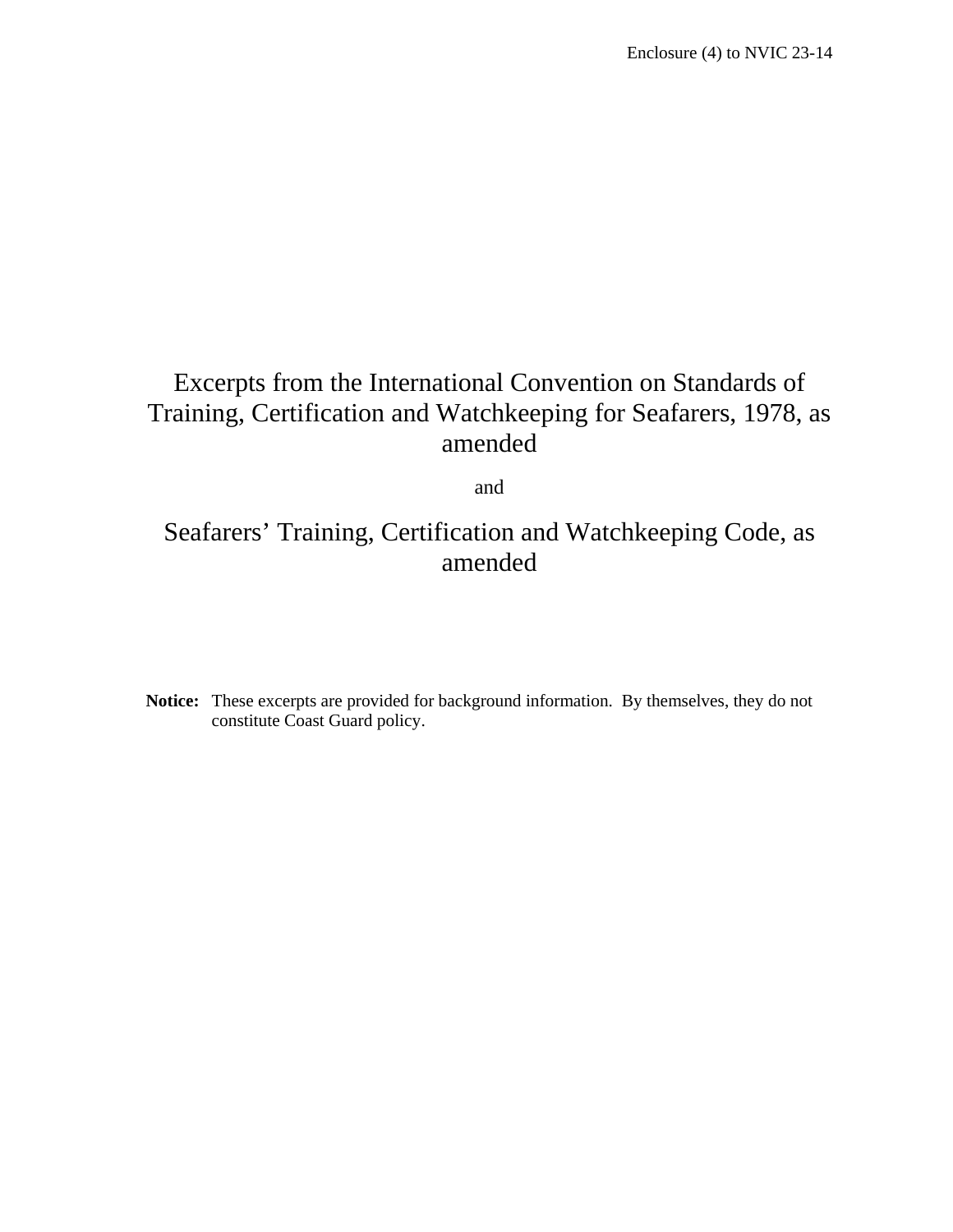Enclosure (4) to NVIC 23-14

# Excerpts from the International Convention on Standards of Training, Certification and Watchkeeping for Seafarers, 1978, as amended

and

# Seafarers' Training, Certification and Watchkeeping Code, as amended

**Notice:** These excerpts are provided for background information. By themselves, they do not constitute Coast Guard policy.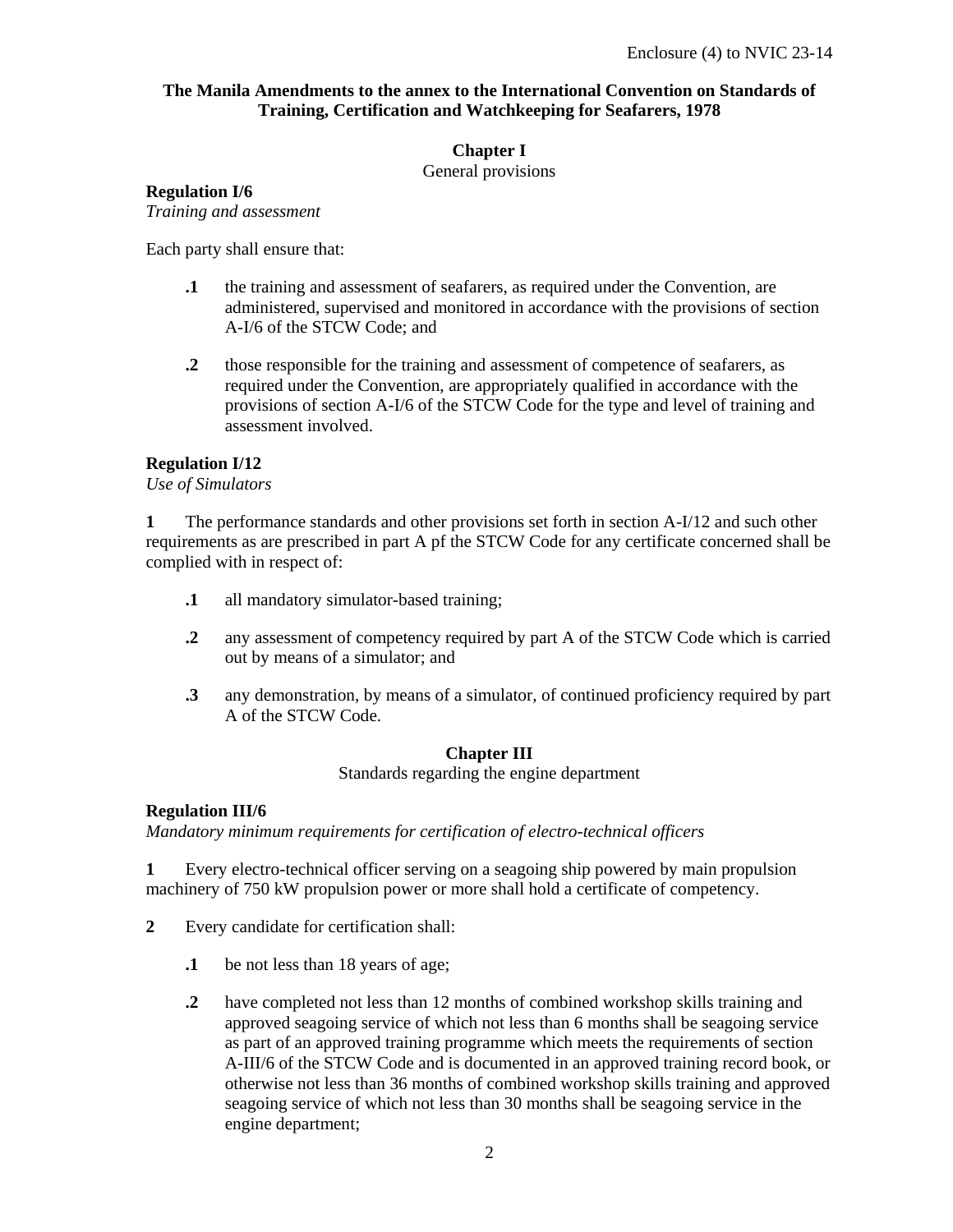Enclosure (4) to NVIC 23-14

**The Manila Amendments to the annex to the International Convention on Standards of Training, Certification and Watchkeeping for Seafarers, 1978**

## Chapter I

General provisions

**Regulation I/6**
*Training and assessment*

Each party shall ensure that:

**.1** the training and assessment of seafarers, as required under the Convention, are administered, supervised and monitored in accordance with the provisions of section A-I/6 of the STCW Code; and

**.2** those responsible for the training and assessment of competence of seafarers, as required under the Convention, are appropriately qualified in accordance with the provisions of section A-I/6 of the STCW Code for the type and level of training and assessment involved.

**Regulation I/12**
*Use of Simulators*

**1** The performance standards and other provisions set forth in section A-I/12 and such other requirements as are prescribed in part A pf the STCW Code for any certificate concerned shall be complied with in respect of:

**.1** all mandatory simulator-based training;

**.2** any assessment of competency required by part A of the STCW Code which is carried out by means of a simulator; and

**.3** any demonstration, by means of a simulator, of continued proficiency required by part A of the STCW Code.

## Chapter III

Standards regarding the engine department

**Regulation III/6**
*Mandatory minimum requirements for certification of electro-technical officers*

**1** Every electro-technical officer serving on a seagoing ship powered by main propulsion machinery of 750 kW propulsion power or more shall hold a certificate of competency.

**2** Every candidate for certification shall:

**.1** be not less than 18 years of age;

**.2** have completed not less than 12 months of combined workshop skills training and approved seagoing service of which not less than 6 months shall be seagoing service as part of an approved training programme which meets the requirements of section A-III/6 of the STCW Code and is documented in an approved training record book, or otherwise not less than 36 months of combined workshop skills training and approved seagoing service of which not less than 30 months shall be seagoing service in the engine department;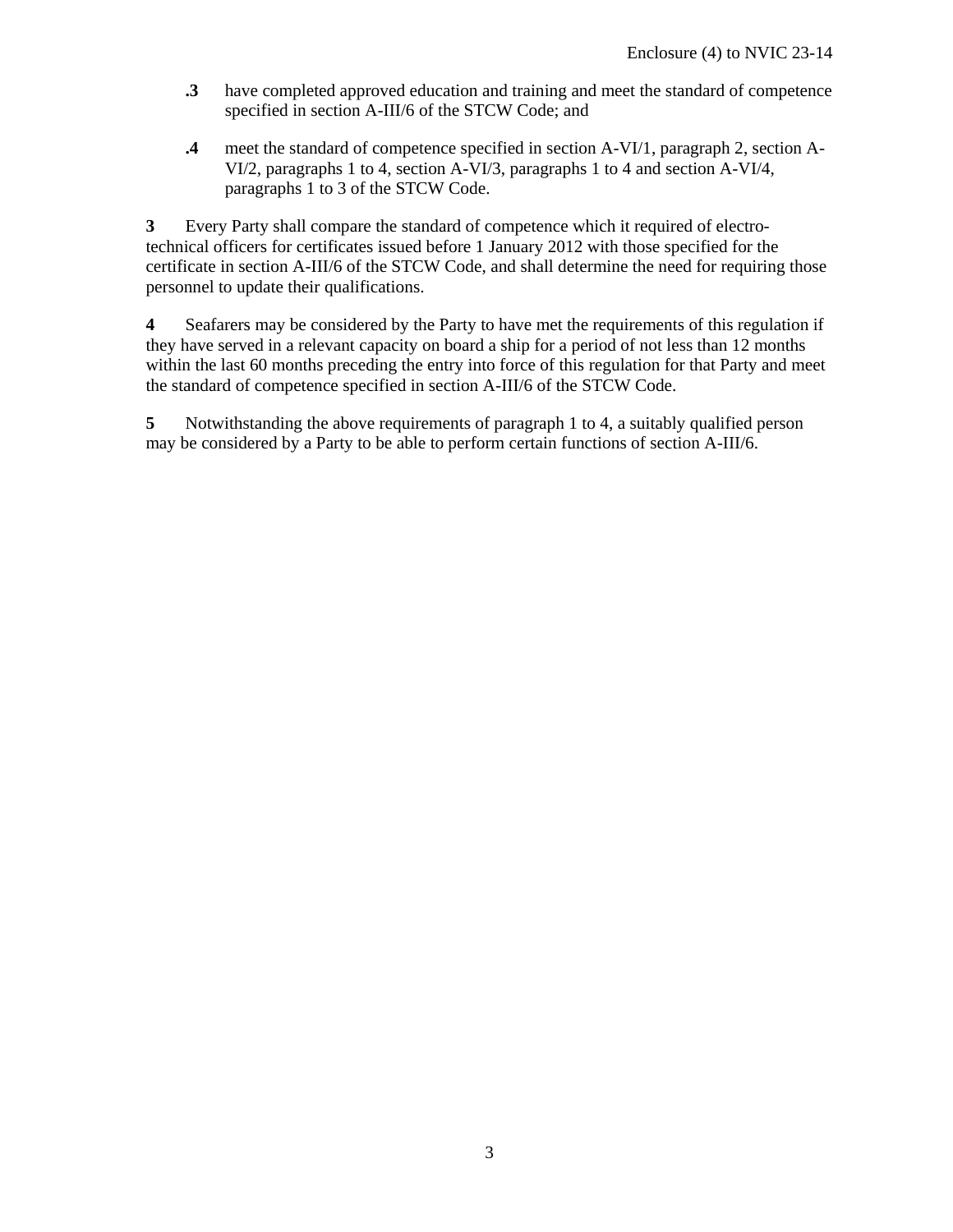**.3** have completed approved education and training and meet the standard of competence specified in section A-III/6 of the STCW Code; and

**.4** meet the standard of competence specified in section A-VI/1, paragraph 2, section A-VI/2, paragraphs 1 to 4, section A-VI/3, paragraphs 1 to 4 and section A-VI/4, paragraphs 1 to 3 of the STCW Code.

**3** Every Party shall compare the standard of competence which it required of electro-technical officers for certificates issued before 1 January 2012 with those specified for the certificate in section A-III/6 of the STCW Code, and shall determine the need for requiring those personnel to update their qualifications.

**4** Seafarers may be considered by the Party to have met the requirements of this regulation if they have served in a relevant capacity on board a ship for a period of not less than 12 months within the last 60 months preceding the entry into force of this regulation for that Party and meet the standard of competence specified in section A-III/6 of the STCW Code.

**5** Notwithstanding the above requirements of paragraph 1 to 4, a suitably qualified person may be considered by a Party to be able to perform certain functions of section A-III/6.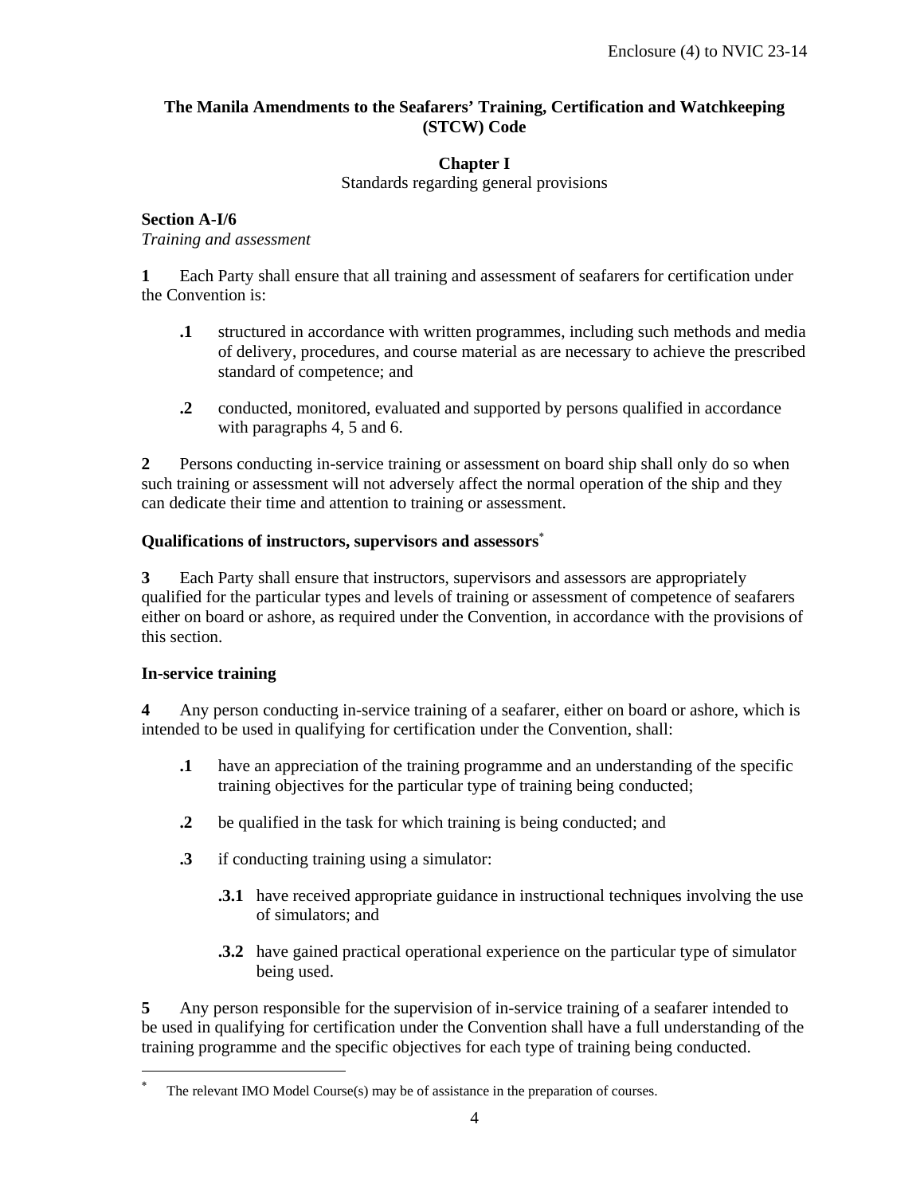# The Manila Amendments to the Seafarers' Training, Certification and Watchkeeping (STCW) Code

## Chapter I

Standards regarding general provisions

### Section A-I/6

*Training and assessment*

**1** Each Party shall ensure that all training and assessment of seafarers for certification under the Convention is:

- **.1** structured in accordance with written programmes, including such methods and media of delivery, procedures, and course material as are necessary to achieve the prescribed standard of competence; and

- **.2** conducted, monitored, evaluated and supported by persons qualified in accordance with paragraphs 4, 5 and 6.

**2** Persons conducting in-service training or assessment on board ship shall only do so when such training or assessment will not adversely affect the normal operation of the ship and they can dedicate their time and attention to training or assessment.

**Qualifications of instructors, supervisors and assessors**[*]

**3** Each Party shall ensure that instructors, supervisors and assessors are appropriately qualified for the particular types and levels of training or assessment of competence of seafarers either on board or ashore, as required under the Convention, in accordance with the provisions of this section.

**In-service training**

**4** Any person conducting in-service training of a seafarer, either on board or ashore, which is intended to be used in qualifying for certification under the Convention, shall:

- **.1** have an appreciation of the training programme and an understanding of the specific training objectives for the particular type of training being conducted;

- **.2** be qualified in the task for which training is being conducted; and

- **.3** if conducting training using a simulator:

  - **.3.1** have received appropriate guidance in instructional techniques involving the use of simulators; and

  - **.3.2** have gained practical operational experience on the particular type of simulator being used.

**5** Any person responsible for the supervision of in-service training of a seafarer intended to be used in qualifying for certification under the Convention shall have a full understanding of the training programme and the specific objectives for each type of training being conducted.

---

[*] The relevant IMO Model Course(s) may be of assistance in the preparation of courses.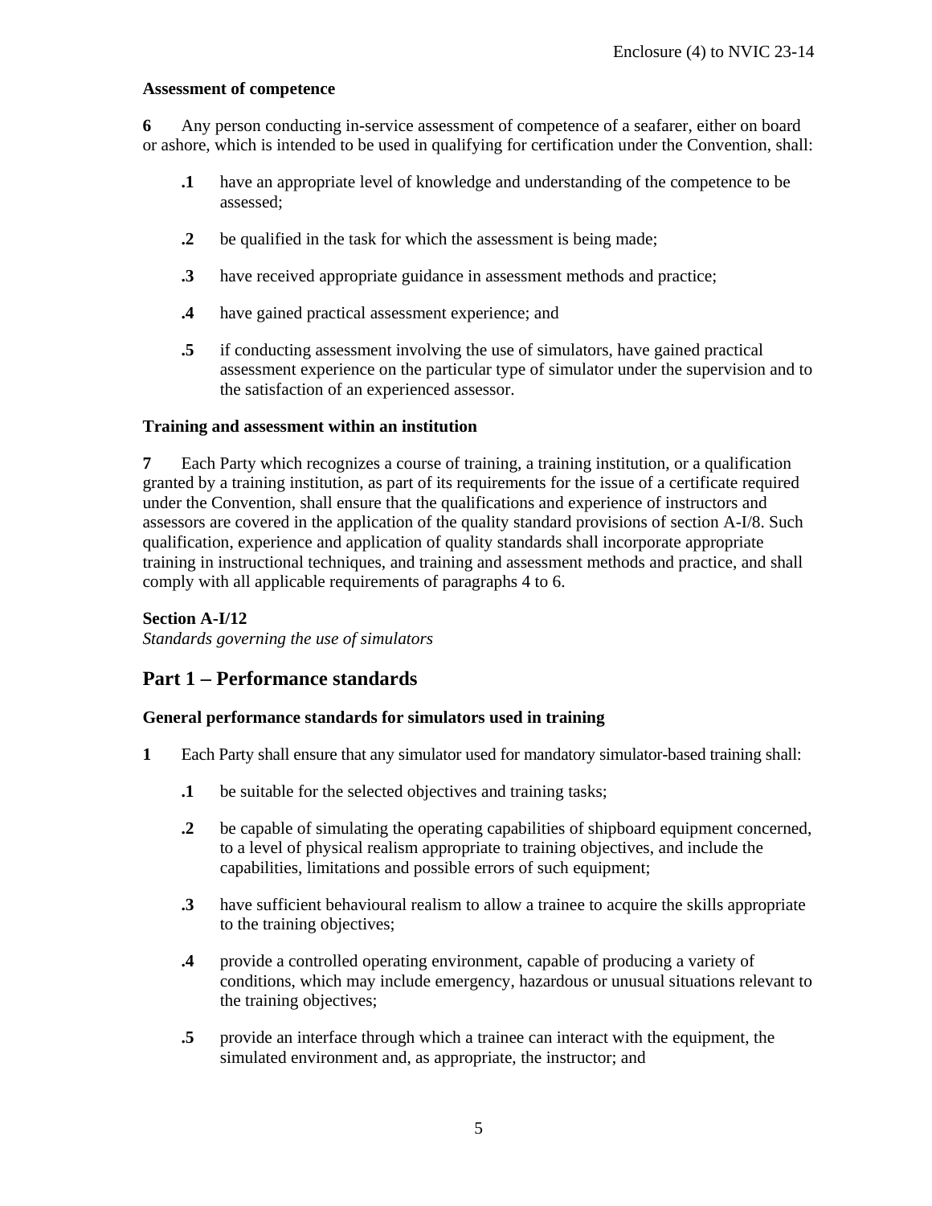**Assessment of competence**

**6** Any person conducting in-service assessment of competence of a seafarer, either on board or ashore, which is intended to be used in qualifying for certification under the Convention, shall:

- **.1** have an appropriate level of knowledge and understanding of the competence to be assessed;
- **.2** be qualified in the task for which the assessment is being made;
- **.3** have received appropriate guidance in assessment methods and practice;
- **.4** have gained practical assessment experience; and
- **.5** if conducting assessment involving the use of simulators, have gained practical assessment experience on the particular type of simulator under the supervision and to the satisfaction of an experienced assessor.

**Training and assessment within an institution**

**7** Each Party which recognizes a course of training, a training institution, or a qualification granted by a training institution, as part of its requirements for the issue of a certificate required under the Convention, shall ensure that the qualifications and experience of instructors and assessors are covered in the application of the quality standard provisions of section A-I/8. Such qualification, experience and application of quality standards shall incorporate appropriate training in instructional techniques, and training and assessment methods and practice, and shall comply with all applicable requirements of paragraphs 4 to 6.

**Section A-I/12**
*Standards governing the use of simulators*

## Part 1 – Performance standards

**General performance standards for simulators used in training**

**1** Each Party shall ensure that any simulator used for mandatory simulator-based training shall:

- **.1** be suitable for the selected objectives and training tasks;
- **.2** be capable of simulating the operating capabilities of shipboard equipment concerned, to a level of physical realism appropriate to training objectives, and include the capabilities, limitations and possible errors of such equipment;
- **.3** have sufficient behavioural realism to allow a trainee to acquire the skills appropriate to the training objectives;
- **.4** provide a controlled operating environment, capable of producing a variety of conditions, which may include emergency, hazardous or unusual situations relevant to the training objectives;
- **.5** provide an interface through which a trainee can interact with the equipment, the simulated environment and, as appropriate, the instructor; and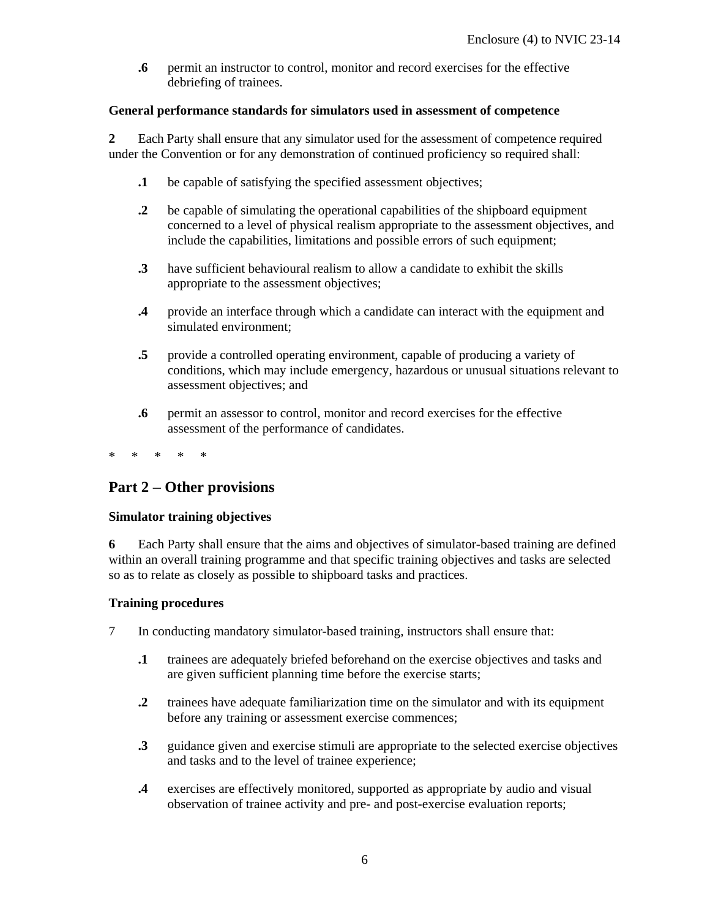**.6** permit an instructor to control, monitor and record exercises for the effective debriefing of trainees.

**General performance standards for simulators used in assessment of competence**

**2** Each Party shall ensure that any simulator used for the assessment of competence required under the Convention or for any demonstration of continued proficiency so required shall:

**.1** be capable of satisfying the specified assessment objectives;

**.2** be capable of simulating the operational capabilities of the shipboard equipment concerned to a level of physical realism appropriate to the assessment objectives, and include the capabilities, limitations and possible errors of such equipment;

**.3** have sufficient behavioural realism to allow a candidate to exhibit the skills appropriate to the assessment objectives;

**.4** provide an interface through which a candidate can interact with the equipment and simulated environment;

**.5** provide a controlled operating environment, capable of producing a variety of conditions, which may include emergency, hazardous or unusual situations relevant to assessment objectives; and

**.6** permit an assessor to control, monitor and record exercises for the effective assessment of the performance of candidates.

\*   \*   \*   \*   \*

## Part 2 – Other provisions

**Simulator training objectives**

**6** Each Party shall ensure that the aims and objectives of simulator-based training are defined within an overall training programme and that specific training objectives and tasks are selected so as to relate as closely as possible to shipboard tasks and practices.

**Training procedures**

7 In conducting mandatory simulator-based training, instructors shall ensure that:

**.1** trainees are adequately briefed beforehand on the exercise objectives and tasks and are given sufficient planning time before the exercise starts;

**.2** trainees have adequate familiarization time on the simulator and with its equipment before any training or assessment exercise commences;

**.3** guidance given and exercise stimuli are appropriate to the selected exercise objectives and tasks and to the level of trainee experience;

**.4** exercises are effectively monitored, supported as appropriate by audio and visual observation of trainee activity and pre- and post-exercise evaluation reports;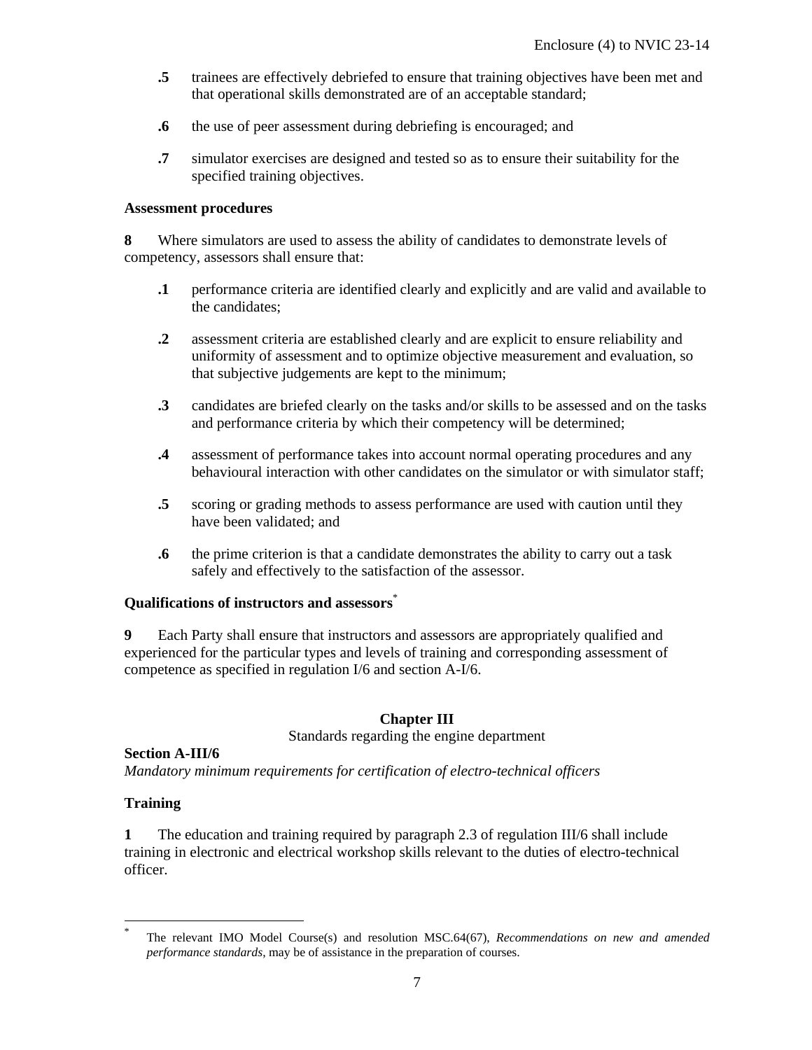**.5** trainees are effectively debriefed to ensure that training objectives have been met and that operational skills demonstrated are of an acceptable standard;

**.6** the use of peer assessment during debriefing is encouraged; and

**.7** simulator exercises are designed and tested so as to ensure their suitability for the specified training objectives.

**Assessment procedures**

**8** Where simulators are used to assess the ability of candidates to demonstrate levels of competency, assessors shall ensure that:

**.1** performance criteria are identified clearly and explicitly and are valid and available to the candidates;

**.2** assessment criteria are established clearly and are explicit to ensure reliability and uniformity of assessment and to optimize objective measurement and evaluation, so that subjective judgements are kept to the minimum;

**.3** candidates are briefed clearly on the tasks and/or skills to be assessed and on the tasks and performance criteria by which their competency will be determined;

**.4** assessment of performance takes into account normal operating procedures and any behavioural interaction with other candidates on the simulator or with simulator staff;

**.5** scoring or grading methods to assess performance are used with caution until they have been validated; and

**.6** the prime criterion is that a candidate demonstrates the ability to carry out a task safely and effectively to the satisfaction of the assessor.

**Qualifications of instructors and assessors**[*]

**9** Each Party shall ensure that instructors and assessors are appropriately qualified and experienced for the particular types and levels of training and corresponding assessment of competence as specified in regulation I/6 and section A-I/6.

## Chapter III

Standards regarding the engine department

**Section A-III/6**

*Mandatory minimum requirements for certification of electro-technical officers*

**Training**

**1** The education and training required by paragraph 2.3 of regulation III/6 shall include training in electronic and electrical workshop skills relevant to the duties of electro-technical officer.

---

[*] The relevant IMO Model Course(s) and resolution MSC.64(67), *Recommendations on new and amended performance standards*, may be of assistance in the preparation of courses.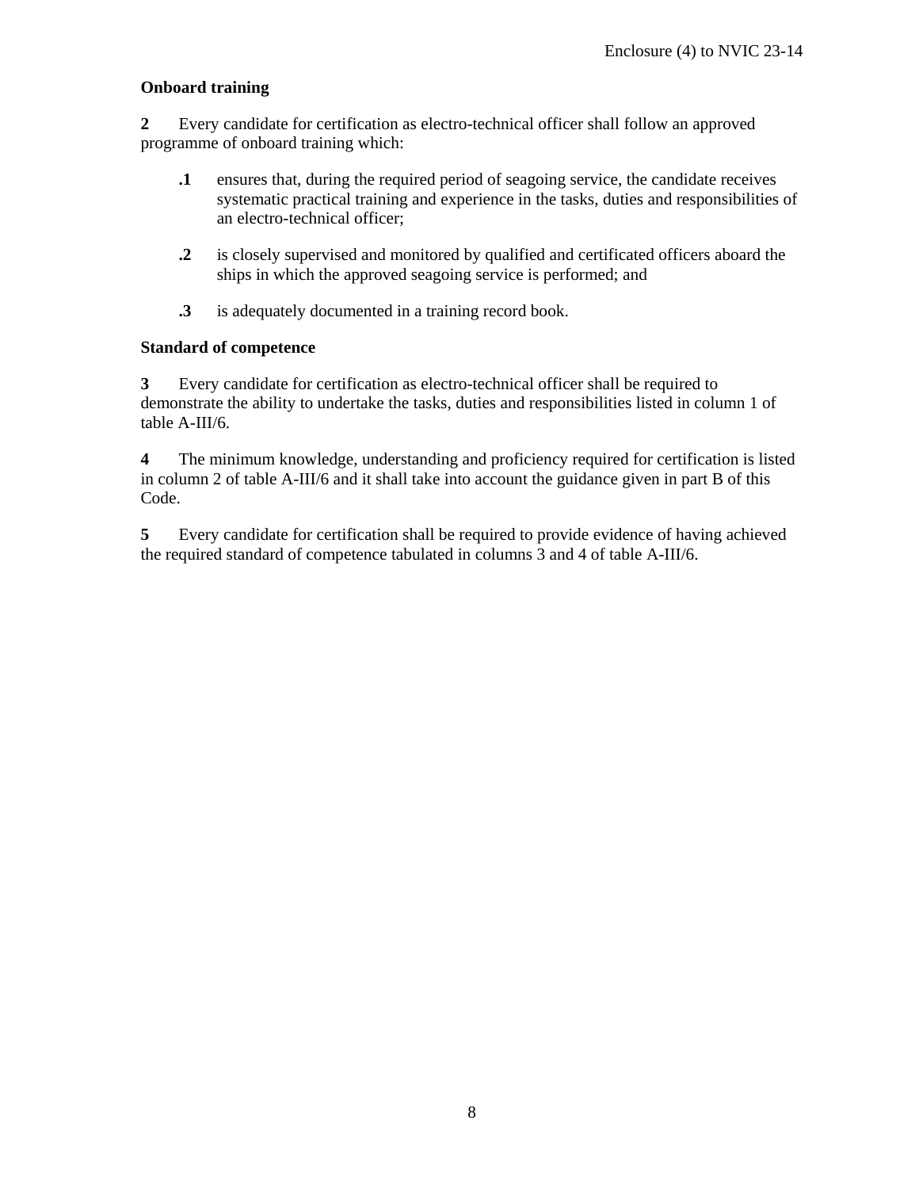**Onboard training**

**2** Every candidate for certification as electro-technical officer shall follow an approved programme of onboard training which:

- **.1** ensures that, during the required period of seagoing service, the candidate receives systematic practical training and experience in the tasks, duties and responsibilities of an electro-technical officer;

- **.2** is closely supervised and monitored by qualified and certificated officers aboard the ships in which the approved seagoing service is performed; and

- **.3** is adequately documented in a training record book.

**Standard of competence**

**3** Every candidate for certification as electro-technical officer shall be required to demonstrate the ability to undertake the tasks, duties and responsibilities listed in column 1 of table A-III/6.

**4** The minimum knowledge, understanding and proficiency required for certification is listed in column 2 of table A-III/6 and it shall take into account the guidance given in part B of this Code.

**5** Every candidate for certification shall be required to provide evidence of having achieved the required standard of competence tabulated in columns 3 and 4 of table A-III/6.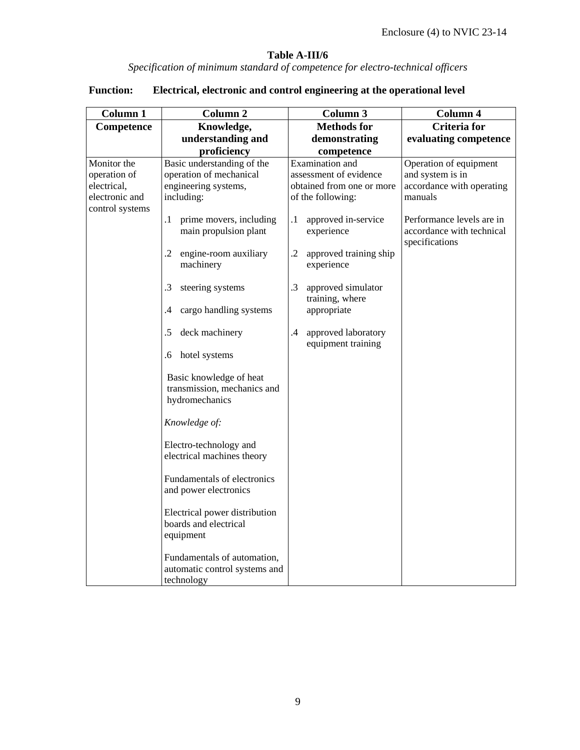**Table A-III/6**

*Specification of minimum standard of competence for electro-technical officers*

**Function: Electrical, electronic and control engineering at the operational level**

| Column 1 | Column 2 | Column 3 | Column 4 |
|---|---|---|---|
| **Competence** | **Knowledge, understanding and proficiency** | **Methods for demonstrating competence** | **Criteria for evaluating competence** |
| Monitor the operation of electrical, electronic and control systems | Basic understanding of the operation of mechanical engineering systems, including:<br><br>.1 prime movers, including main propulsion plant<br><br>.2 engine-room auxiliary machinery<br><br>.3 steering systems<br><br>.4 cargo handling systems<br><br>.5 deck machinery<br><br>.6 hotel systems<br><br>Basic knowledge of heat transmission, mechanics and hydromechanics<br><br>*Knowledge of:*<br><br>Electro-technology and electrical machines theory<br><br>Fundamentals of electronics and power electronics<br><br>Electrical power distribution boards and electrical equipment<br><br>Fundamentals of automation, automatic control systems and technology | Examination and assessment of evidence obtained from one or more of the following:<br><br>.1 approved in-service experience<br><br>.2 approved training ship experience<br><br>.3 approved simulator training, where appropriate<br><br>.4 approved laboratory equipment training | Operation of equipment and system is in accordance with operating manuals<br><br>Performance levels are in accordance with technical specifications |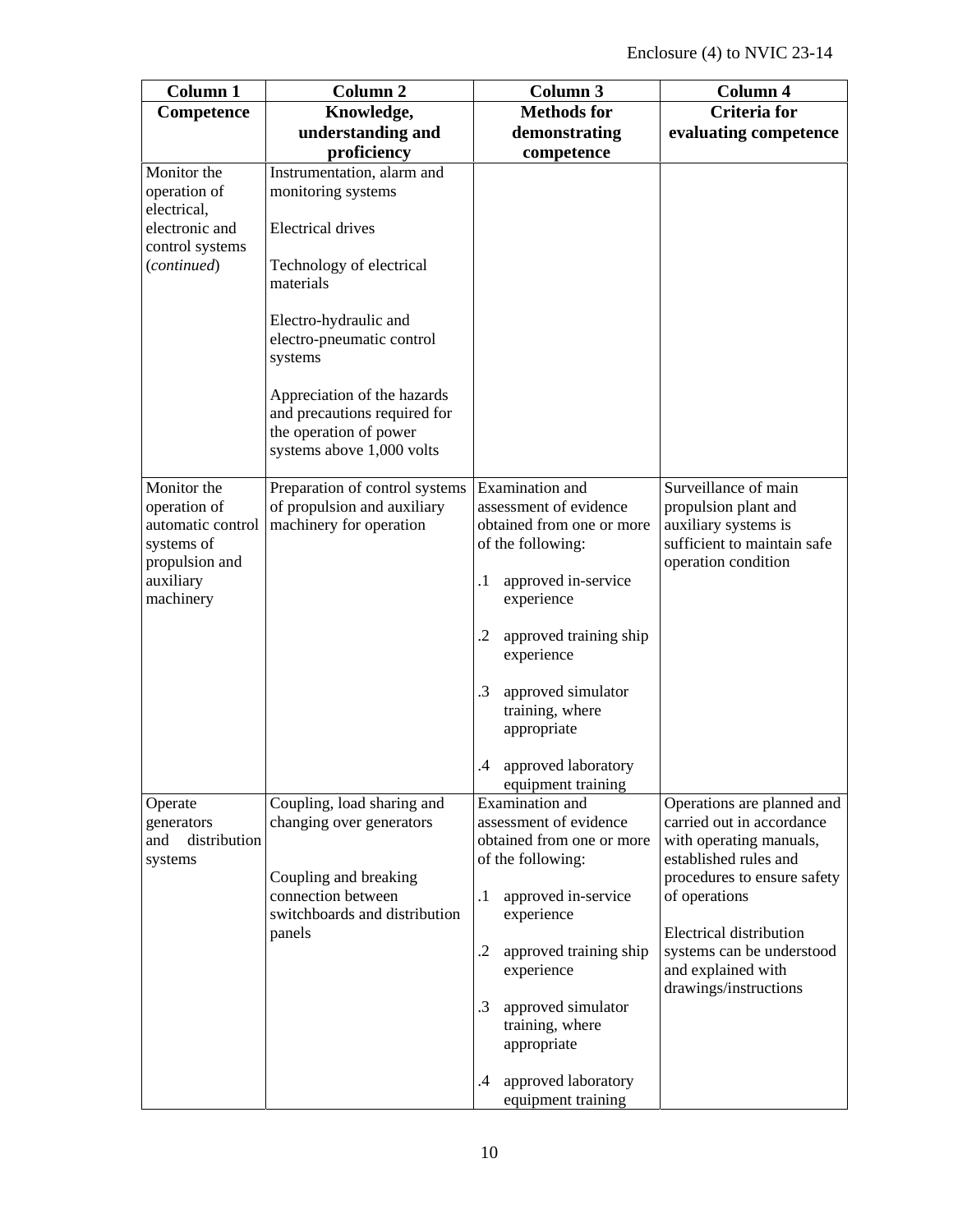| Column 1 | Column 2 | Column 3 | Column 4 |
|---|---|---|---|
| **Competence** | **Knowledge, understanding and proficiency** | **Methods for demonstrating competence** | **Criteria for evaluating competence** |
| Monitor the operation of electrical, electronic and control systems (*continued*) | Instrumentation, alarm and monitoring systems<br><br>Electrical drives<br><br>Technology of electrical materials<br><br>Electro-hydraulic and electro-pneumatic control systems<br><br>Appreciation of the hazards and precautions required for the operation of power systems above 1,000 volts | | |
| Monitor the operation of automatic control systems of propulsion and auxiliary machinery | Preparation of control systems of propulsion and auxiliary machinery for operation | Examination and assessment of evidence obtained from one or more of the following:<br><br>.1 approved in-service experience<br><br>.2 approved training ship experience<br><br>.3 approved simulator training, where appropriate<br><br>.4 approved laboratory equipment training | Surveillance of main propulsion plant and auxiliary systems is sufficient to maintain safe operation condition |
| Operate generators and distribution systems | Coupling, load sharing and changing over generators<br><br>Coupling and breaking connection between switchboards and distribution panels | Examination and assessment of evidence obtained from one or more of the following:<br><br>.1 approved in-service experience<br><br>.2 approved training ship experience<br><br>.3 approved simulator training, where appropriate<br><br>.4 approved laboratory equipment training | Operations are planned and carried out in accordance with operating manuals, established rules and procedures to ensure safety of operations<br><br>Electrical distribution systems can be understood and explained with drawings/instructions |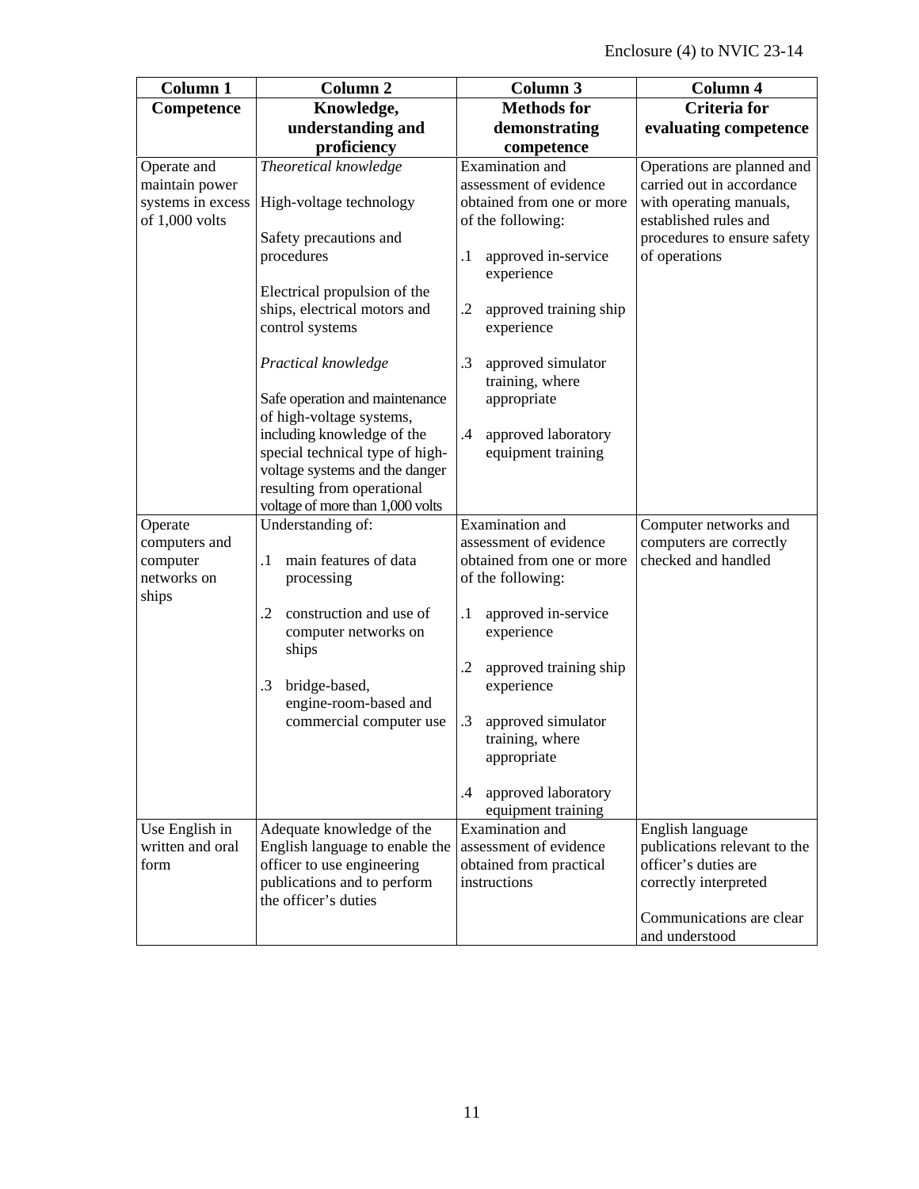| Column 1 | Column 2 | Column 3 | Column 4 |
|---|---|---|---|
| **Competence** | **Knowledge, understanding and proficiency** | **Methods for demonstrating competence** | **Criteria for evaluating competence** |
| Operate and maintain power systems in excess of 1,000 volts | *Theoretical knowledge*<br><br>High-voltage technology<br><br>Safety precautions and procedures<br><br>Electrical propulsion of the ships, electrical motors and control systems<br><br>*Practical knowledge*<br><br>Safe operation and maintenance of high-voltage systems, including knowledge of the special technical type of high-voltage systems and the danger resulting from operational voltage of more than 1,000 volts | Examination and assessment of evidence obtained from one or more of the following:<br><br>.1 approved in-service experience<br><br>.2 approved training ship experience<br><br>.3 approved simulator training, where appropriate<br><br>.4 approved laboratory equipment training | Operations are planned and carried out in accordance with operating manuals, established rules and procedures to ensure safety of operations |
| Operate computers and computer networks on ships | Understanding of:<br><br>.1 main features of data processing<br><br>.2 construction and use of computer networks on ships<br><br>.3 bridge-based, engine-room-based and commercial computer use | Examination and assessment of evidence obtained from one or more of the following:<br><br>.1 approved in-service experience<br><br>.2 approved training ship experience<br><br>.3 approved simulator training, where appropriate<br><br>.4 approved laboratory equipment training | Computer networks and computers are correctly checked and handled |
| Use English in written and oral form | Adequate knowledge of the English language to enable the officer to use engineering publications and to perform the officer's duties | Examination and assessment of evidence obtained from practical instructions | English language publications relevant to the officer's duties are correctly interpreted<br><br>Communications are clear and understood |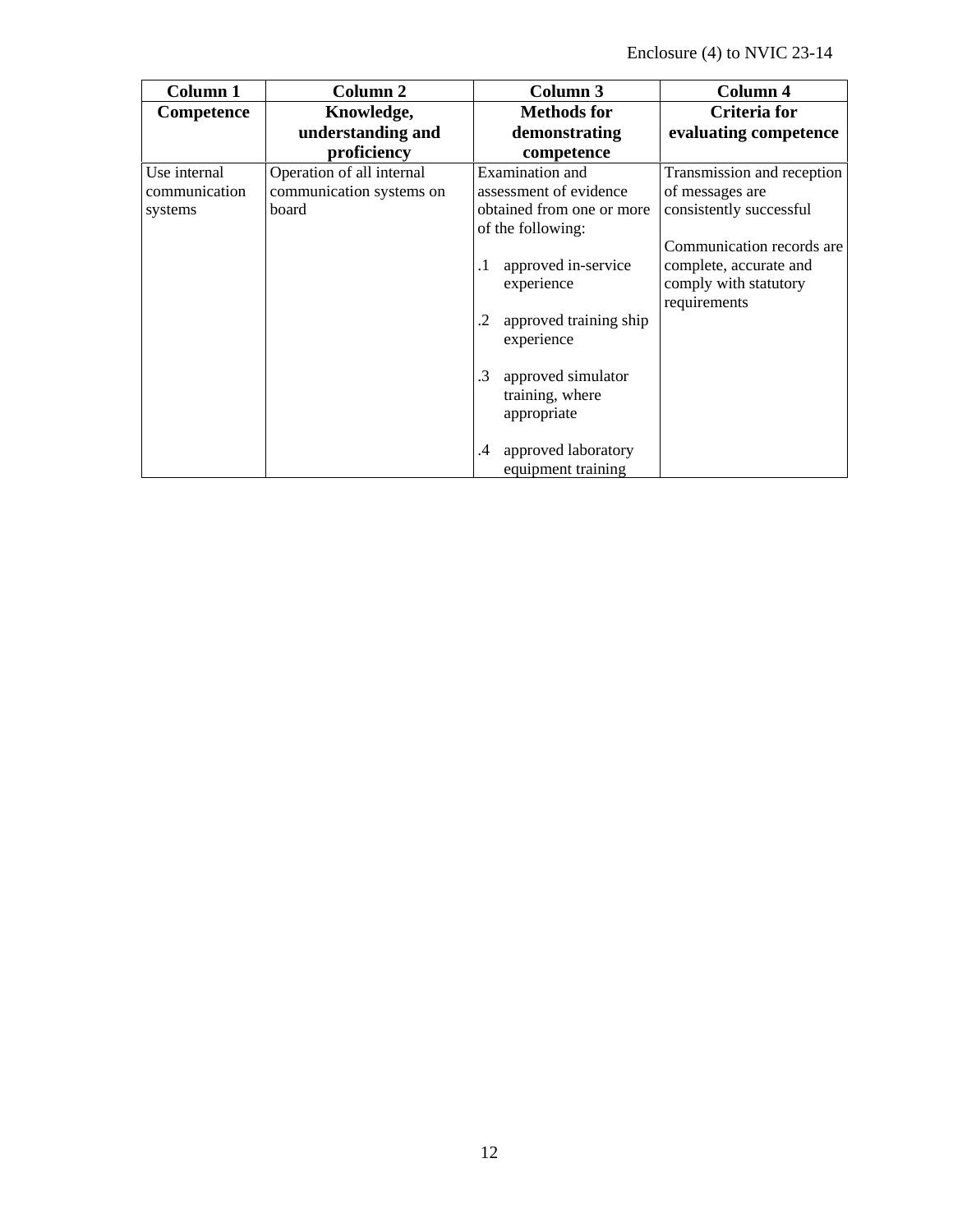| Column 1 | Column 2 | Column 3 | Column 4 |
|---|---|---|---|
| **Competence** | **Knowledge, understanding and proficiency** | **Methods for demonstrating competence** | **Criteria for evaluating competence** |
| Use internal communication systems | Operation of all internal communication systems on board | Examination and assessment of evidence obtained from one or more of the following:<br><br>.1 approved in-service experience<br><br>.2 approved training ship experience<br><br>.3 approved simulator training, where appropriate<br><br>.4 approved laboratory equipment training | Transmission and reception of messages are consistently successful<br><br>Communication records are complete, accurate and comply with statutory requirements |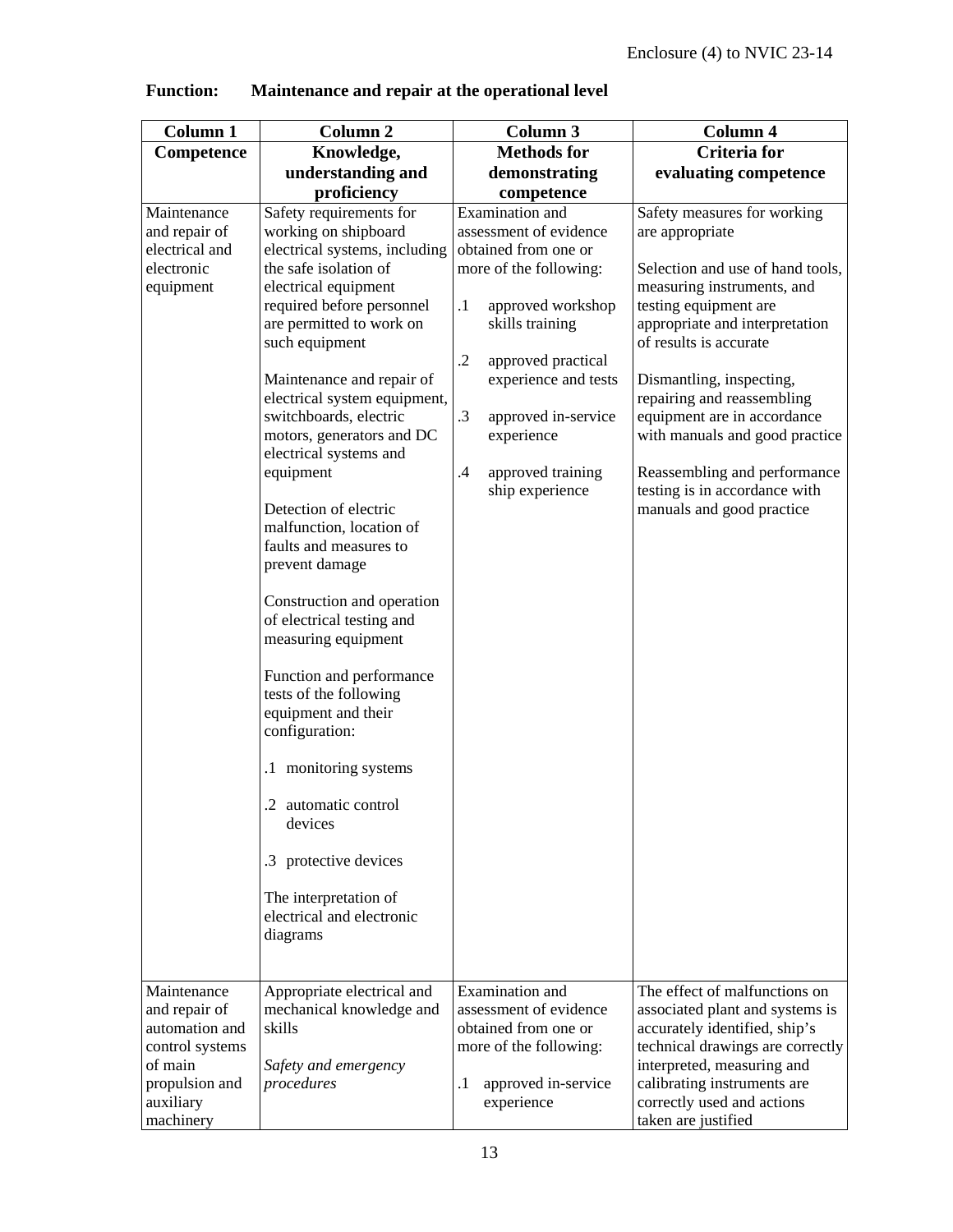**Function: Maintenance and repair at the operational level**

| Column 1 | Column 2 | Column 3 | Column 4 |
|---|---|---|---|
| **Competence** | **Knowledge, understanding and proficiency** | **Methods for demonstrating competence** | **Criteria for evaluating competence** |
| Maintenance and repair of electrical and electronic equipment | Safety requirements for working on shipboard electrical systems, including the safe isolation of electrical equipment required before personnel are permitted to work on such equipment<br><br>Maintenance and repair of electrical system equipment, switchboards, electric motors, generators and DC electrical systems and equipment<br><br>Detection of electric malfunction, location of faults and measures to prevent damage<br><br>Construction and operation of electrical testing and measuring equipment<br><br>Function and performance tests of the following equipment and their configuration:<br><br>.1 monitoring systems<br><br>.2 automatic control devices<br><br>.3 protective devices<br><br>The interpretation of electrical and electronic diagrams | Examination and assessment of evidence obtained from one or more of the following:<br><br>.1 approved workshop skills training<br><br>.2 approved practical experience and tests<br><br>.3 approved in-service experience<br><br>.4 approved training ship experience | Safety measures for working are appropriate<br><br>Selection and use of hand tools, measuring instruments, and testing equipment are appropriate and interpretation of results is accurate<br><br>Dismantling, inspecting, repairing and reassembling equipment are in accordance with manuals and good practice<br><br>Reassembling and performance testing is in accordance with manuals and good practice |
| Maintenance and repair of automation and control systems of main propulsion and auxiliary machinery | Appropriate electrical and mechanical knowledge and skills<br><br>*Safety and emergency procedures* | Examination and assessment of evidence obtained from one or more of the following:<br><br>.1 approved in-service experience | The effect of malfunctions on associated plant and systems is accurately identified, ship's technical drawings are correctly interpreted, measuring and calibrating instruments are correctly used and actions taken are justified |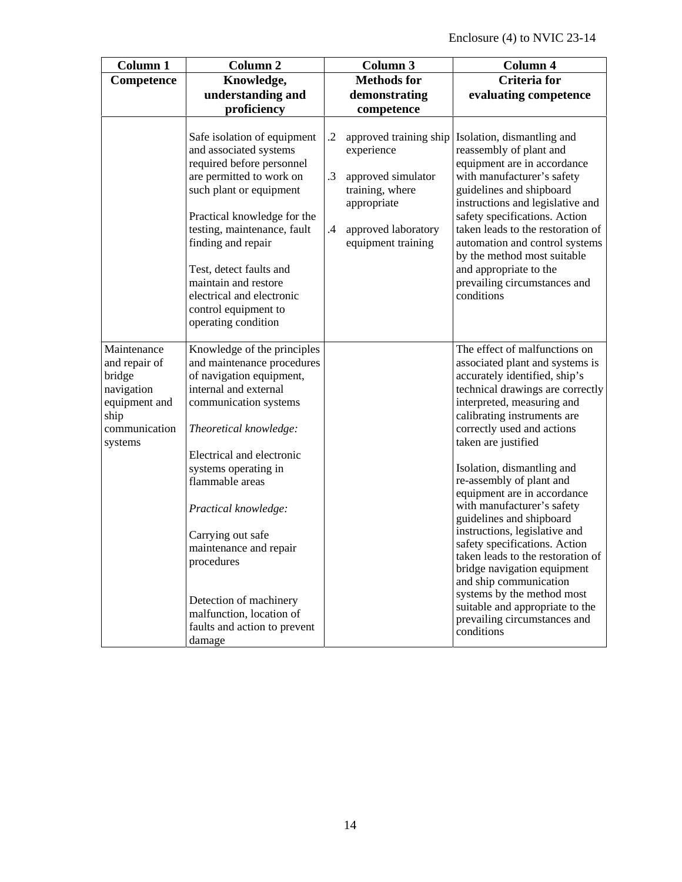| Column 1 | Column 2 | Column 3 | Column 4 |
|---|---|---|---|
| **Competence** | **Knowledge, understanding and proficiency** | **Methods for demonstrating competence** | **Criteria for evaluating competence** |
| | Safe isolation of equipment and associated systems required before personnel are permitted to work on such plant or equipment<br><br>Practical knowledge for the testing, maintenance, fault finding and repair<br><br>Test, detect faults and maintain and restore electrical and electronic control equipment to operating condition | .2 approved training ship experience<br><br>.3 approved simulator training, where appropriate<br><br>.4 approved laboratory equipment training | Isolation, dismantling and reassembly of plant and equipment are in accordance with manufacturer's safety guidelines and shipboard instructions and legislative and safety specifications. Action taken leads to the restoration of automation and control systems by the method most suitable and appropriate to the prevailing circumstances and conditions |
| Maintenance and repair of bridge navigation equipment and ship communication systems | Knowledge of the principles and maintenance procedures of navigation equipment, internal and external communication systems<br><br>*Theoretical knowledge:*<br><br>Electrical and electronic systems operating in flammable areas<br><br>*Practical knowledge:*<br><br>Carrying out safe maintenance and repair procedures<br><br>Detection of machinery malfunction, location of faults and action to prevent damage | | The effect of malfunctions on associated plant and systems is accurately identified, ship's technical drawings are correctly interpreted, measuring and calibrating instruments are correctly used and actions taken are justified<br><br>Isolation, dismantling and re-assembly of plant and equipment are in accordance with manufacturer's safety guidelines and shipboard instructions, legislative and safety specifications. Action taken leads to the restoration of bridge navigation equipment and ship communication systems by the method most suitable and appropriate to the prevailing circumstances and conditions |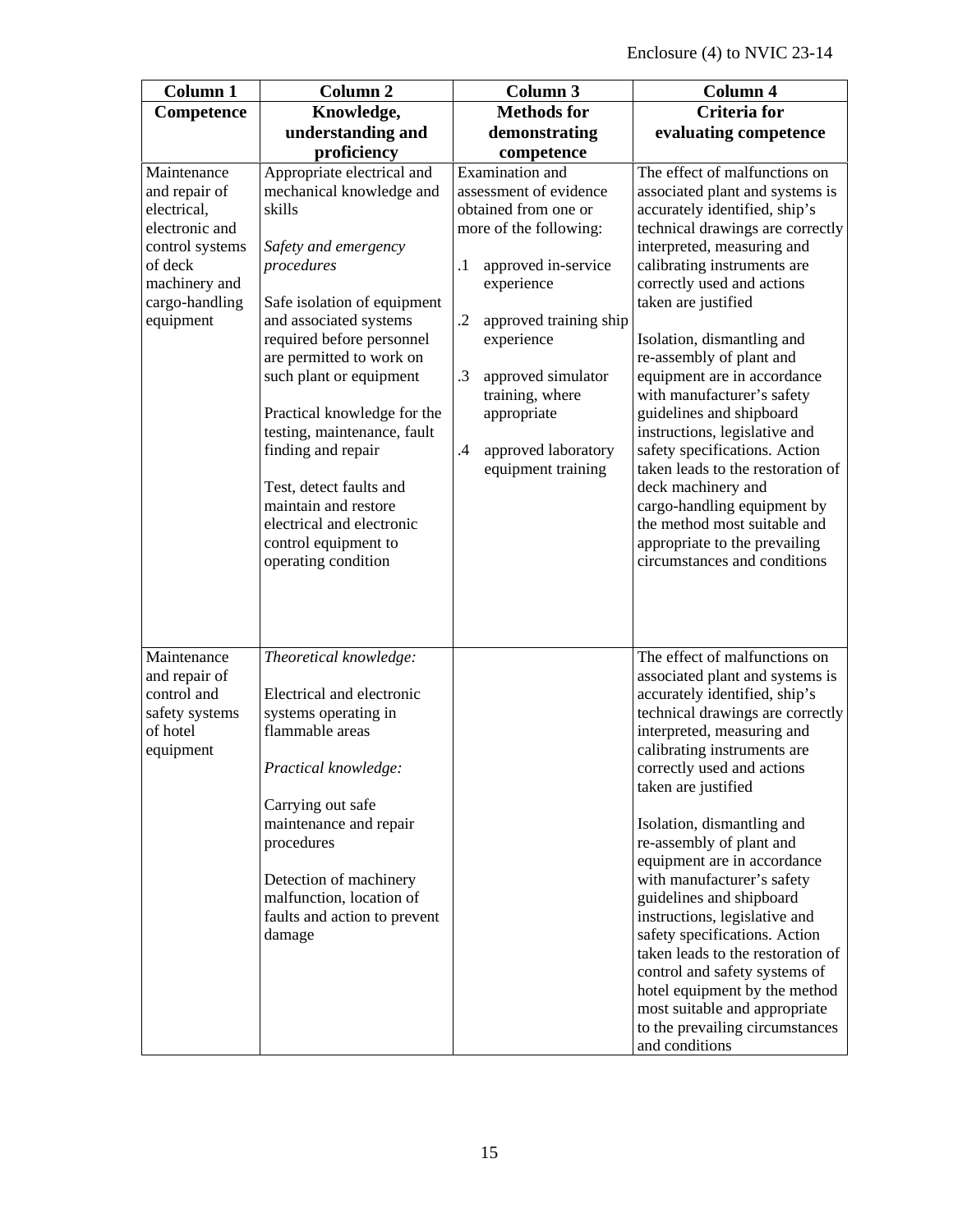| Column 1 | Column 2 | Column 3 | Column 4 |
|---|---|---|---|
| **Competence** | **Knowledge, understanding and proficiency** | **Methods for demonstrating competence** | **Criteria for evaluating competence** |
| Maintenance and repair of electrical, electronic and control systems of deck machinery and cargo-handling equipment | Appropriate electrical and mechanical knowledge and skills<br><br>*Safety and emergency procedures*<br><br>Safe isolation of equipment and associated systems required before personnel are permitted to work on such plant or equipment<br><br>Practical knowledge for the testing, maintenance, fault finding and repair<br><br>Test, detect faults and maintain and restore electrical and electronic control equipment to operating condition | Examination and assessment of evidence obtained from one or more of the following:<br><br>.1 approved in-service experience<br><br>.2 approved training ship experience<br><br>.3 approved simulator training, where appropriate<br><br>.4 approved laboratory equipment training | The effect of malfunctions on associated plant and systems is accurately identified, ship's technical drawings are correctly interpreted, measuring and calibrating instruments are correctly used and actions taken are justified<br><br>Isolation, dismantling and re-assembly of plant and equipment are in accordance with manufacturer's safety guidelines and shipboard instructions, legislative and safety specifications. Action taken leads to the restoration of deck machinery and cargo-handling equipment by the method most suitable and appropriate to the prevailing circumstances and conditions |
| Maintenance and repair of control and safety systems of hotel equipment | *Theoretical knowledge:*<br><br>Electrical and electronic systems operating in flammable areas<br><br>*Practical knowledge:*<br><br>Carrying out safe maintenance and repair procedures<br><br>Detection of machinery malfunction, location of faults and action to prevent damage | | The effect of malfunctions on associated plant and systems is accurately identified, ship's technical drawings are correctly interpreted, measuring and calibrating instruments are correctly used and actions taken are justified<br><br>Isolation, dismantling and re-assembly of plant and equipment are in accordance with manufacturer's safety guidelines and shipboard instructions, legislative and safety specifications. Action taken leads to the restoration of control and safety systems of hotel equipment by the method most suitable and appropriate to the prevailing circumstances and conditions |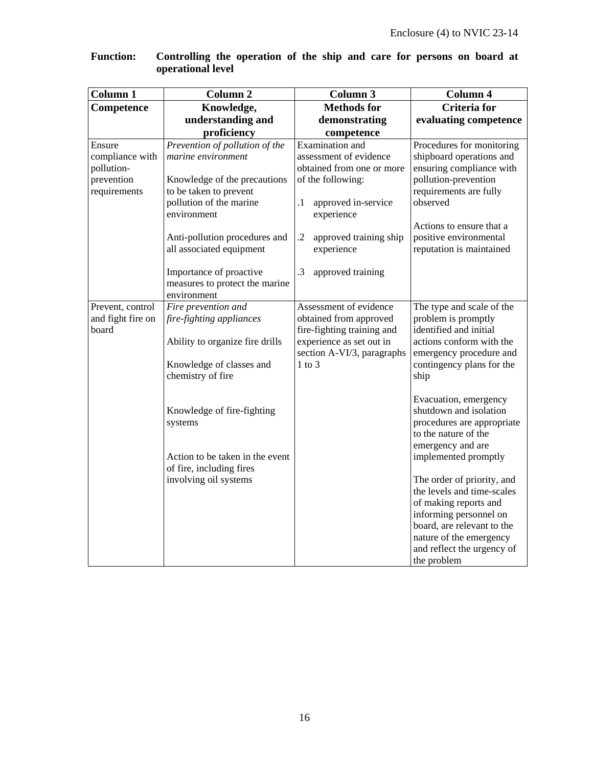**Function: Controlling the operation of the ship and care for persons on board at operational level**

| Column 1 | Column 2 | Column 3 | Column 4 |
|---|---|---|---|
| **Competence** | **Knowledge, understanding and proficiency** | **Methods for demonstrating competence** | **Criteria for evaluating competence** |
| Ensure compliance with pollution-prevention requirements | *Prevention of pollution of the marine environment*<br><br>Knowledge of the precautions to be taken to prevent pollution of the marine environment<br><br>Anti-pollution procedures and all associated equipment<br><br>Importance of proactive measures to protect the marine environment | Examination and assessment of evidence obtained from one or more of the following:<br><br>.1 approved in-service experience<br><br>.2 approved training ship experience<br><br>.3 approved training | Procedures for monitoring shipboard operations and ensuring compliance with pollution-prevention requirements are fully observed<br><br>Actions to ensure that a positive environmental reputation is maintained |
| Prevent, control and fight fire on board | *Fire prevention and fire-fighting appliances*<br><br>Ability to organize fire drills<br><br>Knowledge of classes and chemistry of fire<br><br>Knowledge of fire-fighting systems<br><br>Action to be taken in the event of fire, including fires involving oil systems | Assessment of evidence obtained from approved fire-fighting training and experience as set out in section A-VI/3, paragraphs 1 to 3 | The type and scale of the problem is promptly identified and initial actions conform with the emergency procedure and contingency plans for the ship<br><br>Evacuation, emergency shutdown and isolation procedures are appropriate to the nature of the emergency and are implemented promptly<br><br>The order of priority, and the levels and time-scales of making reports and informing personnel on board, are relevant to the nature of the emergency and reflect the urgency of the problem |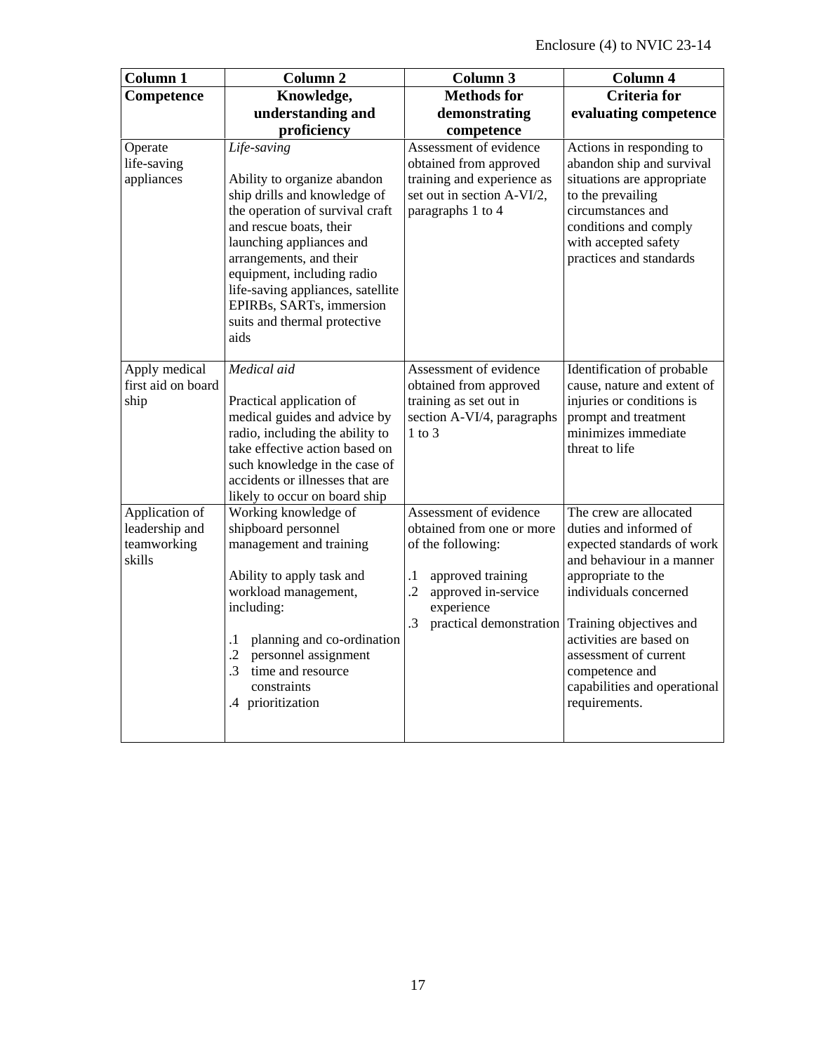| Column 1 | Column 2 | Column 3 | Column 4 |
|---|---|---|---|
| **Competence** | **Knowledge, understanding and proficiency** | **Methods for demonstrating competence** | **Criteria for evaluating competence** |
| Operate life-saving appliances | *Life-saving*<br><br>Ability to organize abandon ship drills and knowledge of the operation of survival craft and rescue boats, their launching appliances and arrangements, and their equipment, including radio life-saving appliances, satellite EPIRBs, SARTs, immersion suits and thermal protective aids | Assessment of evidence obtained from approved training and experience as set out in section A-VI/2, paragraphs 1 to 4 | Actions in responding to abandon ship and survival situations are appropriate to the prevailing circumstances and conditions and comply with accepted safety practices and standards |
| Apply medical first aid on board ship | *Medical aid*<br><br>Practical application of medical guides and advice by radio, including the ability to take effective action based on such knowledge in the case of accidents or illnesses that are likely to occur on board ship | Assessment of evidence obtained from approved training as set out in section A-VI/4, paragraphs 1 to 3 | Identification of probable cause, nature and extent of injuries or conditions is prompt and treatment minimizes immediate threat to life |
| Application of leadership and teamworking skills | Working knowledge of shipboard personnel management and training<br><br>Ability to apply task and workload management, including:<br><br>.1 planning and co-ordination<br>.2 personnel assignment<br>.3 time and resource constraints<br>.4 prioritization | Assessment of evidence obtained from one or more of the following:<br><br>.1 approved training<br>.2 approved in-service experience<br>.3 practical demonstration | The crew are allocated duties and informed of expected standards of work and behaviour in a manner appropriate to the individuals concerned<br><br>Training objectives and activities are based on assessment of current competence and capabilities and operational requirements. |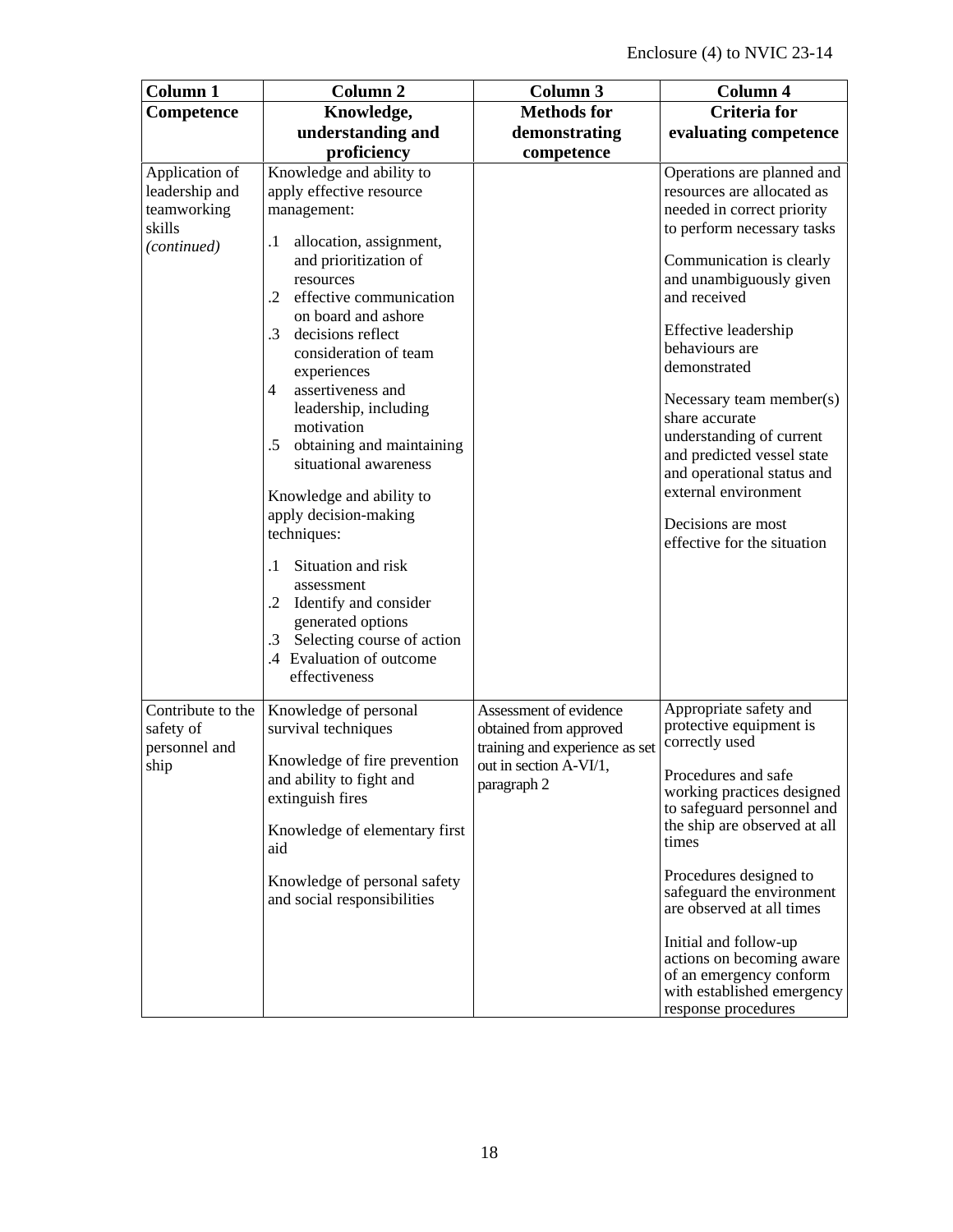| Column 1 | Column 2 | Column 3 | Column 4 |
|---|---|---|---|
| **Competence** | **Knowledge, understanding and proficiency** | **Methods for demonstrating competence** | **Criteria for evaluating competence** |
| Application of leadership and teamworking skills *(continued)* | Knowledge and ability to apply effective resource management:<br>.1 allocation, assignment, and prioritization of resources<br>.2 effective communication on board and ashore<br>.3 decisions reflect consideration of team experiences<br>4 assertiveness and leadership, including motivation<br>.5 obtaining and maintaining situational awareness<br><br>Knowledge and ability to apply decision-making techniques:<br>.1 Situation and risk assessment<br>.2 Identify and consider generated options<br>.3 Selecting course of action<br>.4 Evaluation of outcome effectiveness | | Operations are planned and resources are allocated as needed in correct priority to perform necessary tasks<br><br>Communication is clearly and unambiguously given and received<br><br>Effective leadership behaviours are demonstrated<br><br>Necessary team member(s) share accurate understanding of current and predicted vessel state and operational status and external environment<br><br>Decisions are most effective for the situation |
| Contribute to the safety of personnel and ship | Knowledge of personal survival techniques<br><br>Knowledge of fire prevention and ability to fight and extinguish fires<br><br>Knowledge of elementary first aid<br><br>Knowledge of personal safety and social responsibilities | Assessment of evidence obtained from approved training and experience as set out in section A-VI/1, paragraph 2 | Appropriate safety and protective equipment is correctly used<br><br>Procedures and safe working practices designed to safeguard personnel and the ship are observed at all times<br><br>Procedures designed to safeguard the environment are observed at all times<br><br>Initial and follow-up actions on becoming aware of an emergency conform with established emergency response procedures |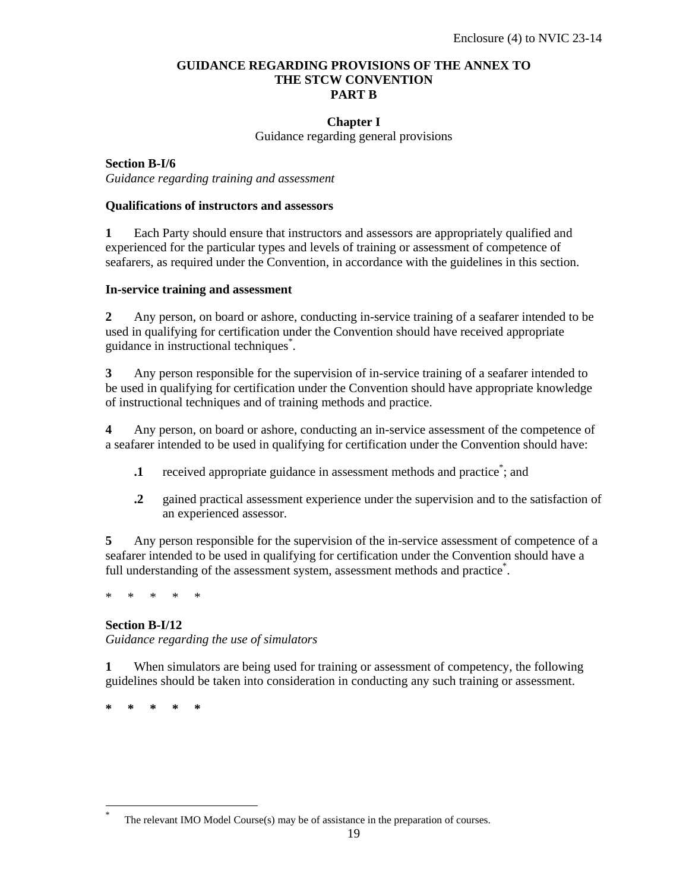# GUIDANCE REGARDING PROVISIONS OF THE ANNEX TO THE STCW CONVENTION PART B

## Chapter I

Guidance regarding general provisions

### Section B-I/6

*Guidance regarding training and assessment*

**Qualifications of instructors and assessors**

**1** Each Party should ensure that instructors and assessors are appropriately qualified and experienced for the particular types and levels of training or assessment of competence of seafarers, as required under the Convention, in accordance with the guidelines in this section.

**In-service training and assessment**

**2** Any person, on board or ashore, conducting in-service training of a seafarer intended to be used in qualifying for certification under the Convention should have received appropriate guidance in instructional techniques[*].

**3** Any person responsible for the supervision of in-service training of a seafarer intended to be used in qualifying for certification under the Convention should have appropriate knowledge of instructional techniques and of training methods and practice.

**4** Any person, on board or ashore, conducting an in-service assessment of the competence of a seafarer intended to be used in qualifying for certification under the Convention should have:

**.1** received appropriate guidance in assessment methods and practice[*]; and

**.2** gained practical assessment experience under the supervision and to the satisfaction of an experienced assessor.

**5** Any person responsible for the supervision of the in-service assessment of competence of a seafarer intended to be used in qualifying for certification under the Convention should have a full understanding of the assessment system, assessment methods and practice[*].

\* \* \* \* \*

### Section B-I/12

*Guidance regarding the use of simulators*

**1** When simulators are being used for training or assessment of competency, the following guidelines should be taken into consideration in conducting any such training or assessment.

**\* \* \* \* \***

---

[*] The relevant IMO Model Course(s) may be of assistance in the preparation of courses.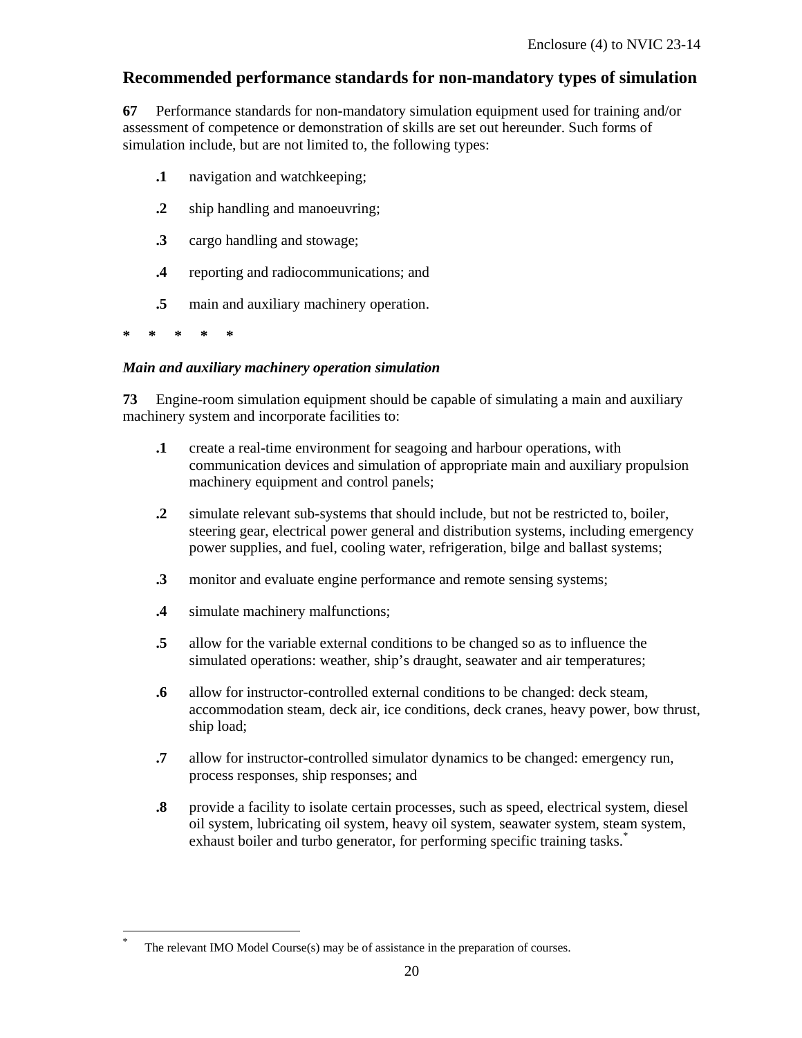## Recommended performance standards for non-mandatory types of simulation

**67** Performance standards for non-mandatory simulation equipment used for training and/or assessment of competence or demonstration of skills are set out hereunder. Such forms of simulation include, but are not limited to, the following types:

**.1** navigation and watchkeeping;

**.2** ship handling and manoeuvring;

**.3** cargo handling and stowage;

**.4** reporting and radiocommunications; and

**.5** main and auxiliary machinery operation.

**\*   \*   \*   \*   \***

***Main and auxiliary machinery operation simulation***

**73** Engine-room simulation equipment should be capable of simulating a main and auxiliary machinery system and incorporate facilities to:

**.1** create a real-time environment for seagoing and harbour operations, with communication devices and simulation of appropriate main and auxiliary propulsion machinery equipment and control panels;

**.2** simulate relevant sub-systems that should include, but not be restricted to, boiler, steering gear, electrical power general and distribution systems, including emergency power supplies, and fuel, cooling water, refrigeration, bilge and ballast systems;

**.3** monitor and evaluate engine performance and remote sensing systems;

**.4** simulate machinery malfunctions;

**.5** allow for the variable external conditions to be changed so as to influence the simulated operations: weather, ship's draught, seawater and air temperatures;

**.6** allow for instructor-controlled external conditions to be changed: deck steam, accommodation steam, deck air, ice conditions, deck cranes, heavy power, bow thrust, ship load;

**.7** allow for instructor-controlled simulator dynamics to be changed: emergency run, process responses, ship responses; and

**.8** provide a facility to isolate certain processes, such as speed, electrical system, diesel oil system, lubricating oil system, heavy oil system, seawater system, steam system, exhaust boiler and turbo generator, for performing specific training tasks.[*]

---

[*] The relevant IMO Model Course(s) may be of assistance in the preparation of courses.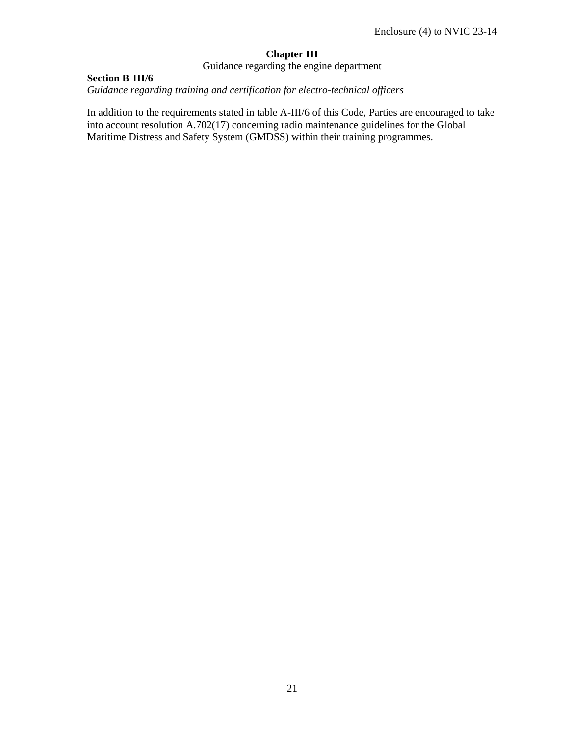## Chapter III

Guidance regarding the engine department

### Section B-III/6

*Guidance regarding training and certification for electro-technical officers*

In addition to the requirements stated in table A-III/6 of this Code, Parties are encouraged to take into account resolution A.702(17) concerning radio maintenance guidelines for the Global Maritime Distress and Safety System (GMDSS) within their training programmes.